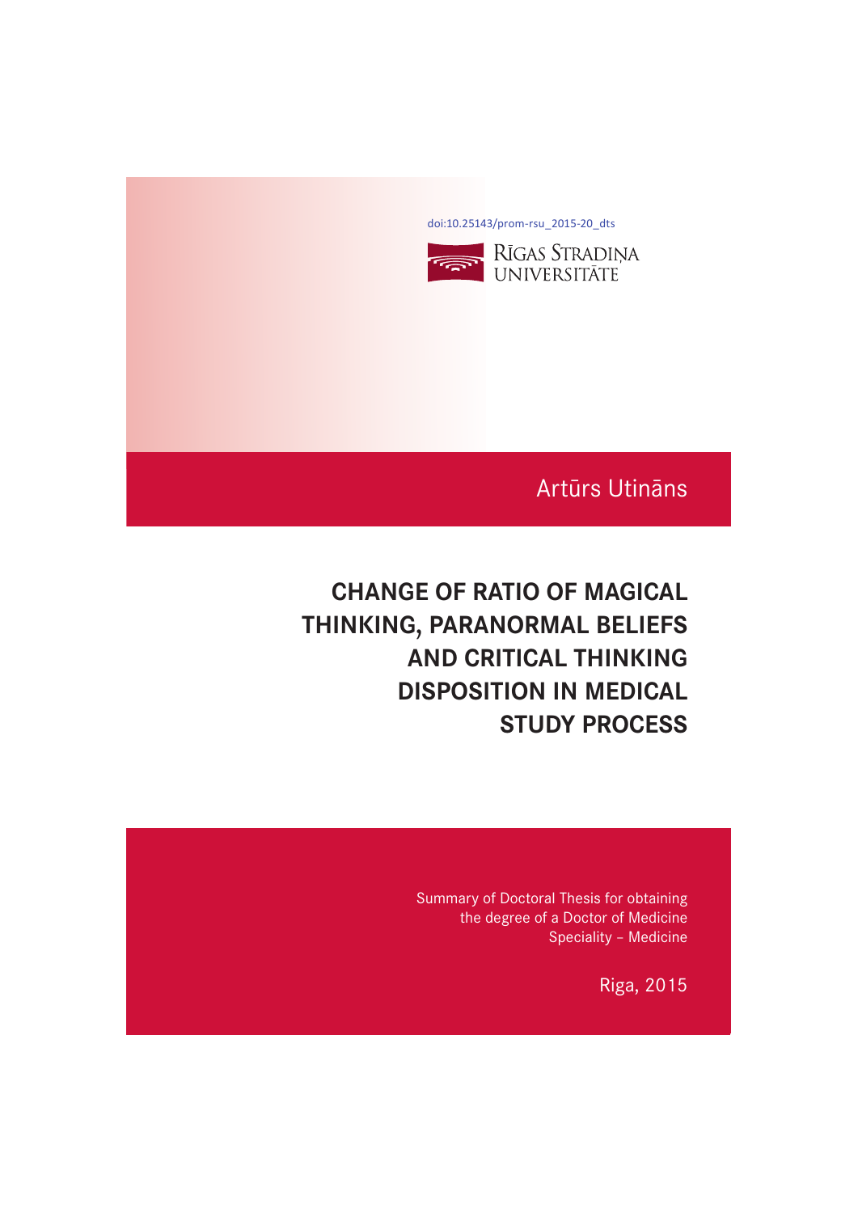doi:10.25143/prom-rsu_2015-20_dts

RĪGAS STRADIŅA UNIVERSITĀTE

Artūrs Utināns

# CHANGE OF RATIO OF MAGICAL THINKING, PARANORMAL BELIEFS AND CRITICAL THINKING DISPOSITION IN MEDICAL STUDY PROCESS

Summary of Doctoral Thesis for obtaining the degree of a Doctor of Medicine
Speciality – Medicine

Riga, 2015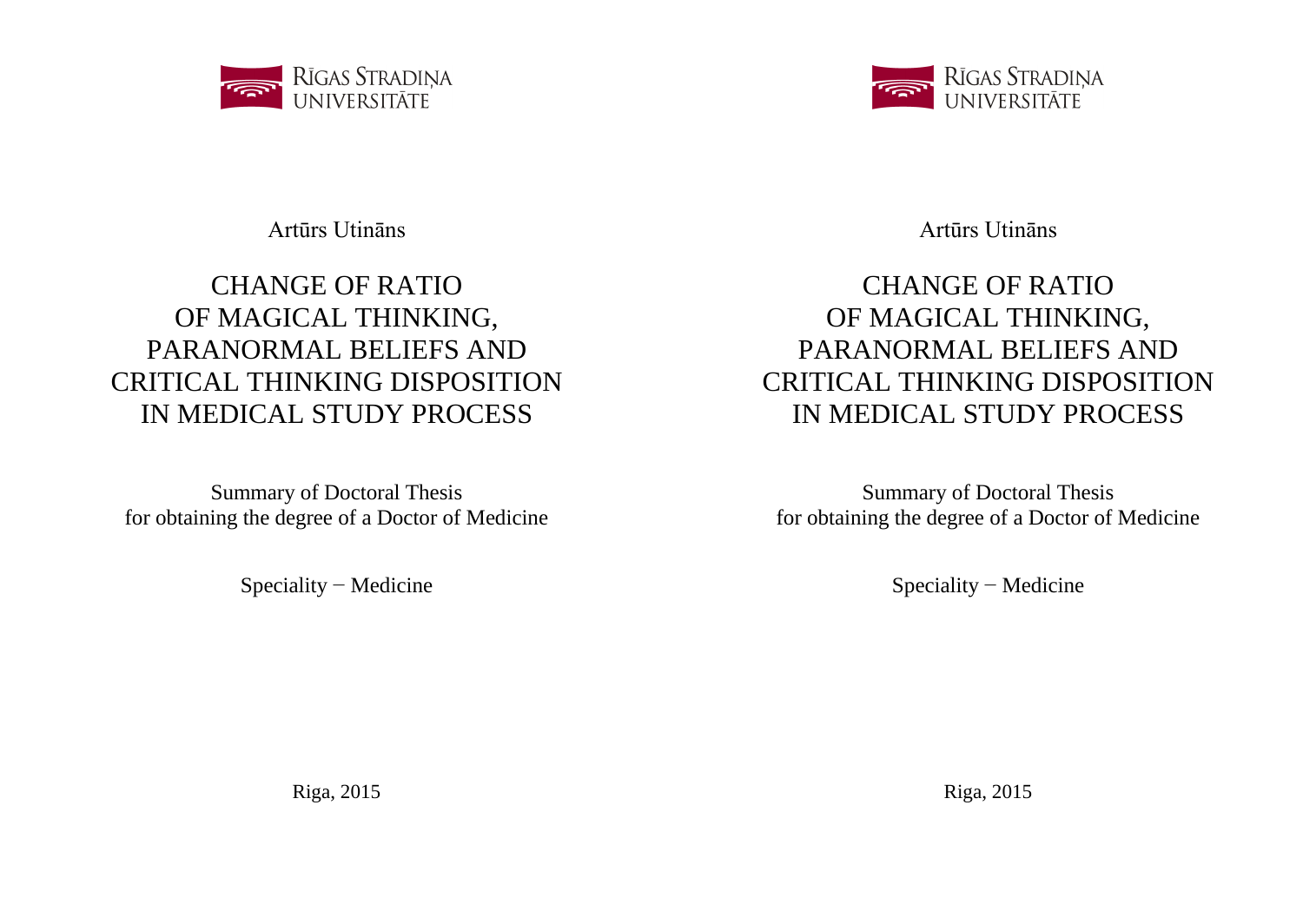RĪGAS STRADIŅA UNIVERSITĀTE

Artūrs Utināns

# CHANGE OF RATIO OF MAGICAL THINKING, PARANORMAL BELIEFS AND CRITICAL THINKING DISPOSITION IN MEDICAL STUDY PROCESS

Summary of Doctoral Thesis
for obtaining the degree of a Doctor of Medicine

Speciality − Medicine

Riga, 2015

RĪGAS STRADIŅA UNIVERSITĀTE

Artūrs Utināns

# CHANGE OF RATIO OF MAGICAL THINKING, PARANORMAL BELIEFS AND CRITICAL THINKING DISPOSITION IN MEDICAL STUDY PROCESS

Summary of Doctoral Thesis
for obtaining the degree of a Doctor of Medicine

Speciality − Medicine

Riga, 2015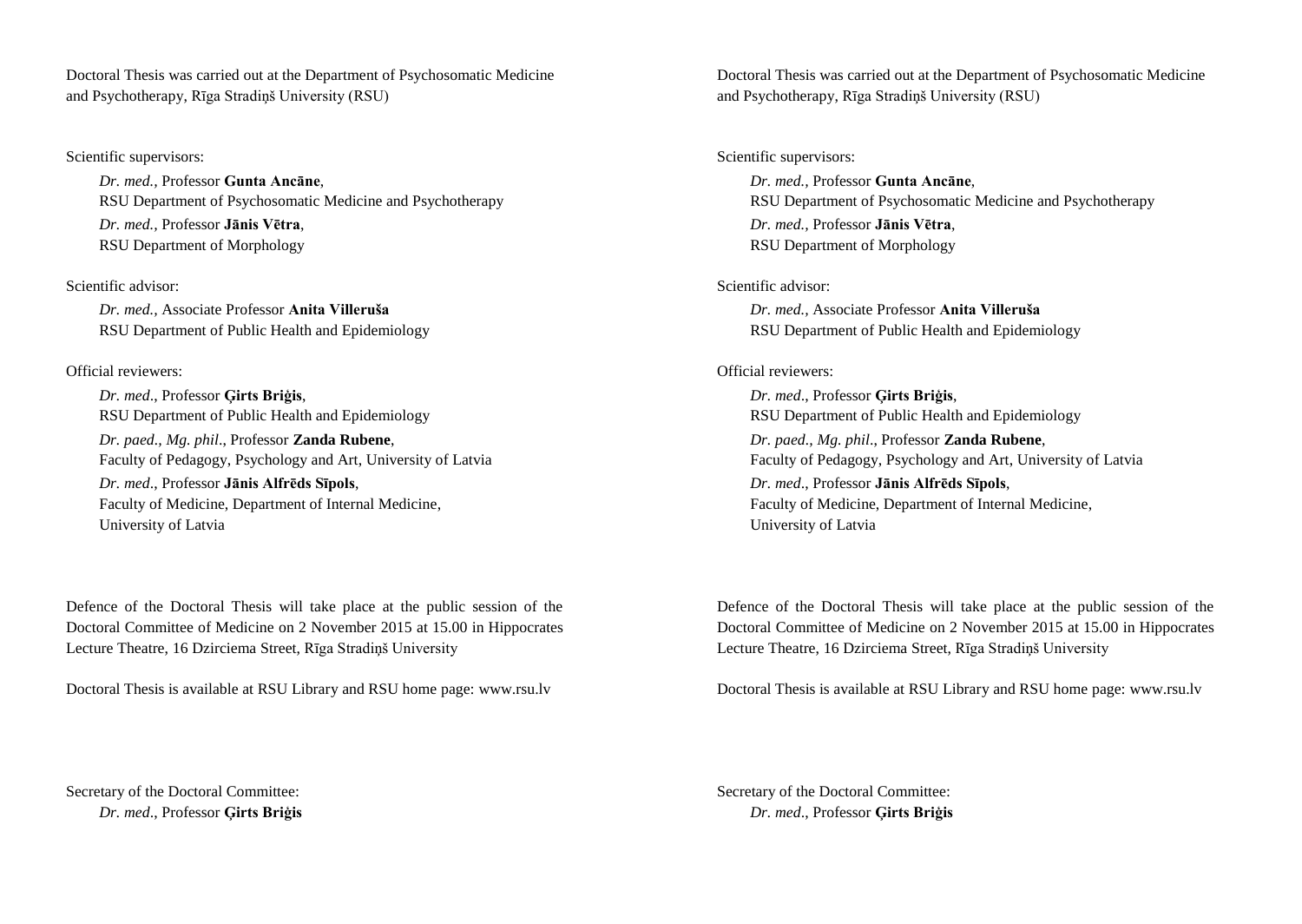Doctoral Thesis was carried out at the Department of Psychosomatic Medicine and Psychotherapy, Rīga Stradiņš University (RSU)

Scientific supervisors:

*Dr. med.*, Professor **Gunta Ancāne**,
RSU Department of Psychosomatic Medicine and Psychotherapy

*Dr. med.*, Professor **Jānis Vētra**,
RSU Department of Morphology

Scientific advisor:

*Dr. med.*, Associate Professor **Anita Villeruša**
RSU Department of Public Health and Epidemiology

Official reviewers:

*Dr. med*., Professor **Ģirts Briģis**,
RSU Department of Public Health and Epidemiology

*Dr. paed., Mg. phil*., Professor **Zanda Rubene**,
Faculty of Pedagogy, Psychology and Art, University of Latvia

*Dr. med*., Professor **Jānis Alfrēds Sīpols**,
Faculty of Medicine, Department of Internal Medicine,
University of Latvia

Defence of the Doctoral Thesis will take place at the public session of the Doctoral Committee of Medicine on 2 November 2015 at 15.00 in Hippocrates Lecture Theatre, 16 Dzirciema Street, Rīga Stradiņš University

Doctoral Thesis is available at RSU Library and RSU home page: www.rsu.lv

Secretary of the Doctoral Committee:

*Dr. med*., Professor **Ģirts Briģis**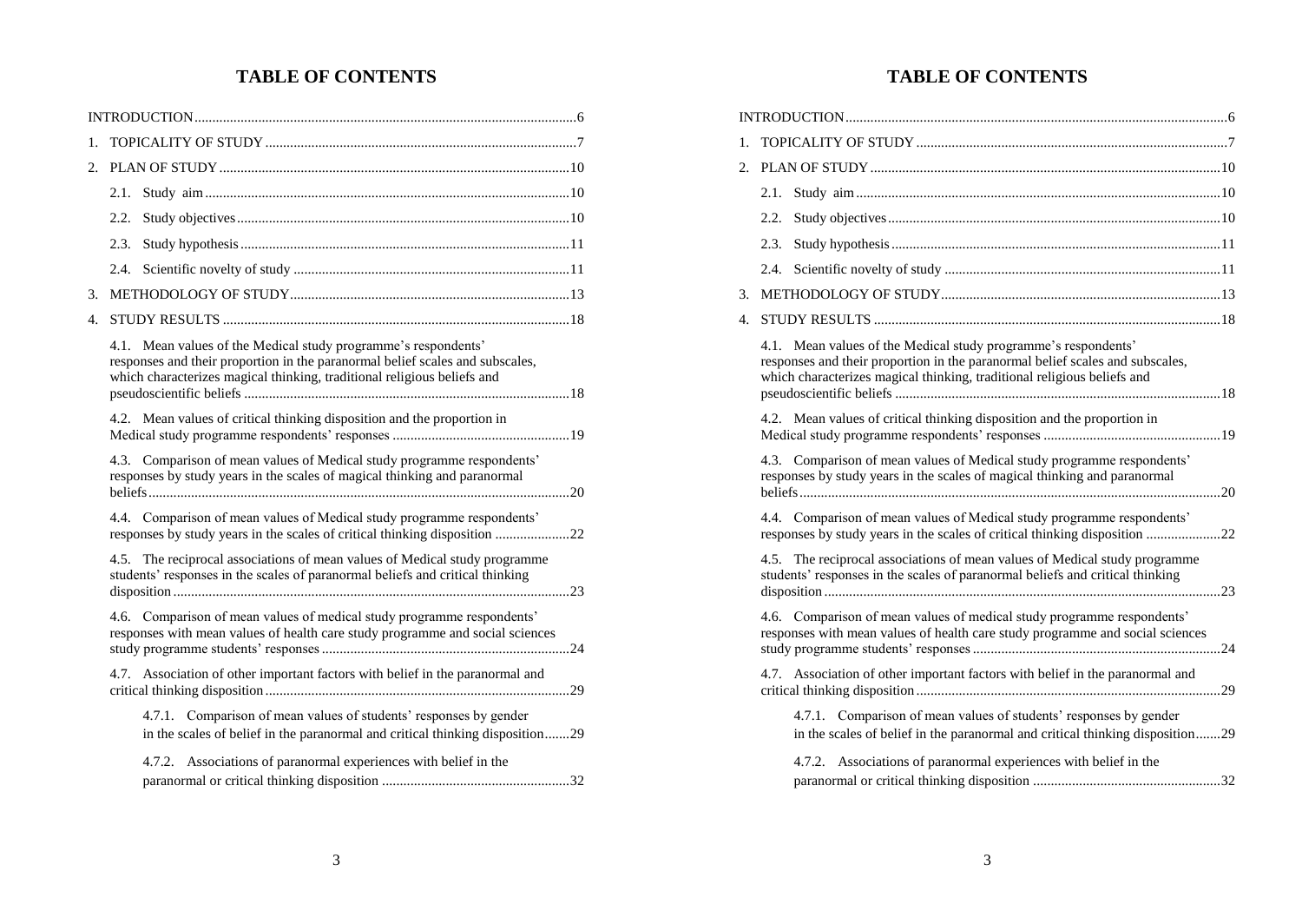# TABLE OF CONTENTS

INTRODUCTION ... 6

1. TOPICALITY OF STUDY ... 7
2. PLAN OF STUDY ... 10
   - 2.1. Study aim ... 10
   - 2.2. Study objectives ... 10
   - 2.3. Study hypothesis ... 11
   - 2.4. Scientific novelty of study ... 11
3. METHODOLOGY OF STUDY ... 13
4. STUDY RESULTS ... 18
   - 4.1. Mean values of the Medical study programme's respondents' responses and their proportion in the paranormal belief scales and subscales, which characterizes magical thinking, traditional religious beliefs and pseudoscientific beliefs ... 18
   - 4.2. Mean values of critical thinking disposition and the proportion in Medical study programme respondents' responses ... 19
   - 4.3. Comparison of mean values of Medical study programme respondents' responses by study years in the scales of magical thinking and paranormal beliefs ... 20
   - 4.4. Comparison of mean values of Medical study programme respondents' responses by study years in the scales of critical thinking disposition ... 22
   - 4.5. The reciprocal associations of mean values of Medical study programme students' responses in the scales of paranormal beliefs and critical thinking disposition ... 23
   - 4.6. Comparison of mean values of medical study programme respondents' responses with mean values of health care study programme and social sciences study programme students' responses ... 24
   - 4.7. Association of other important factors with belief in the paranormal and critical thinking disposition ... 29
     - 4.7.1. Comparison of mean values of students' responses by gender in the scales of belief in the paranormal and critical thinking disposition ... 29
     - 4.7.2. Associations of paranormal experiences with belief in the paranormal or critical thinking disposition ... 32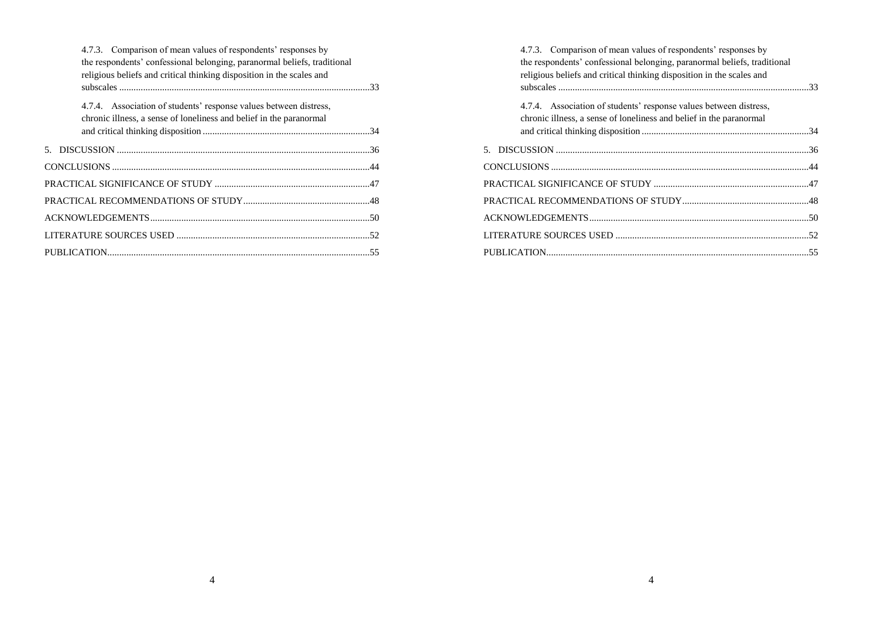4.7.3. Comparison of mean values of respondents' responses by the respondents' confessional belonging, paranormal beliefs, traditional religious beliefs and critical thinking disposition in the scales and subscales ........................................................................................................33

4.7.4. Association of students' response values between distress, chronic illness, a sense of loneliness and belief in the paranormal and critical thinking disposition ....................................................................34

5. DISCUSSION .........................................................................................................36

CONCLUSIONS ..........................................................................................................44

PRACTICAL SIGNIFICANCE OF STUDY ................................................................47

PRACTICAL RECOMMENDATIONS OF STUDY....................................................48

ACKNOWLEDGEMENTS..........................................................................................50

LITERATURE SOURCES USED ................................................................................52

PUBLICATION............................................................................................................55

4.7.3. Comparison of mean values of respondents' responses by the respondents' confessional belonging, paranormal beliefs, traditional religious beliefs and critical thinking disposition in the scales and subscales ........................................................................................................33

4.7.4. Association of students' response values between distress, chronic illness, a sense of loneliness and belief in the paranormal and critical thinking disposition ....................................................................34

5. DISCUSSION .........................................................................................................36

CONCLUSIONS ..........................................................................................................44

PRACTICAL SIGNIFICANCE OF STUDY ................................................................47

PRACTICAL RECOMMENDATIONS OF STUDY....................................................48

ACKNOWLEDGEMENTS..........................................................................................50

LITERATURE SOURCES USED ................................................................................52

PUBLICATION............................................................................................................55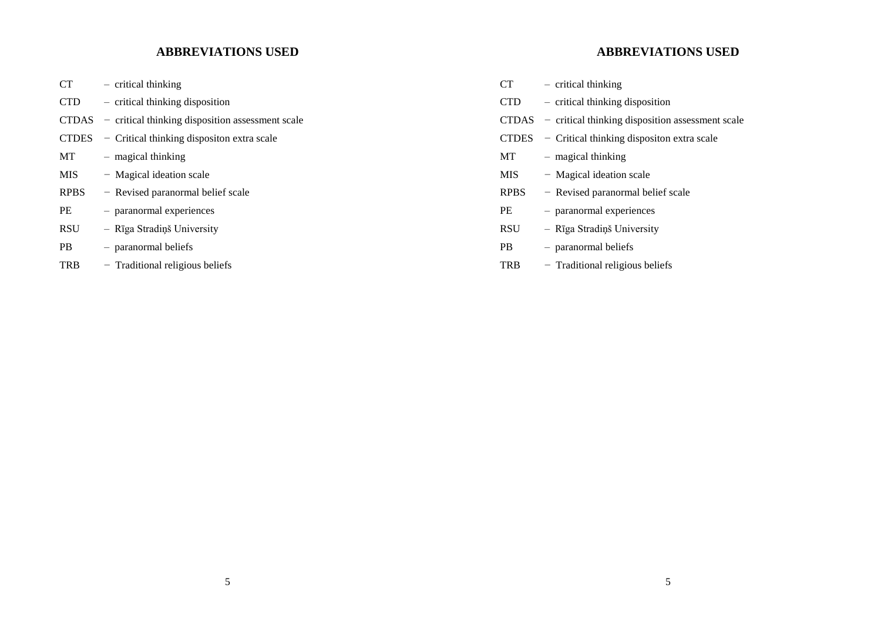## ABBREVIATIONS USED

CT – critical thinking

CTD – critical thinking disposition

CTDAS − critical thinking disposition assessment scale

CTDES − Critical thinking dispositon extra scale

MT – magical thinking

MIS − Magical ideation scale

RPBS − Revised paranormal belief scale

PE – paranormal experiences

RSU – Rīga Stradiņš University

PB – paranormal beliefs

TRB − Traditional religious beliefs

## ABBREVIATIONS USED

CT – critical thinking

CTD – critical thinking disposition

CTDAS − critical thinking disposition assessment scale

CTDES − Critical thinking dispositon extra scale

MT – magical thinking

MIS − Magical ideation scale

RPBS − Revised paranormal belief scale

PE – paranormal experiences

RSU – Rīga Stradiņš University

PB – paranormal beliefs

TRB − Traditional religious beliefs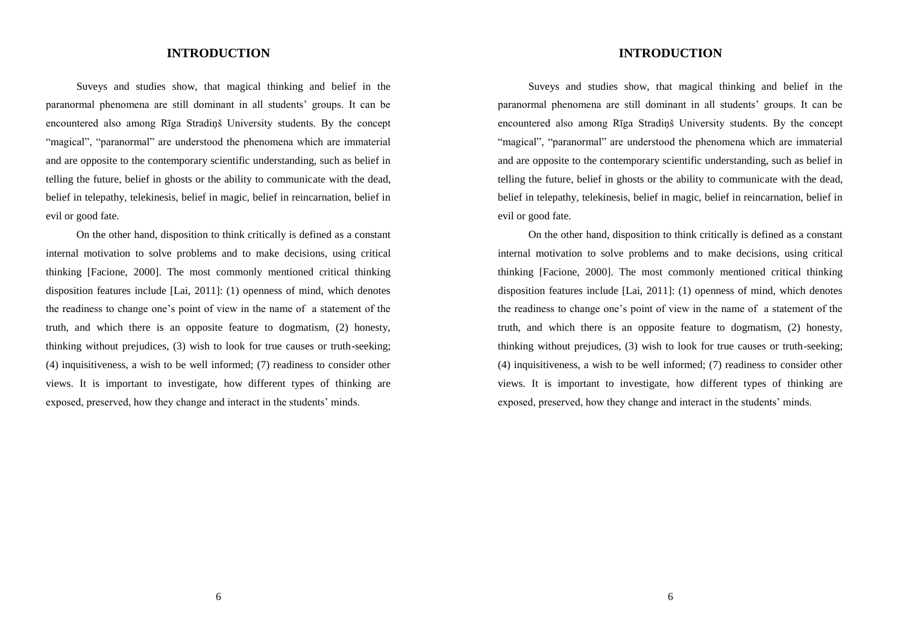# INTRODUCTION

Suveys and studies show, that magical thinking and belief in the paranormal phenomena are still dominant in all students' groups. It can be encountered also among Rīga Stradiņš University students. By the concept "magical", "paranormal" are understood the phenomena which are immaterial and are opposite to the contemporary scientific understanding, such as belief in telling the future, belief in ghosts or the ability to communicate with the dead, belief in telepathy, telekinesis, belief in magic, belief in reincarnation, belief in evil or good fate.

On the other hand, disposition to think critically is defined as a constant internal motivation to solve problems and to make decisions, using critical thinking [Facione, 2000]. The most commonly mentioned critical thinking disposition features include [Lai, 2011]: (1) openness of mind, which denotes the readiness to change one's point of view in the name of a statement of the truth, and which there is an opposite feature to dogmatism, (2) honesty, thinking without prejudices, (3) wish to look for true causes or truth-seeking; (4) inquisitiveness, a wish to be well informed; (7) readiness to consider other views. It is important to investigate, how different types of thinking are exposed, preserved, how they change and interact in the students' minds.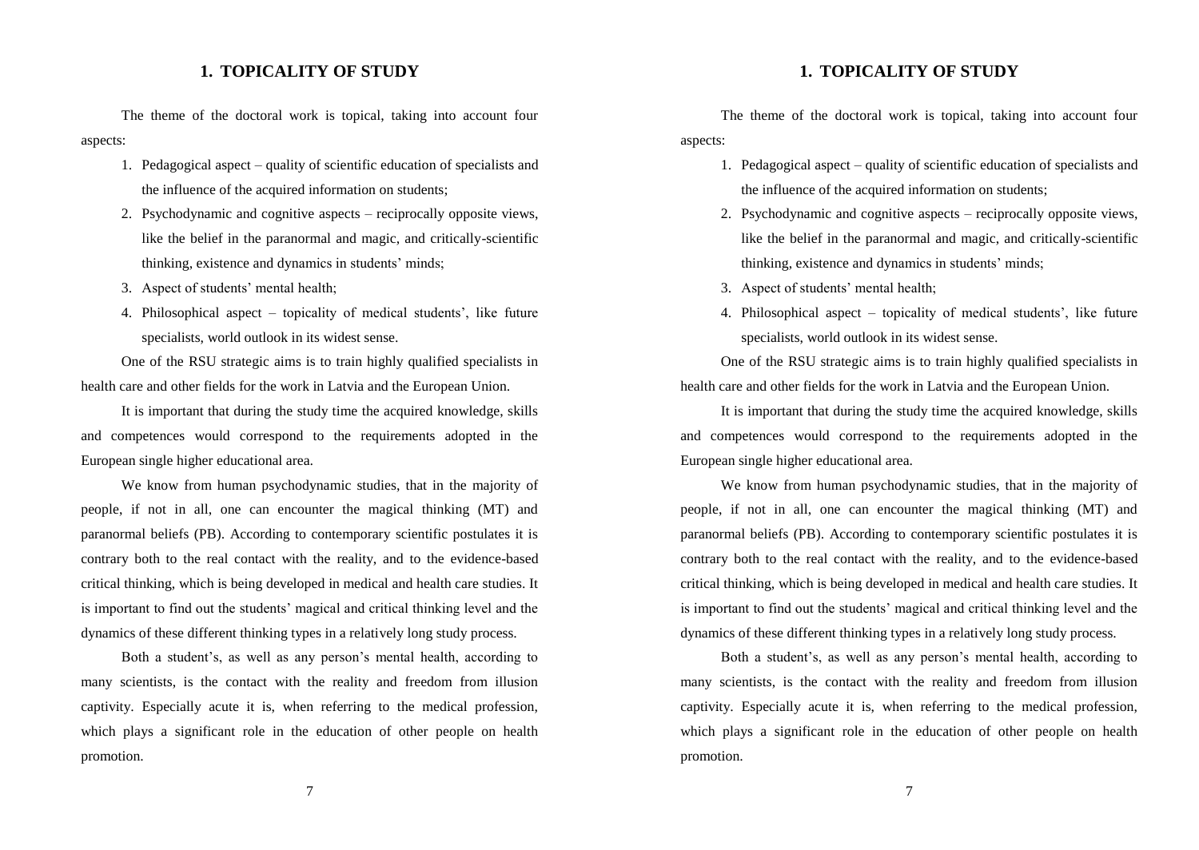# 1. TOPICALITY OF STUDY

The theme of the doctoral work is topical, taking into account four aspects:

1. Pedagogical aspect – quality of scientific education of specialists and the influence of the acquired information on students;
2. Psychodynamic and cognitive aspects – reciprocally opposite views, like the belief in the paranormal and magic, and critically-scientific thinking, existence and dynamics in students' minds;
3. Aspect of students' mental health;
4. Philosophical aspect – topicality of medical students', like future specialists, world outlook in its widest sense.

One of the RSU strategic aims is to train highly qualified specialists in health care and other fields for the work in Latvia and the European Union.

It is important that during the study time the acquired knowledge, skills and competences would correspond to the requirements adopted in the European single higher educational area.

We know from human psychodynamic studies, that in the majority of people, if not in all, one can encounter the magical thinking (MT) and paranormal beliefs (PB). According to contemporary scientific postulates it is contrary both to the real contact with the reality, and to the evidence-based critical thinking, which is being developed in medical and health care studies. It is important to find out the students' magical and critical thinking level and the dynamics of these different thinking types in a relatively long study process.

Both a student's, as well as any person's mental health, according to many scientists, is the contact with the reality and freedom from illusion captivity. Especially acute it is, when referring to the medical profession, which plays a significant role in the education of other people on health promotion.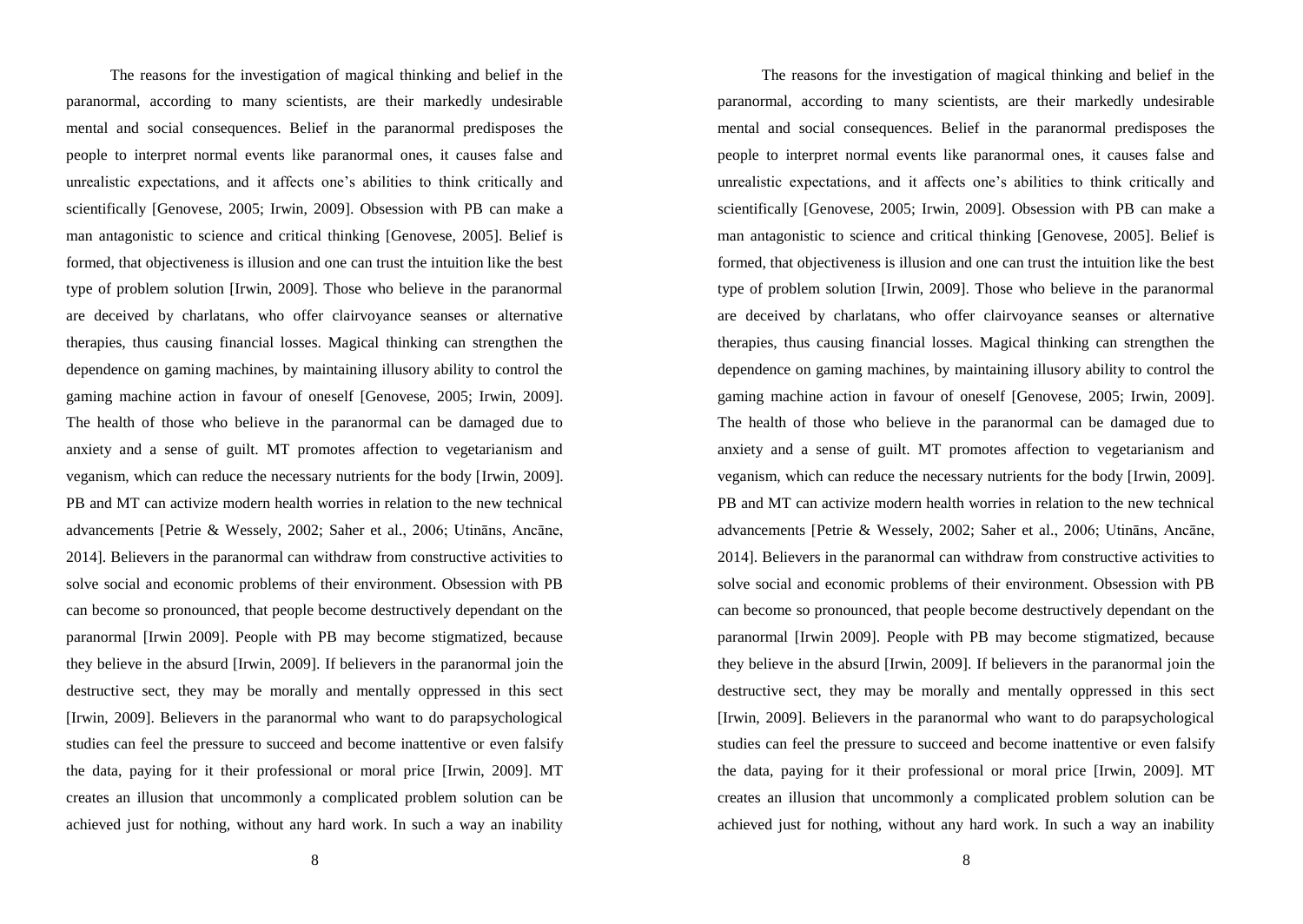The reasons for the investigation of magical thinking and belief in the paranormal, according to many scientists, are their markedly undesirable mental and social consequences. Belief in the paranormal predisposes the people to interpret normal events like paranormal ones, it causes false and unrealistic expectations, and it affects one's abilities to think critically and scientifically [Genovese, 2005; Irwin, 2009]. Obsession with PB can make a man antagonistic to science and critical thinking [Genovese, 2005]. Belief is formed, that objectiveness is illusion and one can trust the intuition like the best type of problem solution [Irwin, 2009]. Those who believe in the paranormal are deceived by charlatans, who offer clairvoyance seanses or alternative therapies, thus causing financial losses. Magical thinking can strengthen the dependence on gaming machines, by maintaining illusory ability to control the gaming machine action in favour of oneself [Genovese, 2005; Irwin, 2009]. The health of those who believe in the paranormal can be damaged due to anxiety and a sense of guilt. MT promotes affection to vegetarianism and veganism, which can reduce the necessary nutrients for the body [Irwin, 2009]. PB and MT can activize modern health worries in relation to the new technical advancements [Petrie & Wessely, 2002; Saher et al., 2006; Utināns, Ancāne, 2014]. Believers in the paranormal can withdraw from constructive activities to solve social and economic problems of their environment. Obsession with PB can become so pronounced, that people become destructively dependant on the paranormal [Irwin 2009]. People with PB may become stigmatized, because they believe in the absurd [Irwin, 2009]. If believers in the paranormal join the destructive sect, they may be morally and mentally oppressed in this sect [Irwin, 2009]. Believers in the paranormal who want to do parapsychological studies can feel the pressure to succeed and become inattentive or even falsify the data, paying for it their professional or moral price [Irwin, 2009]. MT creates an illusion that uncommonly a complicated problem solution can be achieved just for nothing, without any hard work. In such a way an inability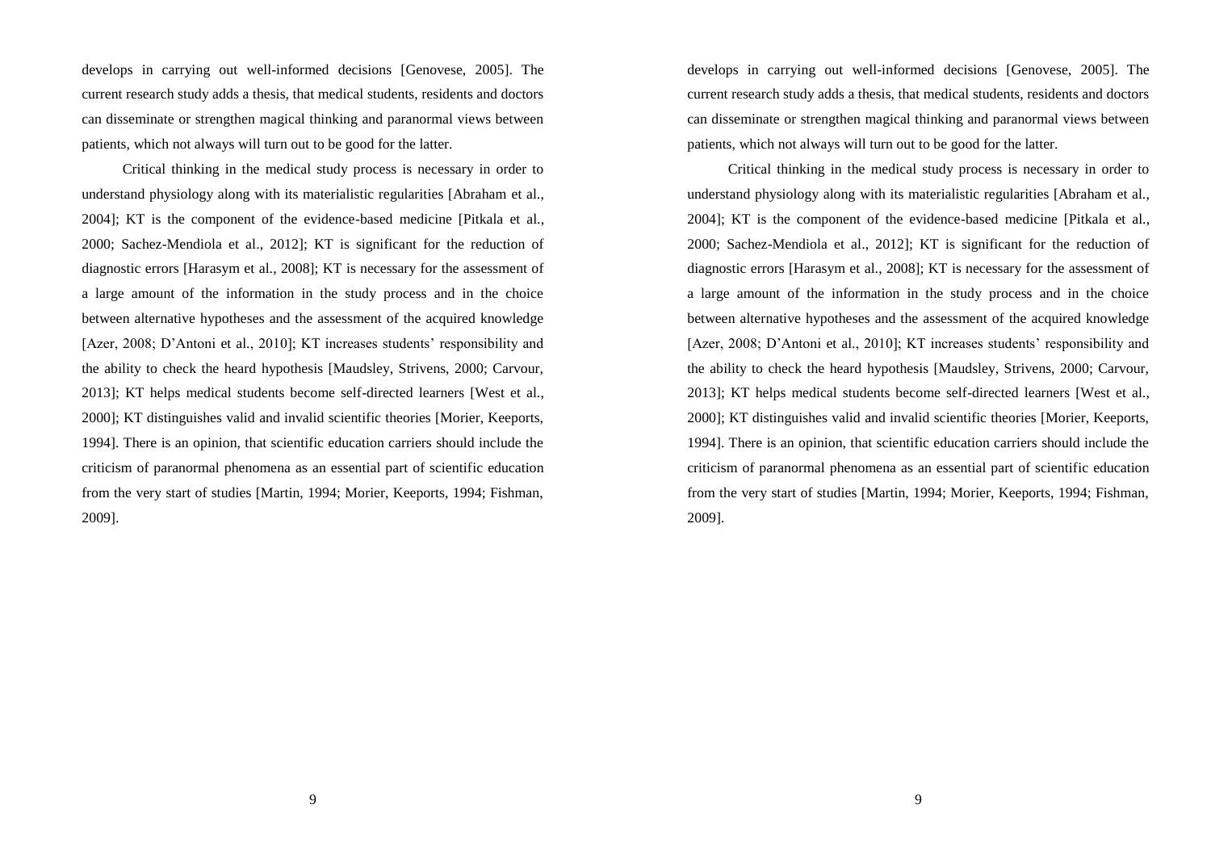develops in carrying out well-informed decisions [Genovese, 2005]. The current research study adds a thesis, that medical students, residents and doctors can disseminate or strengthen magical thinking and paranormal views between patients, which not always will turn out to be good for the latter.

Critical thinking in the medical study process is necessary in order to understand physiology along with its materialistic regularities [Abraham et al., 2004]; KT is the component of the evidence-based medicine [Pitkala et al., 2000; Sachez-Mendiola et al., 2012]; KT is significant for the reduction of diagnostic errors [Harasym et al., 2008]; KT is necessary for the assessment of a large amount of the information in the study process and in the choice between alternative hypotheses and the assessment of the acquired knowledge [Azer, 2008; D'Antoni et al., 2010]; KT increases students' responsibility and the ability to check the heard hypothesis [Maudsley, Strivens, 2000; Carvour, 2013]; KT helps medical students become self-directed learners [West et al., 2000]; KT distinguishes valid and invalid scientific theories [Morier, Keeports, 1994]. There is an opinion, that scientific education carriers should include the criticism of paranormal phenomena as an essential part of scientific education from the very start of studies [Martin, 1994; Morier, Keeports, 1994; Fishman, 2009].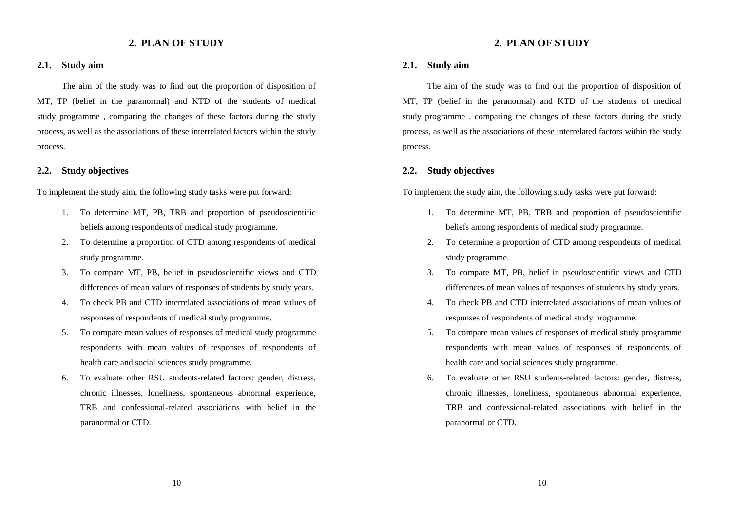## 2. PLAN OF STUDY

### 2.1. Study aim

The aim of the study was to find out the proportion of disposition of MT, TP (belief in the paranormal) and KTD of the students of medical study programme , comparing the changes of these factors during the study process, as well as the associations of these interrelated factors within the study process.

### 2.2. Study objectives

To implement the study aim, the following study tasks were put forward:

1. To determine MT, PB, TRB and proportion of pseudoscientific beliefs among respondents of medical study programme.
2. To determine a proportion of CTD among respondents of medical study programme.
3. To compare MT, PB, belief in pseudoscientific views and CTD differences of mean values of responses of students by study years.
4. To check PB and CTD interrelated associations of mean values of responses of respondents of medical study programme.
5. To compare mean values of responses of medical study programme respondents with mean values of responses of respondents of health care and social sciences study programme.
6. To evaluate other RSU students-related factors: gender, distress, chronic illnesses, loneliness, spontaneous abnormal experience, TRB and confessional-related associations with belief in the paranormal or CTD.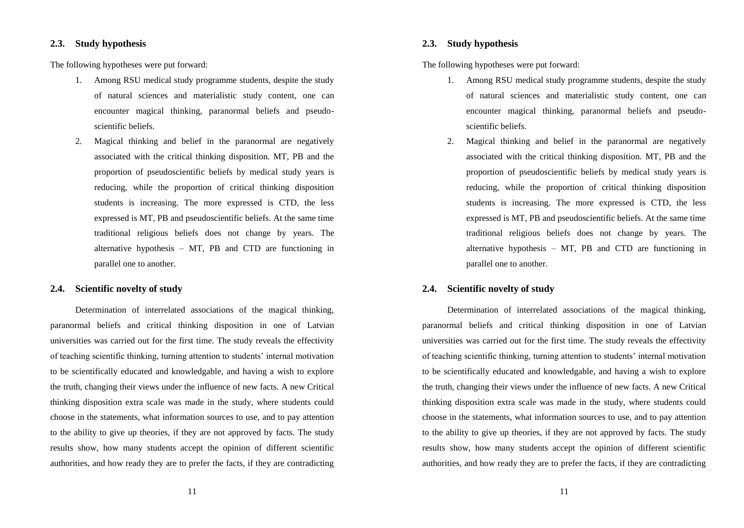## 2.3. Study hypothesis

The following hypotheses were put forward:

1. Among RSU medical study programme students, despite the study of natural sciences and materialistic study content, one can encounter magical thinking, paranormal beliefs and pseudo-scientific beliefs.
2. Magical thinking and belief in the paranormal are negatively associated with the critical thinking disposition. MT, PB and the proportion of pseudoscientific beliefs by medical study years is reducing, while the proportion of critical thinking disposition students is increasing. The more expressed is CTD, the less expressed is MT, PB and pseudoscientific beliefs. At the same time traditional religious beliefs does not change by years. The alternative hypothesis – MT, PB and CTD are functioning in parallel one to another.

## 2.4. Scientific novelty of study

Determination of interrelated associations of the magical thinking, paranormal beliefs and critical thinking disposition in one of Latvian universities was carried out for the first time. The study reveals the effectivity of teaching scientific thinking, turning attention to students' internal motivation to be scientifically educated and knowledgable, and having a wish to explore the truth, changing their views under the influence of new facts. A new Critical thinking disposition extra scale was made in the study, where students could choose in the statements, what information sources to use, and to pay attention to the ability to give up theories, if they are not approved by facts. The study results show, how many students accept the opinion of different scientific authorities, and how ready they are to prefer the facts, if they are contradicting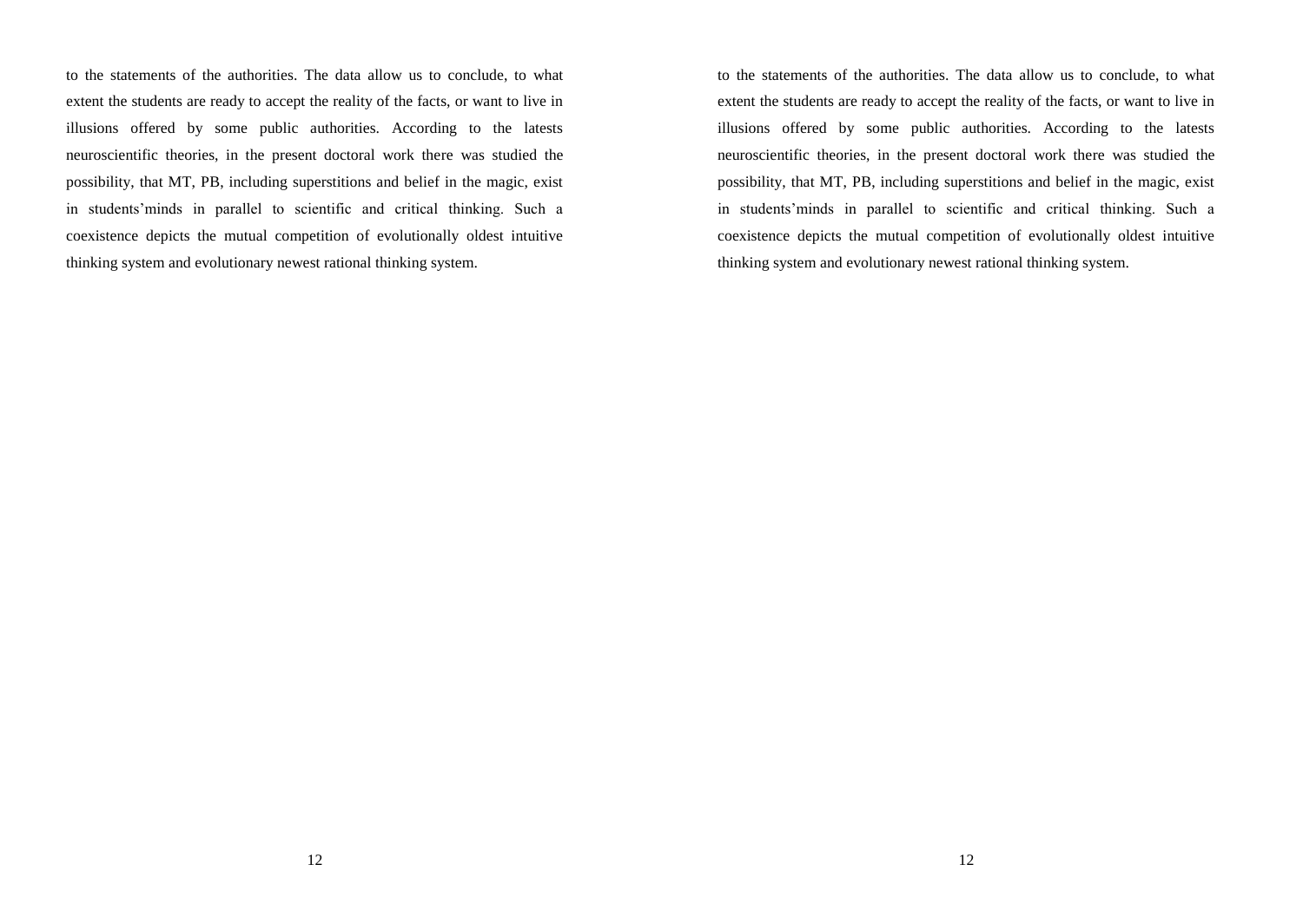to the statements of the authorities. The data allow us to conclude, to what extent the students are ready to accept the reality of the facts, or want to live in illusions offered by some public authorities. According to the latests neuroscientific theories, in the present doctoral work there was studied the possibility, that MT, PB, including superstitions and belief in the magic, exist in students'minds in parallel to scientific and critical thinking. Such a coexistence depicts the mutual competition of evolutionally oldest intuitive thinking system and evolutionary newest rational thinking system.

to the statements of the authorities. The data allow us to conclude, to what extent the students are ready to accept the reality of the facts, or want to live in illusions offered by some public authorities. According to the latests neuroscientific theories, in the present doctoral work there was studied the possibility, that MT, PB, including superstitions and belief in the magic, exist in students'minds in parallel to scientific and critical thinking. Such a coexistence depicts the mutual competition of evolutionally oldest intuitive thinking system and evolutionary newest rational thinking system.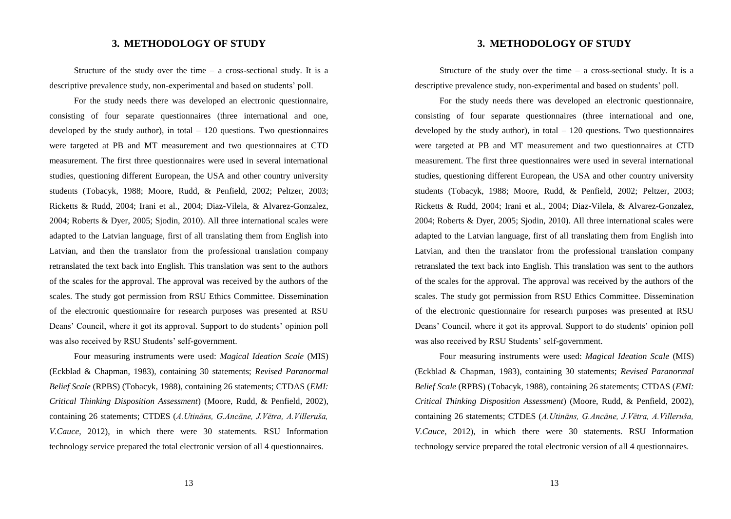# 3. METHODOLOGY OF STUDY

Structure of the study over the time – a cross-sectional study. It is a descriptive prevalence study, non-experimental and based on students' poll.

For the study needs there was developed an electronic questionnaire, consisting of four separate questionnaires (three international and one, developed by the study author), in total – 120 questions. Two questionnaires were targeted at PB and MT measurement and two questionnaires at CTD measurement. The first three questionnaires were used in several international studies, questioning different European, the USA and other country university students (Tobacyk, 1988; Moore, Rudd, & Penfield, 2002; Peltzer, 2003; Ricketts & Rudd, 2004; Irani et al., 2004; Diaz-Vilela, & Alvarez-Gonzalez, 2004; Roberts & Dyer, 2005; Sjodin, 2010). All three international scales were adapted to the Latvian language, first of all translating them from English into Latvian, and then the translator from the professional translation company retranslated the text back into English. This translation was sent to the authors of the scales for the approval. The approval was received by the authors of the scales. The study got permission from RSU Ethics Committee. Dissemination of the electronic questionnaire for research purposes was presented at RSU Deans' Council, where it got its approval. Support to do students' opinion poll was also received by RSU Students' self-government.

Four measuring instruments were used: *Magical Ideation Scale* (MIS) (Eckblad & Chapman, 1983), containing 30 statements; *Revised Paranormal Belief Scale* (RPBS) (Tobacyk, 1988), containing 26 statements; CTDAS (*EMI: Critical Thinking Disposition Assessment*) (Moore, Rudd, & Penfield, 2002), containing 26 statements; CTDES (*A.Utināns, G.Ancāne, J.Vētra, A.Villeruša, V.Cauce*, 2012), in which there were 30 statements. RSU Information technology service prepared the total electronic version of all 4 questionnaires.

# 3. METHODOLOGY OF STUDY

Structure of the study over the time – a cross-sectional study. It is a descriptive prevalence study, non-experimental and based on students' poll.

For the study needs there was developed an electronic questionnaire, consisting of four separate questionnaires (three international and one, developed by the study author), in total – 120 questions. Two questionnaires were targeted at PB and MT measurement and two questionnaires at CTD measurement. The first three questionnaires were used in several international studies, questioning different European, the USA and other country university students (Tobacyk, 1988; Moore, Rudd, & Penfield, 2002; Peltzer, 2003; Ricketts & Rudd, 2004; Irani et al., 2004; Diaz-Vilela, & Alvarez-Gonzalez, 2004; Roberts & Dyer, 2005; Sjodin, 2010). All three international scales were adapted to the Latvian language, first of all translating them from English into Latvian, and then the translator from the professional translation company retranslated the text back into English. This translation was sent to the authors of the scales for the approval. The approval was received by the authors of the scales. The study got permission from RSU Ethics Committee. Dissemination of the electronic questionnaire for research purposes was presented at RSU Deans' Council, where it got its approval. Support to do students' opinion poll was also received by RSU Students' self-government.

Four measuring instruments were used: *Magical Ideation Scale* (MIS) (Eckblad & Chapman, 1983), containing 30 statements; *Revised Paranormal Belief Scale* (RPBS) (Tobacyk, 1988), containing 26 statements; CTDAS (*EMI: Critical Thinking Disposition Assessment*) (Moore, Rudd, & Penfield, 2002), containing 26 statements; CTDES (*A.Utināns, G.Ancāne, J.Vētra, A.Villeruša, V.Cauce*, 2012), in which there were 30 statements. RSU Information technology service prepared the total electronic version of all 4 questionnaires.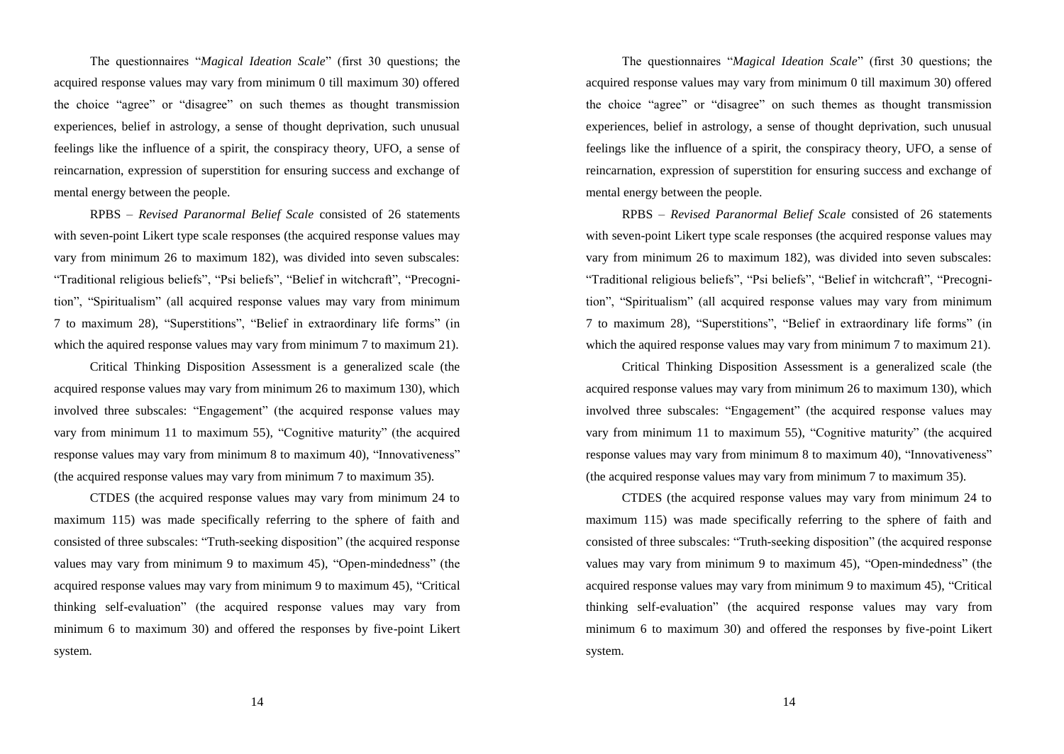The questionnaires "*Magical Ideation Scale*" (first 30 questions; the acquired response values may vary from minimum 0 till maximum 30) offered the choice "agree" or "disagree" on such themes as thought transmission experiences, belief in astrology, a sense of thought deprivation, such unusual feelings like the influence of a spirit, the conspiracy theory, UFO, a sense of reincarnation, expression of superstition for ensuring success and exchange of mental energy between the people.

RPBS – *Revised Paranormal Belief Scale* consisted of 26 statements with seven-point Likert type scale responses (the acquired response values may vary from minimum 26 to maximum 182), was divided into seven subscales: "Traditional religious beliefs", "Psi beliefs", "Belief in witchcraft", "Precognition", "Spiritualism" (all acquired response values may vary from minimum 7 to maximum 28), "Superstitions", "Belief in extraordinary life forms" (in which the aquired response values may vary from minimum 7 to maximum 21).

Critical Thinking Disposition Assessment is a generalized scale (the acquired response values may vary from minimum 26 to maximum 130), which involved three subscales: "Engagement" (the acquired response values may vary from minimum 11 to maximum 55), "Cognitive maturity" (the acquired response values may vary from minimum 8 to maximum 40), "Innovativeness" (the acquired response values may vary from minimum 7 to maximum 35).

CTDES (the acquired response values may vary from minimum 24 to maximum 115) was made specifically referring to the sphere of faith and consisted of three subscales: "Truth-seeking disposition" (the acquired response values may vary from minimum 9 to maximum 45), "Open-mindedness" (the acquired response values may vary from minimum 9 to maximum 45), "Critical thinking self-evaluation" (the acquired response values may vary from minimum 6 to maximum 30) and offered the responses by five-point Likert system.

The questionnaires "*Magical Ideation Scale*" (first 30 questions; the acquired response values may vary from minimum 0 till maximum 30) offered the choice "agree" or "disagree" on such themes as thought transmission experiences, belief in astrology, a sense of thought deprivation, such unusual feelings like the influence of a spirit, the conspiracy theory, UFO, a sense of reincarnation, expression of superstition for ensuring success and exchange of mental energy between the people.

RPBS – *Revised Paranormal Belief Scale* consisted of 26 statements with seven-point Likert type scale responses (the acquired response values may vary from minimum 26 to maximum 182), was divided into seven subscales: "Traditional religious beliefs", "Psi beliefs", "Belief in witchcraft", "Precognition", "Spiritualism" (all acquired response values may vary from minimum 7 to maximum 28), "Superstitions", "Belief in extraordinary life forms" (in which the aquired response values may vary from minimum 7 to maximum 21).

Critical Thinking Disposition Assessment is a generalized scale (the acquired response values may vary from minimum 26 to maximum 130), which involved three subscales: "Engagement" (the acquired response values may vary from minimum 11 to maximum 55), "Cognitive maturity" (the acquired response values may vary from minimum 8 to maximum 40), "Innovativeness" (the acquired response values may vary from minimum 7 to maximum 35).

CTDES (the acquired response values may vary from minimum 24 to maximum 115) was made specifically referring to the sphere of faith and consisted of three subscales: "Truth-seeking disposition" (the acquired response values may vary from minimum 9 to maximum 45), "Open-mindedness" (the acquired response values may vary from minimum 9 to maximum 45), "Critical thinking self-evaluation" (the acquired response values may vary from minimum 6 to maximum 30) and offered the responses by five-point Likert system.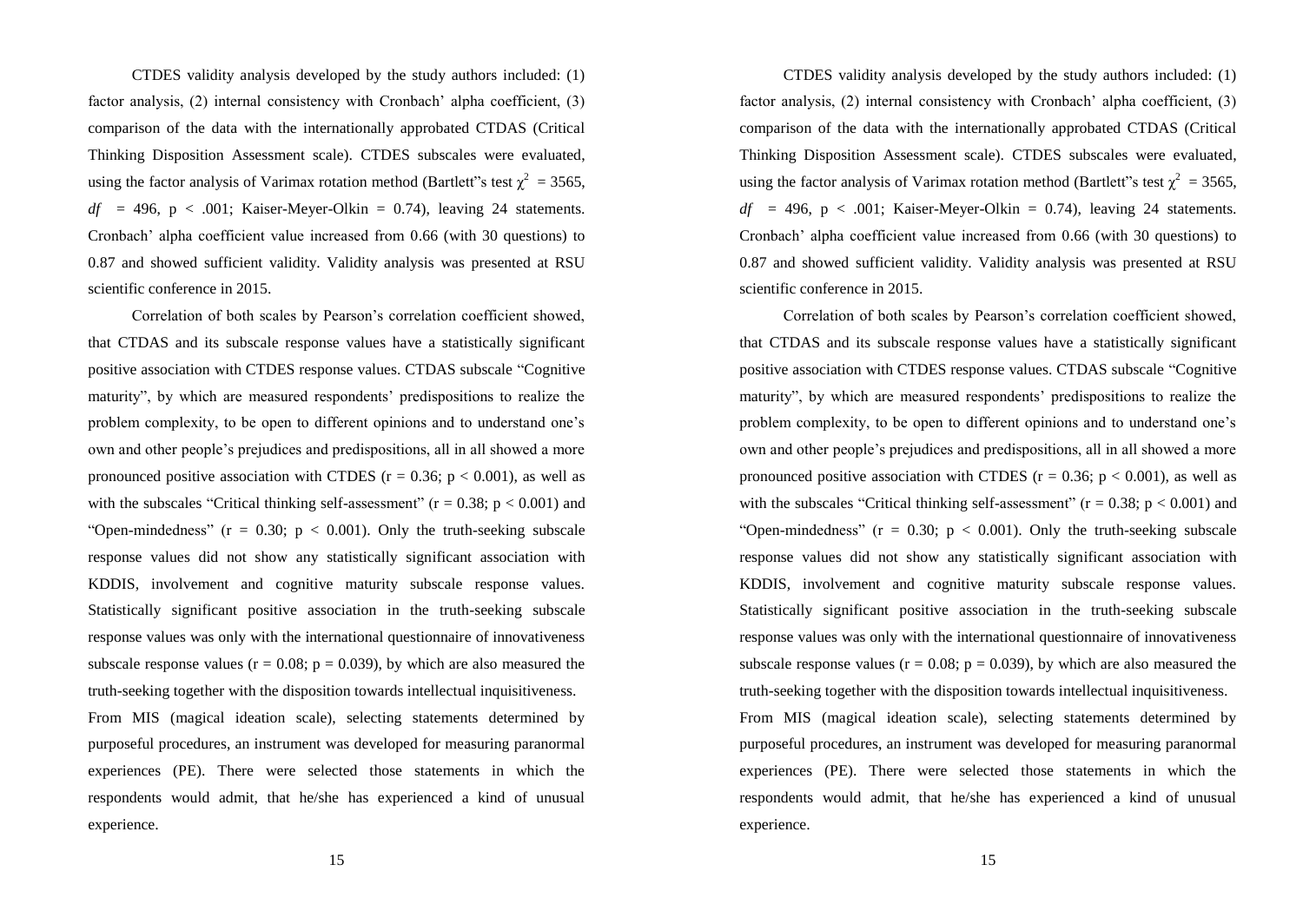CTDES validity analysis developed by the study authors included: (1) factor analysis, (2) internal consistency with Cronbach' alpha coefficient, (3) comparison of the data with the internationally approbated CTDAS (Critical Thinking Disposition Assessment scale). CTDES subscales were evaluated, using the factor analysis of Varimax rotation method (Bartlett"s test $\chi^2 = 3565$, $df = 496$, $p < .001$; Kaiser-Meyer-Olkin = 0.74), leaving 24 statements. Cronbach' alpha coefficient value increased from 0.66 (with 30 questions) to 0.87 and showed sufficient validity. Validity analysis was presented at RSU scientific conference in 2015.

Correlation of both scales by Pearson's correlation coefficient showed, that CTDAS and its subscale response values have a statistically significant positive association with CTDES response values. CTDAS subscale "Cognitive maturity", by which are measured respondents' predispositions to realize the problem complexity, to be open to different opinions and to understand one's own and other people's prejudices and predispositions, all in all showed a more pronounced positive association with CTDES ($r = 0.36$; $p < 0.001$), as well as with the subscales "Critical thinking self-assessment" ($r = 0.38$; $p < 0.001$) and "Open-mindedness" ($r = 0.30$; $p < 0.001$). Only the truth-seeking subscale response values did not show any statistically significant association with KDDIS, involvement and cognitive maturity subscale response values. Statistically significant positive association in the truth-seeking subscale response values was only with the international questionnaire of innovativeness subscale response values ($r = 0.08$; $p = 0.039$), by which are also measured the truth-seeking together with the disposition towards intellectual inquisitiveness.

From MIS (magical ideation scale), selecting statements determined by purposeful procedures, an instrument was developed for measuring paranormal experiences (PE). There were selected those statements in which the respondents would admit, that he/she has experienced a kind of unusual experience.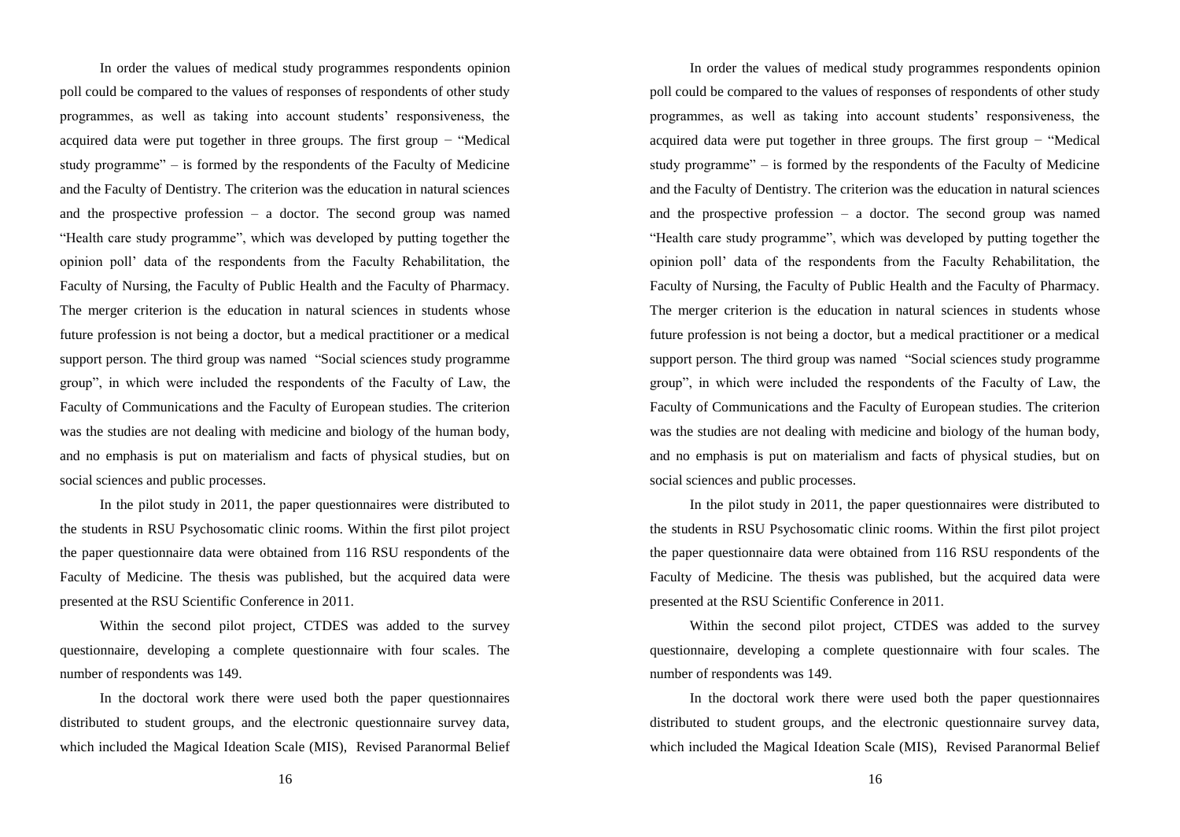In order the values of medical study programmes respondents opinion poll could be compared to the values of responses of respondents of other study programmes, as well as taking into account students' responsiveness, the acquired data were put together in three groups. The first group − "Medical study programme" – is formed by the respondents of the Faculty of Medicine and the Faculty of Dentistry. The criterion was the education in natural sciences and the prospective profession – a doctor. The second group was named "Health care study programme", which was developed by putting together the opinion poll' data of the respondents from the Faculty Rehabilitation, the Faculty of Nursing, the Faculty of Public Health and the Faculty of Pharmacy. The merger criterion is the education in natural sciences in students whose future profession is not being a doctor, but a medical practitioner or a medical support person. The third group was named "Social sciences study programme group", in which were included the respondents of the Faculty of Law, the Faculty of Communications and the Faculty of European studies. The criterion was the studies are not dealing with medicine and biology of the human body, and no emphasis is put on materialism and facts of physical studies, but on social sciences and public processes.

In the pilot study in 2011, the paper questionnaires were distributed to the students in RSU Psychosomatic clinic rooms. Within the first pilot project the paper questionnaire data were obtained from 116 RSU respondents of the Faculty of Medicine. The thesis was published, but the acquired data were presented at the RSU Scientific Conference in 2011.

Within the second pilot project, CTDES was added to the survey questionnaire, developing a complete questionnaire with four scales. The number of respondents was 149.

In the doctoral work there were used both the paper questionnaires distributed to student groups, and the electronic questionnaire survey data, which included the Magical Ideation Scale (MIS), Revised Paranormal Belief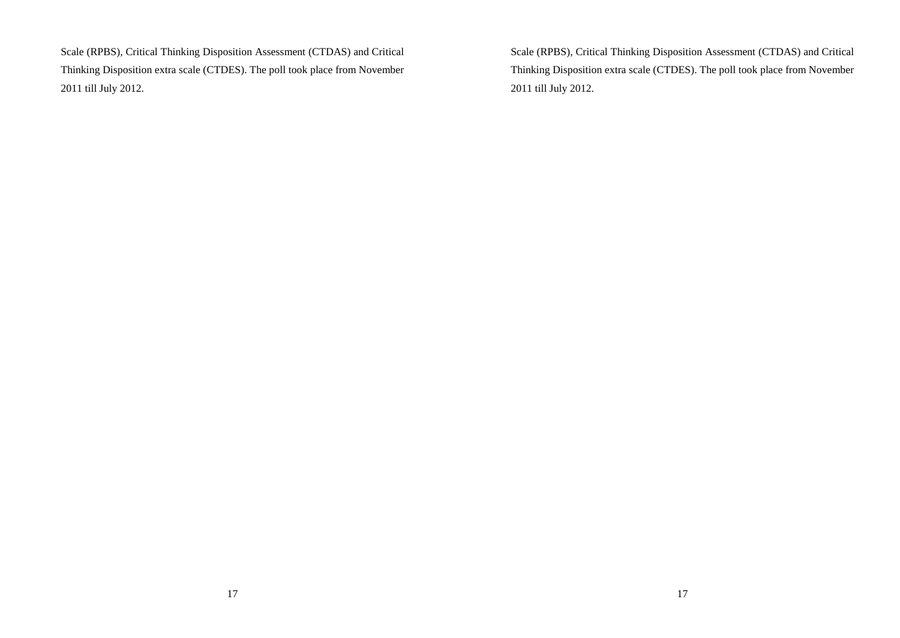Scale (RPBS), Critical Thinking Disposition Assessment (CTDAS) and Critical Thinking Disposition extra scale (CTDES). The poll took place from November 2011 till July 2012.

Scale (RPBS), Critical Thinking Disposition Assessment (CTDAS) and Critical Thinking Disposition extra scale (CTDES). The poll took place from November 2011 till July 2012.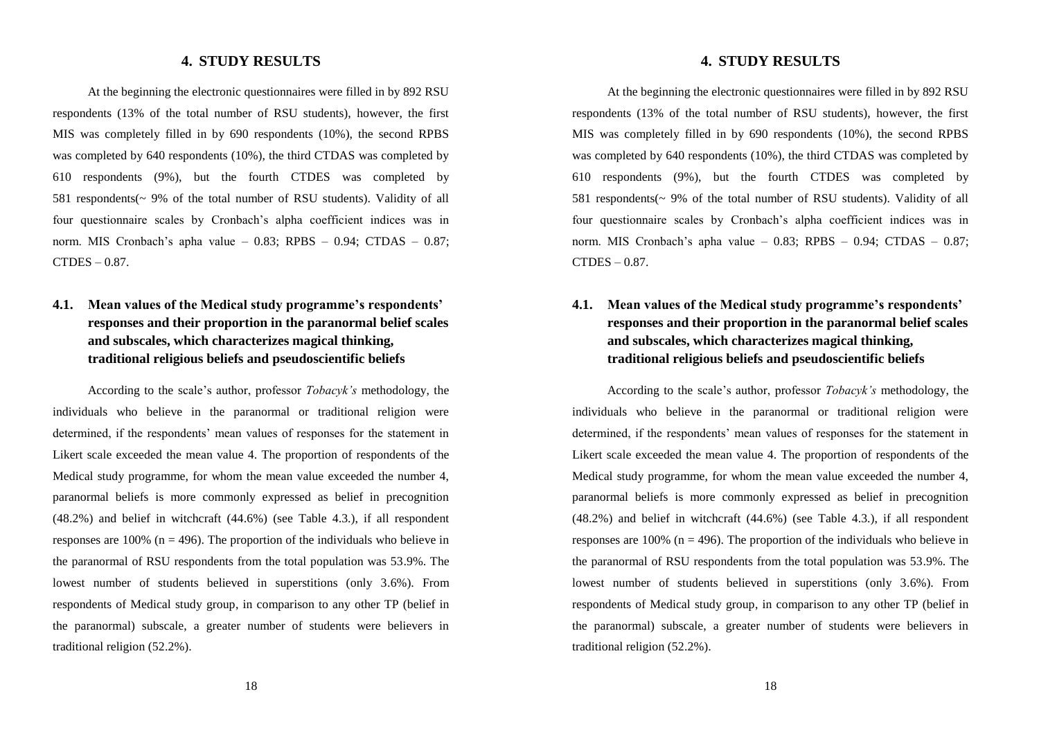# 4. STUDY RESULTS

At the beginning the electronic questionnaires were filled in by 892 RSU respondents (13% of the total number of RSU students), however, the first MIS was completely filled in by 690 respondents (10%), the second RPBS was completed by 640 respondents (10%), the third CTDAS was completed by 610 respondents (9%), but the fourth CTDES was completed by 581 respondents(~ 9% of the total number of RSU students). Validity of all four questionnaire scales by Cronbach's alpha coefficient indices was in norm. MIS Cronbach's apha value – 0.83; RPBS – 0.94; CTDAS – 0.87; CTDES – 0.87.

## 4.1. Mean values of the Medical study programme's respondents' responses and their proportion in the paranormal belief scales and subscales, which characterizes magical thinking, traditional religious beliefs and pseudoscientific beliefs

According to the scale's author, professor *Tobacyk's* methodology, the individuals who believe in the paranormal or traditional religion were determined, if the respondents' mean values of responses for the statement in Likert scale exceeded the mean value 4. The proportion of respondents of the Medical study programme, for whom the mean value exceeded the number 4, paranormal beliefs is more commonly expressed as belief in precognition (48.2%) and belief in witchcraft (44.6%) (see Table 4.3.), if all respondent responses are 100% (n = 496). The proportion of the individuals who believe in the paranormal of RSU respondents from the total population was 53.9%. The lowest number of students believed in superstitions (only 3.6%). From respondents of Medical study group, in comparison to any other TP (belief in the paranormal) subscale, a greater number of students were believers in traditional religion (52.2%).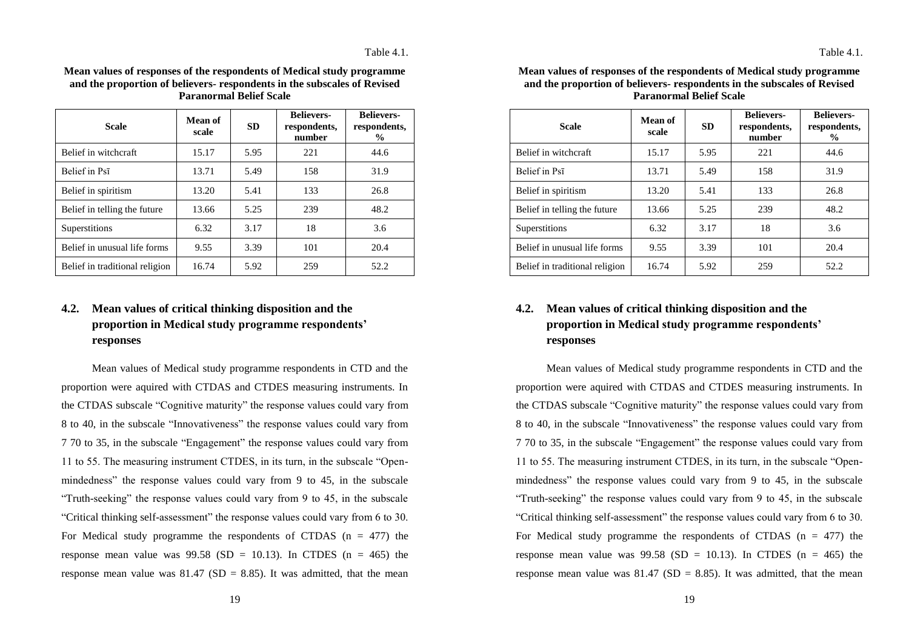Table 4.1.

**Mean values of responses of the respondents of Medical study programme and the proportion of believers- respondents in the subscales of Revised Paranormal Belief Scale**

| Scale | Mean of scale | SD | Believers-respondents, number | Believers-respondents, % |
|---|---|---|---|---|
| Belief in witchcraft | 15.17 | 5.95 | 221 | 44.6 |
| Belief in Psī | 13.71 | 5.49 | 158 | 31.9 |
| Belief in spiritism | 13.20 | 5.41 | 133 | 26.8 |
| Belief in telling the future | 13.66 | 5.25 | 239 | 48.2 |
| Superstitions | 6.32 | 3.17 | 18 | 3.6 |
| Belief in unusual life forms | 9.55 | 3.39 | 101 | 20.4 |
| Belief in traditional religion | 16.74 | 5.92 | 259 | 52.2 |

## 4.2. Mean values of critical thinking disposition and the proportion in Medical study programme respondents' responses

Mean values of Medical study programme respondents in CTD and the proportion were aquired with CTDAS and CTDES measuring instruments. In the CTDAS subscale "Cognitive maturity" the response values could vary from 8 to 40, in the subscale "Innovativeness" the response values could vary from 7 70 to 35, in the subscale "Engagement" the response values could vary from 11 to 55. The measuring instrument CTDES, in its turn, in the subscale "Open-mindedness" the response values could vary from 9 to 45, in the subscale "Truth-seeking" the response values could vary from 9 to 45, in the subscale "Critical thinking self-assessment" the response values could vary from 6 to 30. For Medical study programme the respondents of CTDAS ($n = 477$) the response mean value was 99.58 ($SD = 10.13$). In CTDES ($n = 465$) the response mean value was 81.47 ($SD = 8.85$). It was admitted, that the mean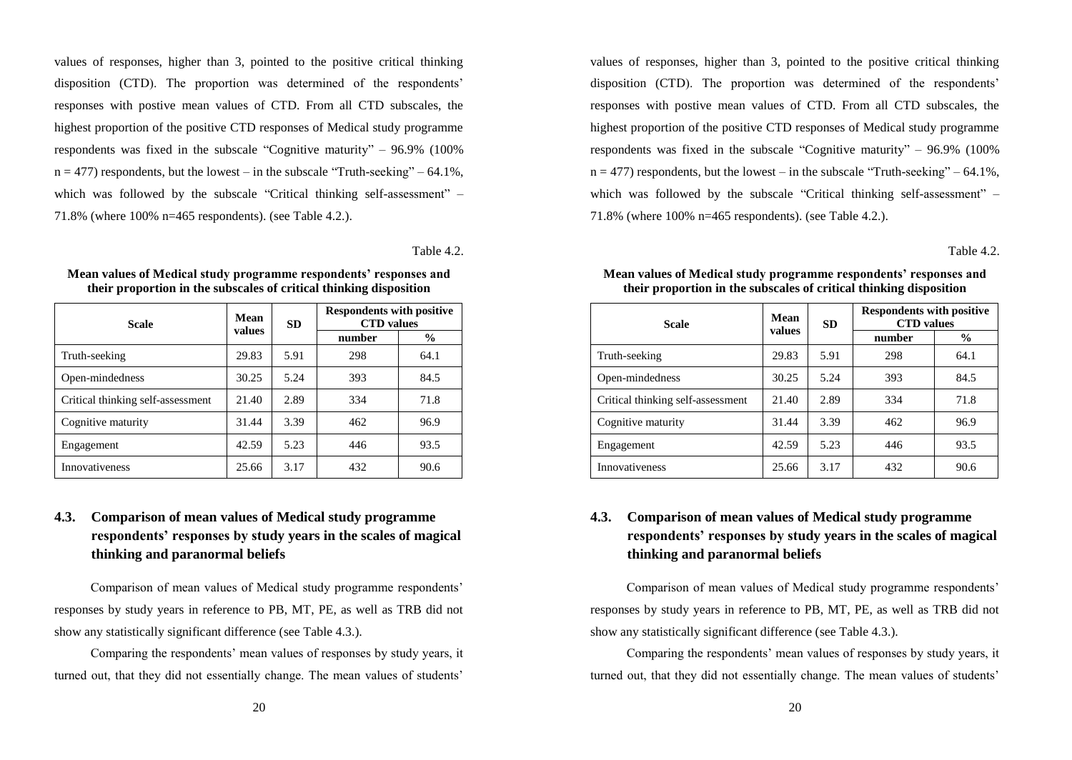values of responses, higher than 3, pointed to the positive critical thinking disposition (CTD). The proportion was determined of the respondents' responses with postive mean values of CTD. From all CTD subscales, the highest proportion of the positive CTD responses of Medical study programme respondents was fixed in the subscale "Cognitive maturity" – 96.9% (100% n = 477) respondents, but the lowest – in the subscale "Truth-seeking" – 64.1%, which was followed by the subscale "Critical thinking self-assessment" – 71.8% (where 100% n=465 respondents). (see Table 4.2.).

Table 4.2.

**Mean values of Medical study programme respondents' responses and their proportion in the subscales of critical thinking disposition**

| Scale | Mean values | SD | Respondents with positive CTD values | |
|---|---|---|---|---|
| | | | number | % |
| Truth-seeking | 29.83 | 5.91 | 298 | 64.1 |
| Open-mindedness | 30.25 | 5.24 | 393 | 84.5 |
| Critical thinking self-assessment | 21.40 | 2.89 | 334 | 71.8 |
| Cognitive maturity | 31.44 | 3.39 | 462 | 96.9 |
| Engagement | 42.59 | 5.23 | 446 | 93.5 |
| Innovativeness | 25.66 | 3.17 | 432 | 90.6 |

### 4.3. Comparison of mean values of Medical study programme respondents' responses by study years in the scales of magical thinking and paranormal beliefs

Comparison of mean values of Medical study programme respondents' responses by study years in reference to PB, MT, PE, as well as TRB did not show any statistically significant difference (see Table 4.3.).

Comparing the respondents' mean values of responses by study years, it turned out, that they did not essentially change. The mean values of students'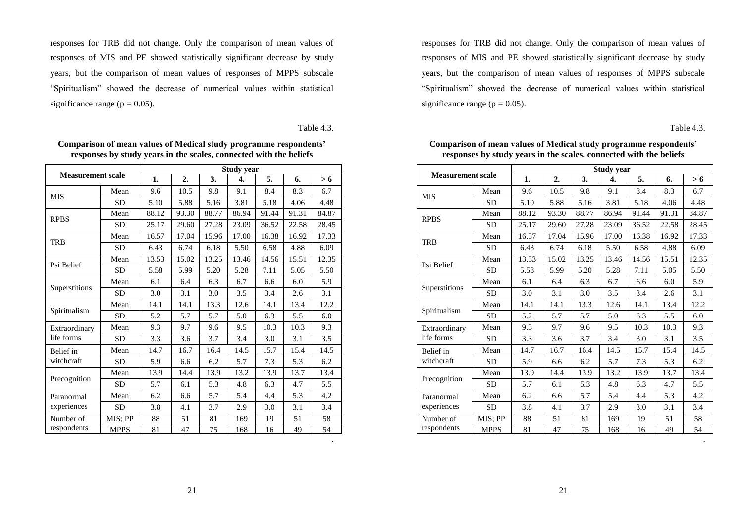responses for TRB did not change. Only the comparison of mean values of responses of MIS and PE showed statistically significant decrease by study years, but the comparison of mean values of responses of MPPS subscale "Spiritualism" showed the decrease of numerical values within statistical significance range ($p = 0.05$).

Table 4.3.

**Comparison of mean values of Medical study programme respondents' responses by study years in the scales, connected with the beliefs**

| Measurement scale | | Study year | | | | | | |
|---|---|---|---|---|---|---|---|---|
| | | **1.** | **2.** | **3.** | **4.** | **5.** | **6.** | **> 6** |
| MIS | Mean | 9.6 | 10.5 | 9.8 | 9.1 | 8.4 | 8.3 | 6.7 |
| | SD | 5.10 | 5.88 | 5.16 | 3.81 | 5.18 | 4.06 | 4.48 |
| RPBS | Mean | 88.12 | 93.30 | 88.77 | 86.94 | 91.44 | 91.31 | 84.87 |
| | SD | 25.17 | 29.60 | 27.28 | 23.09 | 36.52 | 22.58 | 28.45 |
| TRB | Mean | 16.57 | 17.04 | 15.96 | 17.00 | 16.38 | 16.92 | 17.33 |
| | SD | 6.43 | 6.74 | 6.18 | 5.50 | 6.58 | 4.88 | 6.09 |
| Psi Belief | Mean | 13.53 | 15.02 | 13.25 | 13.46 | 14.56 | 15.51 | 12.35 |
| | SD | 5.58 | 5.99 | 5.20 | 5.28 | 7.11 | 5.05 | 5.50 |
| Superstitions | Mean | 6.1 | 6.4 | 6.3 | 6.7 | 6.6 | 6.0 | 5.9 |
| | SD | 3.0 | 3.1 | 3.0 | 3.5 | 3.4 | 2.6 | 3.1 |
| Spiritualism | Mean | 14.1 | 14.1 | 13.3 | 12.6 | 14.1 | 13.4 | 12.2 |
| | SD | 5.2 | 5.7 | 5.7 | 5.0 | 6.3 | 5.5 | 6.0 |
| Extraordinary life forms | Mean | 9.3 | 9.7 | 9.6 | 9.5 | 10.3 | 10.3 | 9.3 |
| | SD | 3.3 | 3.6 | 3.7 | 3.4 | 3.0 | 3.1 | 3.5 |
| Belief in witchcraft | Mean | 14.7 | 16.7 | 16.4 | 14.5 | 15.7 | 15.4 | 14.5 |
| | SD | 5.9 | 6.6 | 6.2 | 5.7 | 7.3 | 5.3 | 6.2 |
| Precognition | Mean | 13.9 | 14.4 | 13.9 | 13.2 | 13.9 | 13.7 | 13.4 |
| | SD | 5.7 | 6.1 | 5.3 | 4.8 | 6.3 | 4.7 | 5.5 |
| Paranormal experiences | Mean | 6.2 | 6.6 | 5.7 | 5.4 | 4.4 | 5.3 | 4.2 |
| | SD | 3.8 | 4.1 | 3.7 | 2.9 | 3.0 | 3.1 | 3.4 |
| Number of respondents | MIS; PP | 88 | 51 | 81 | 169 | 19 | 51 | 58 |
| | MPPS | 81 | 47 | 75 | 168 | 16 | 49 | 54 |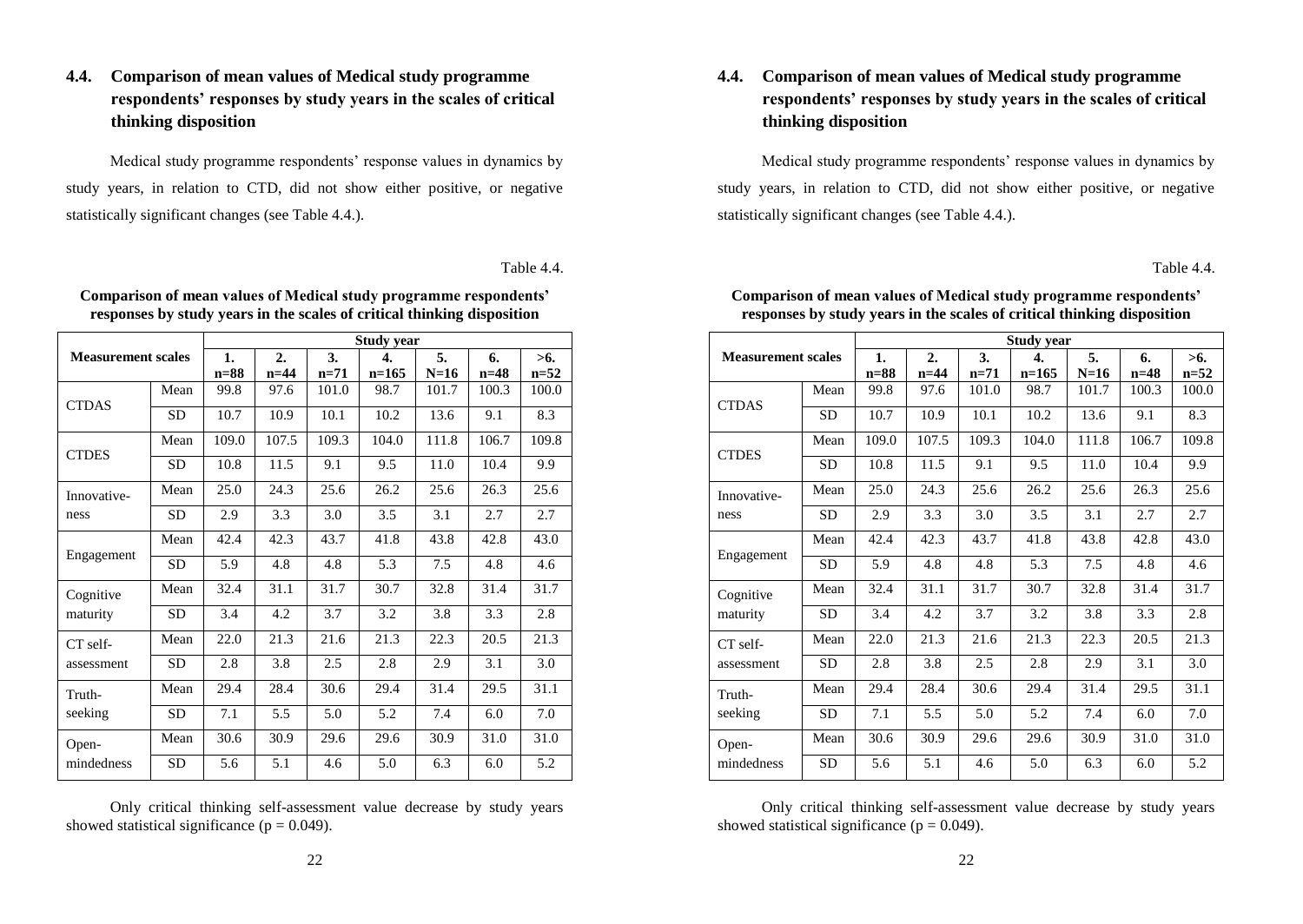### 4.4. Comparison of mean values of Medical study programme respondents' responses by study years in the scales of critical thinking disposition

Medical study programme respondents' response values in dynamics by study years, in relation to CTD, did not show either positive, or negative statistically significant changes (see Table 4.4.).

Table 4.4.

**Comparison of mean values of Medical study programme respondents' responses by study years in the scales of critical thinking disposition**

| Measurement scales | | Study year | | | | | | |
|---|---|---|---|---|---|---|---|---|
| | | 1. n=88 | 2. n=44 | 3. n=71 | 4. n=165 | 5. N=16 | 6. n=48 | >6. n=52 |
| CTDAS | Mean | 99.8 | 97.6 | 101.0 | 98.7 | 101.7 | 100.3 | 100.0 |
| | SD | 10.7 | 10.9 | 10.1 | 10.2 | 13.6 | 9.1 | 8.3 |
| CTDES | Mean | 109.0 | 107.5 | 109.3 | 104.0 | 111.8 | 106.7 | 109.8 |
| | SD | 10.8 | 11.5 | 9.1 | 9.5 | 11.0 | 10.4 | 9.9 |
| Innovativeness | Mean | 25.0 | 24.3 | 25.6 | 26.2 | 25.6 | 26.3 | 25.6 |
| | SD | 2.9 | 3.3 | 3.0 | 3.5 | 3.1 | 2.7 | 2.7 |
| Engagement | Mean | 42.4 | 42.3 | 43.7 | 41.8 | 43.8 | 42.8 | 43.0 |
| | SD | 5.9 | 4.8 | 4.8 | 5.3 | 7.5 | 4.8 | 4.6 |
| Cognitive maturity | Mean | 32.4 | 31.1 | 31.7 | 30.7 | 32.8 | 31.4 | 31.7 |
| | SD | 3.4 | 4.2 | 3.7 | 3.2 | 3.8 | 3.3 | 2.8 |
| CT self-assessment | Mean | 22.0 | 21.3 | 21.6 | 21.3 | 22.3 | 20.5 | 21.3 |
| | SD | 2.8 | 3.8 | 2.5 | 2.8 | 2.9 | 3.1 | 3.0 |
| Truth-seeking | Mean | 29.4 | 28.4 | 30.6 | 29.4 | 31.4 | 29.5 | 31.1 |
| | SD | 7.1 | 5.5 | 5.0 | 5.2 | 7.4 | 6.0 | 7.0 |
| Open-mindedness | Mean | 30.6 | 30.9 | 29.6 | 29.6 | 30.9 | 31.0 | 31.0 |
| | SD | 5.6 | 5.1 | 4.6 | 5.0 | 6.3 | 6.0 | 5.2 |

Only critical thinking self-assessment value decrease by study years showed statistical significance ($p = 0.049$).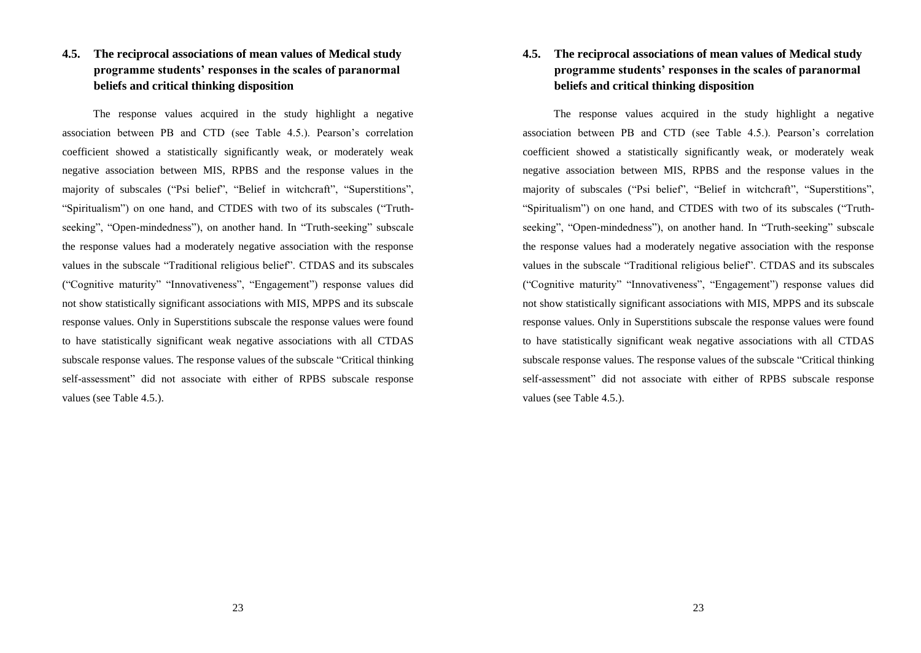## 4.5. The reciprocal associations of mean values of Medical study programme students' responses in the scales of paranormal beliefs and critical thinking disposition

The response values acquired in the study highlight a negative association between PB and CTD (see Table 4.5.). Pearson's correlation coefficient showed a statistically significantly weak, or moderately weak negative association between MIS, RPBS and the response values in the majority of subscales ("Psi belief", "Belief in witchcraft", "Superstitions", "Spiritualism") on one hand, and CTDES with two of its subscales ("Truth-seeking", "Open-mindedness"), on another hand. In "Truth-seeking" subscale the response values had a moderately negative association with the response values in the subscale "Traditional religious belief". CTDAS and its subscales ("Cognitive maturity" "Innovativeness", "Engagement") response values did not show statistically significant associations with MIS, MPPS and its subscale response values. Only in Superstitions subscale the response values were found to have statistically significant weak negative associations with all CTDAS subscale response values. The response values of the subscale "Critical thinking self-assessment" did not associate with either of RPBS subscale response values (see Table 4.5.).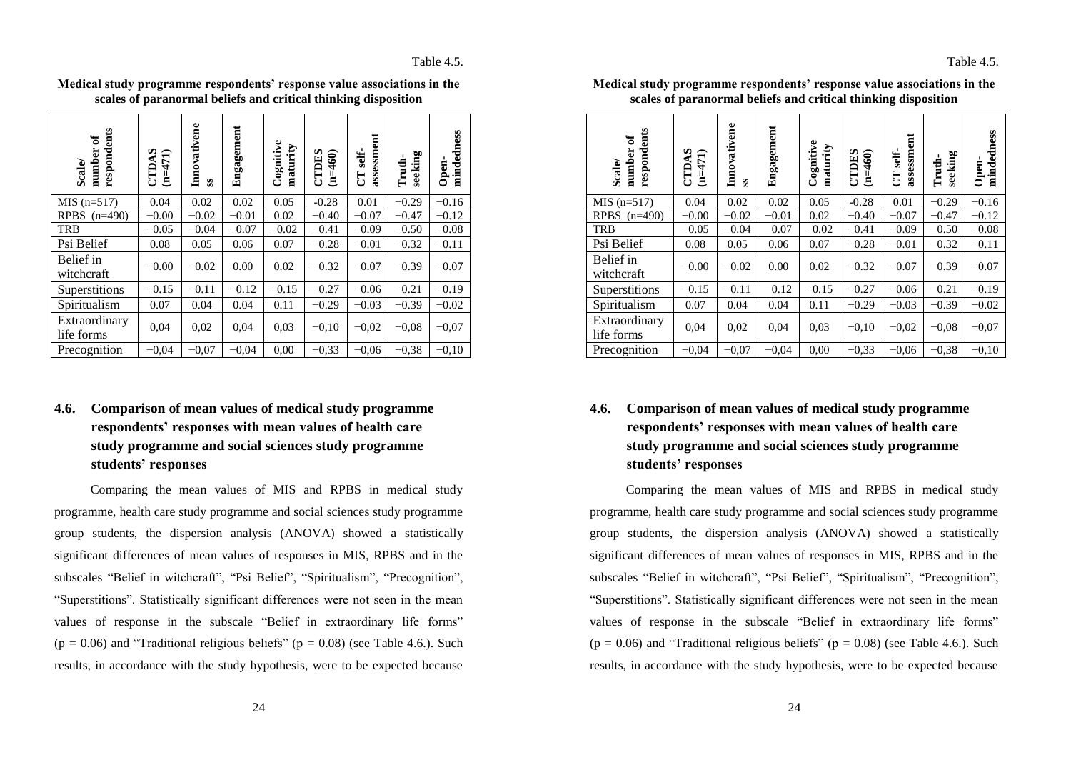Table 4.5.

**Medical study programme respondents' response value associations in the scales of paranormal beliefs and critical thinking disposition**

| Scale/ number of respondents | CTDAS (n=471) | Innovativeness | Engagement | Cognitive maturity | CTDES (n=460) | CT self-assessment | Truth-seeking | Open-mindedness |
|---|---|---|---|---|---|---|---|---|
| MIS (n=517) | 0.04 | 0.02 | 0.02 | 0.05 | -0.28 | 0.01 | −0.29 | −0.16 |
| RPBS (n=490) | −0.00 | −0.02 | −0.01 | 0.02 | −0.40 | −0.07 | −0.47 | −0.12 |
| TRB | −0.05 | −0.04 | −0.07 | −0.02 | −0.41 | −0.09 | −0.50 | −0.08 |
| Psi Belief | 0.08 | 0.05 | 0.06 | 0.07 | −0.28 | −0.01 | −0.32 | −0.11 |
| Belief in witchcraft | −0.00 | −0.02 | 0.00 | 0.02 | −0.32 | −0.07 | −0.39 | −0.07 |
| Superstitions | −0.15 | −0.11 | −0.12 | −0.15 | −0.27 | −0.06 | −0.21 | −0.19 |
| Spiritualism | 0.07 | 0.04 | 0.04 | 0.11 | −0.29 | −0.03 | −0.39 | −0.02 |
| Extraordinary life forms | 0,04 | 0,02 | 0,04 | 0,03 | −0,10 | −0,02 | −0,08 | −0,07 |
| Precognition | −0,04 | −0,07 | −0,04 | 0,00 | −0,33 | −0,06 | −0,38 | −0,10 |

## 4.6. Comparison of mean values of medical study programme respondents' responses with mean values of health care study programme and social sciences study programme students' responses

Comparing the mean values of MIS and RPBS in medical study programme, health care study programme and social sciences study programme group students, the dispersion analysis (ANOVA) showed a statistically significant differences of mean values of responses in MIS, RPBS and in the subscales "Belief in witchcraft", "Psi Belief", "Spiritualism", "Precognition", "Superstitions". Statistically significant differences were not seen in the mean values of response in the subscale "Belief in extraordinary life forms" ($p = 0.06$) and "Traditional religious beliefs" ($p = 0.08$) (see Table 4.6.). Such results, in accordance with the study hypothesis, were to be expected because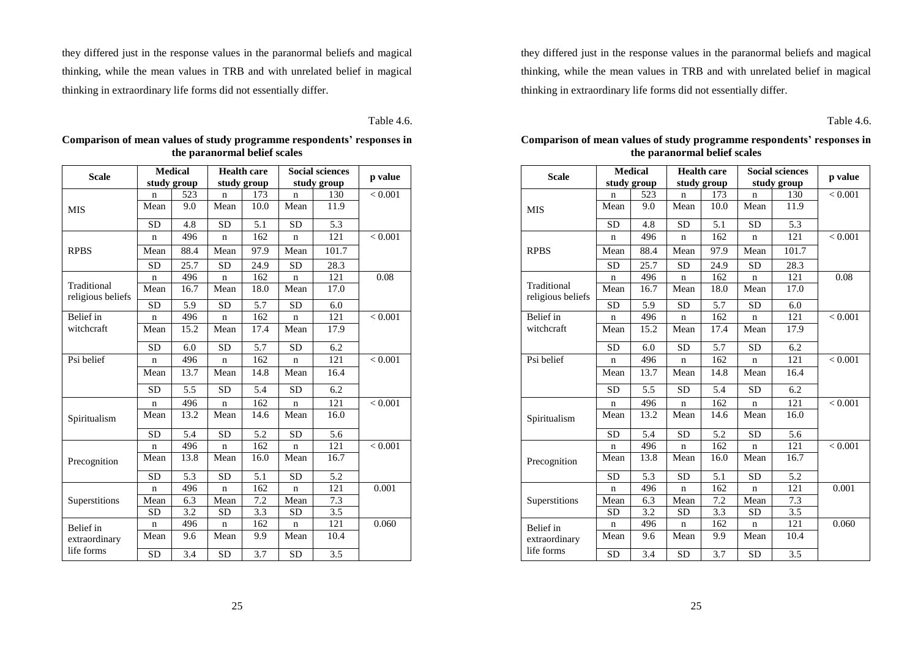they differed just in the response values in the paranormal beliefs and magical thinking, while the mean values in TRB and with unrelated belief in magical thinking in extraordinary life forms did not essentially differ.

Table 4.6.

**Comparison of mean values of study programme respondents' responses in the paranormal belief scales**

| Scale | Medical study group | | Health care study group | | Social sciences study group | | p value |
|---|---|---|---|---|---|---|---|
| MIS | n | 523 | n | 173 | n | 130 | < 0.001 |
| | Mean | 9.0 | Mean | 10.0 | Mean | 11.9 | |
| | SD | 4.8 | SD | 5.1 | SD | 5.3 | |
| RPBS | n | 496 | n | 162 | n | 121 | < 0.001 |
| | Mean | 88.4 | Mean | 97.9 | Mean | 101.7 | |
| | SD | 25.7 | SD | 24.9 | SD | 28.3 | |
| Traditional religious beliefs | n | 496 | n | 162 | n | 121 | 0.08 |
| | Mean | 16.7 | Mean | 18.0 | Mean | 17.0 | |
| | SD | 5.9 | SD | 5.7 | SD | 6.0 | |
| Belief in witchcraft | n | 496 | n | 162 | n | 121 | < 0.001 |
| | Mean | 15.2 | Mean | 17.4 | Mean | 17.9 | |
| | SD | 6.0 | SD | 5.7 | SD | 6.2 | |
| Psi belief | n | 496 | n | 162 | n | 121 | < 0.001 |
| | Mean | 13.7 | Mean | 14.8 | Mean | 16.4 | |
| | SD | 5.5 | SD | 5.4 | SD | 6.2 | |
| Spiritualism | n | 496 | n | 162 | n | 121 | < 0.001 |
| | Mean | 13.2 | Mean | 14.6 | Mean | 16.0 | |
| | SD | 5.4 | SD | 5.2 | SD | 5.6 | |
| Precognition | n | 496 | n | 162 | n | 121 | < 0.001 |
| | Mean | 13.8 | Mean | 16.0 | Mean | 16.7 | |
| | SD | 5.3 | SD | 5.1 | SD | 5.2 | |
| Superstitions | n | 496 | n | 162 | n | 121 | 0.001 |
| | Mean | 6.3 | Mean | 7.2 | Mean | 7.3 | |
| | SD | 3.2 | SD | 3.3 | SD | 3.5 | |
| Belief in extraordinary life forms | n | 496 | n | 162 | n | 121 | 0.060 |
| | Mean | 9.6 | Mean | 9.9 | Mean | 10.4 | |
| | SD | 3.4 | SD | 3.7 | SD | 3.5 | |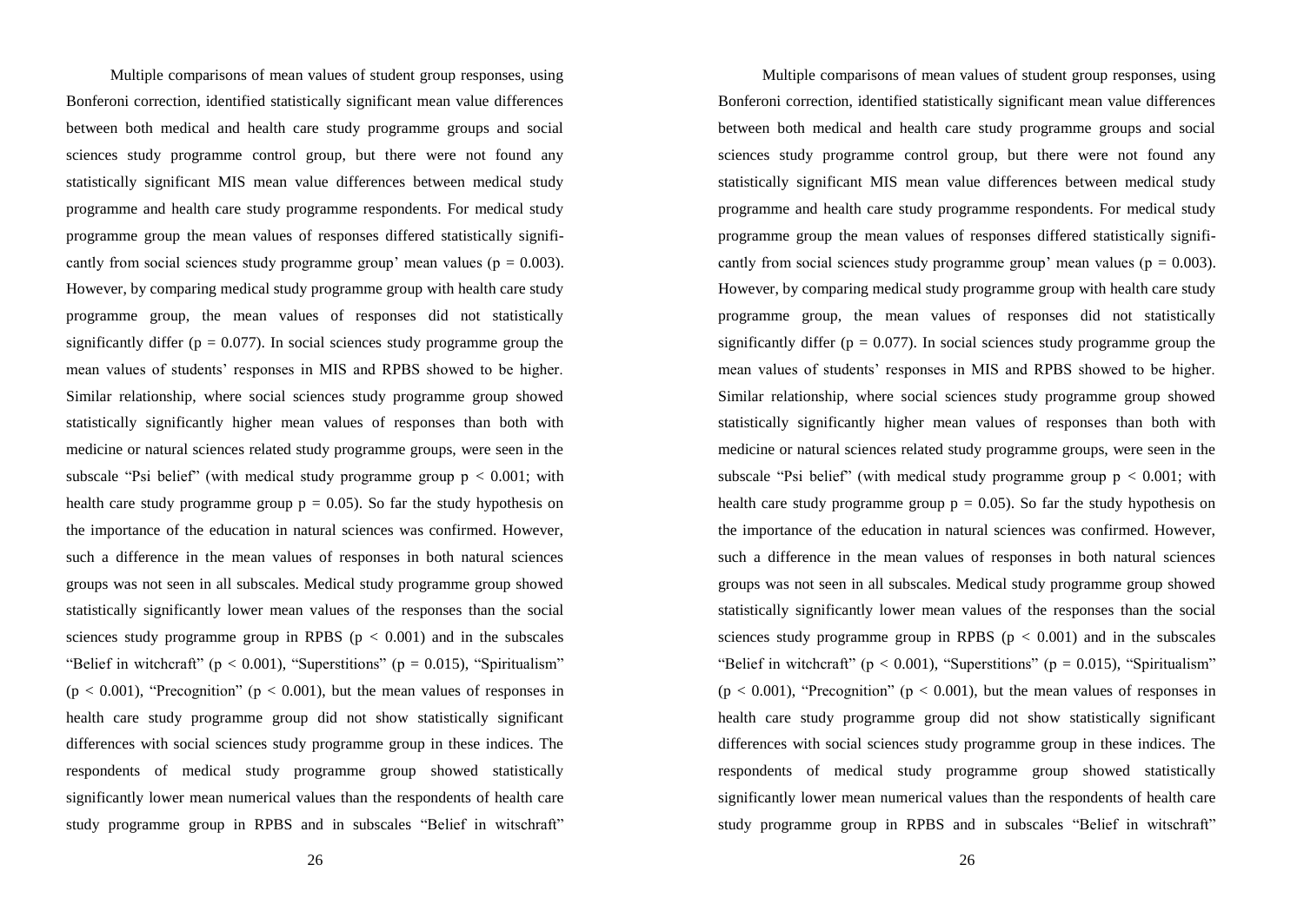Multiple comparisons of mean values of student group responses, using Bonferoni correction, identified statistically significant mean value differences between both medical and health care study programme groups and social sciences study programme control group, but there were not found any statistically significant MIS mean value differences between medical study programme and health care study programme respondents. For medical study programme group the mean values of responses differed statistically significantly from social sciences study programme group' mean values ($p = 0.003$). However, by comparing medical study programme group with health care study programme group, the mean values of responses did not statistically significantly differ ($p = 0.077$). In social sciences study programme group the mean values of students' responses in MIS and RPBS showed to be higher. Similar relationship, where social sciences study programme group showed statistically significantly higher mean values of responses than both with medicine or natural sciences related study programme groups, were seen in the subscale "Psi belief" (with medical study programme group $p < 0.001$; with health care study programme group $p = 0.05$). So far the study hypothesis on the importance of the education in natural sciences was confirmed. However, such a difference in the mean values of responses in both natural sciences groups was not seen in all subscales. Medical study programme group showed statistically significantly lower mean values of the responses than the social sciences study programme group in RPBS ($p < 0.001$) and in the subscales "Belief in witchcraft" ($p < 0.001$), "Superstitions" ($p = 0.015$), "Spiritualism" ($p < 0.001$), "Precognition" ($p < 0.001$), but the mean values of responses in health care study programme group did not show statistically significant differences with social sciences study programme group in these indices. The respondents of medical study programme group showed statistically significantly lower mean numerical values than the respondents of health care study programme group in RPBS and in subscales "Belief in witschraft"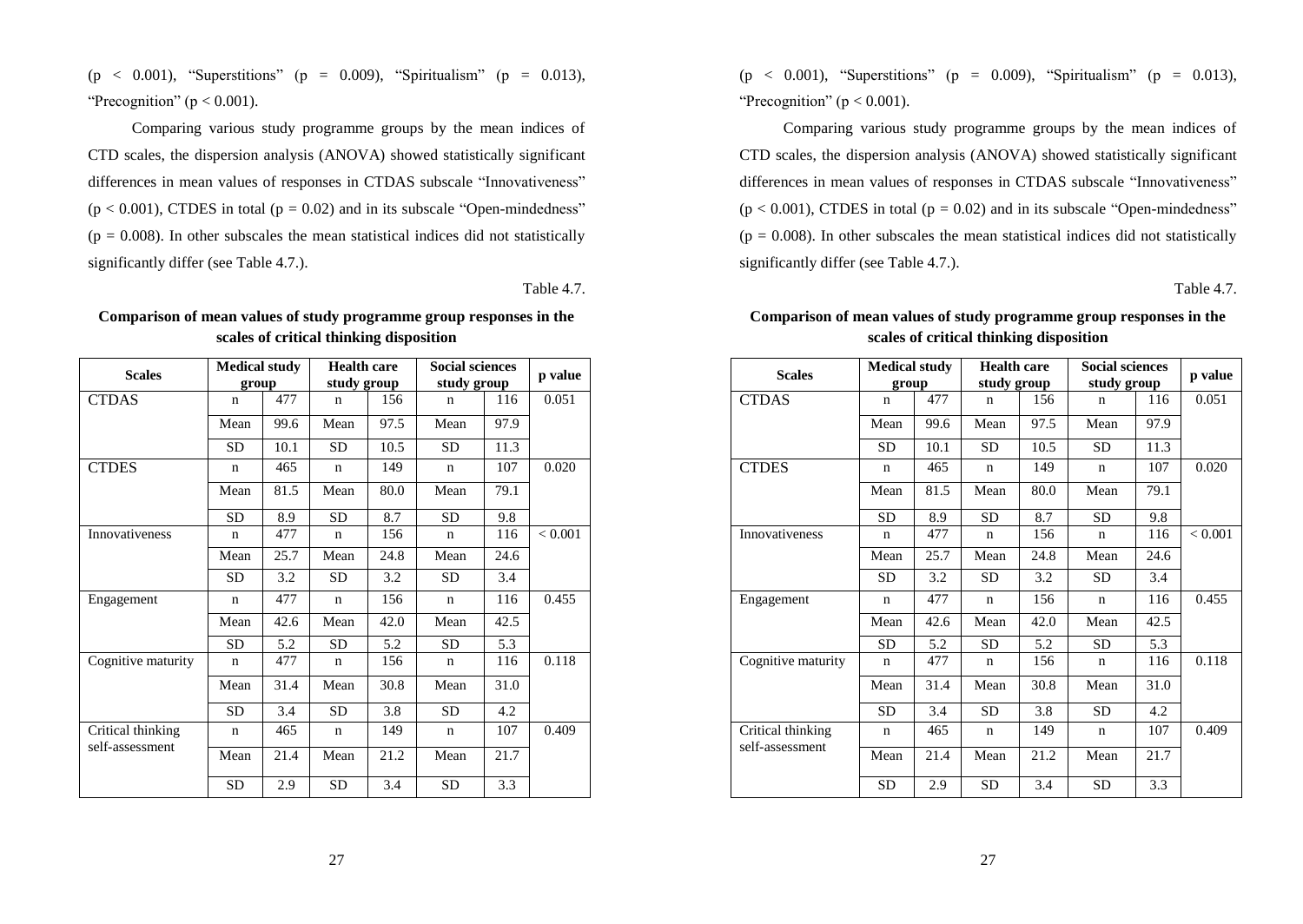($p < 0.001$), "Superstitions" ($p = 0.009$), "Spiritualism" ($p = 0.013$), "Precognition" ($p < 0.001$).

Comparing various study programme groups by the mean indices of CTD scales, the dispersion analysis (ANOVA) showed statistically significant differences in mean values of responses in CTDAS subscale "Innovativeness" ($p < 0.001$), CTDES in total ($p = 0.02$) and in its subscale "Open-mindedness" ($p = 0.008$). In other subscales the mean statistical indices did not statistically significantly differ (see Table 4.7.).

Table 4.7.

**Comparison of mean values of study programme group responses in the scales of critical thinking disposition**

| Scales | Medical study group | | Health care study group | | Social sciences study group | | p value |
|---|---|---|---|---|---|---|---|
| CTDAS | n | 477 | n | 156 | n | 116 | 0.051 |
| | Mean | 99.6 | Mean | 97.5 | Mean | 97.9 | |
| | SD | 10.1 | SD | 10.5 | SD | 11.3 | |
| CTDES | n | 465 | n | 149 | n | 107 | 0.020 |
| | Mean | 81.5 | Mean | 80.0 | Mean | 79.1 | |
| | SD | 8.9 | SD | 8.7 | SD | 9.8 | |
| Innovativeness | n | 477 | n | 156 | n | 116 | < 0.001 |
| | Mean | 25.7 | Mean | 24.8 | Mean | 24.6 | |
| | SD | 3.2 | SD | 3.2 | SD | 3.4 | |
| Engagement | n | 477 | n | 156 | n | 116 | 0.455 |
| | Mean | 42.6 | Mean | 42.0 | Mean | 42.5 | |
| | SD | 5.2 | SD | 5.2 | SD | 5.3 | |
| Cognitive maturity | n | 477 | n | 156 | n | 116 | 0.118 |
| | Mean | 31.4 | Mean | 30.8 | Mean | 31.0 | |
| | SD | 3.4 | SD | 3.8 | SD | 4.2 | |
| Critical thinking self-assessment | n | 465 | n | 149 | n | 107 | 0.409 |
| | Mean | 21.4 | Mean | 21.2 | Mean | 21.7 | |
| | SD | 2.9 | SD | 3.4 | SD | 3.3 | |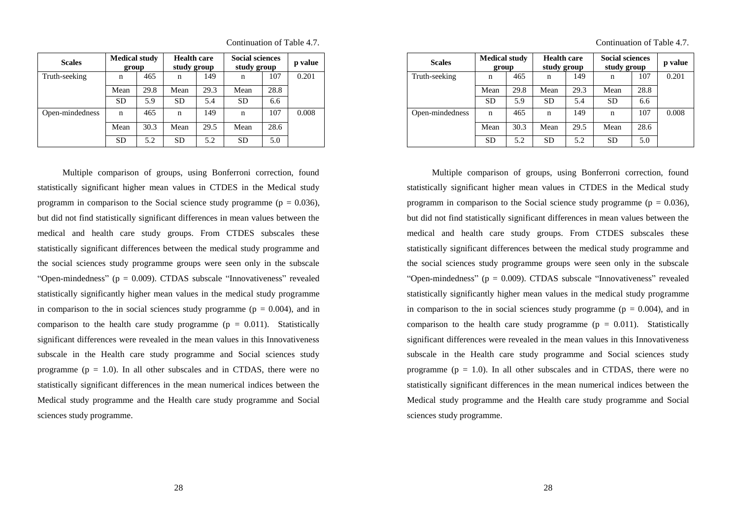Continuation of Table 4.7.

| Scales | Medical study group | | Health care study group | | Social sciences study group | | p value |
|---|---|---|---|---|---|---|---|
| Truth-seeking | n | 465 | n | 149 | n | 107 | 0.201 |
| | Mean | 29.8 | Mean | 29.3 | Mean | 28.8 | |
| | SD | 5.9 | SD | 5.4 | SD | 6.6 | |
| Open-mindedness | n | 465 | n | 149 | n | 107 | 0.008 |
| | Mean | 30.3 | Mean | 29.5 | Mean | 28.6 | |
| | SD | 5.2 | SD | 5.2 | SD | 5.0 | |

Multiple comparison of groups, using Bonferroni correction, found statistically significant higher mean values in CTDES in the Medical study programm in comparison to the Social science study programme ($p = 0.036$), but did not find statistically significant differences in mean values between the medical and health care study groups. From CTDES subscales these statistically significant differences between the medical study programme and the social sciences study programme groups were seen only in the subscale "Open-mindedness" ($p = 0.009$). CTDAS subscale "Innovativeness" revealed statistically significantly higher mean values in the medical study programme in comparison to the in social sciences study programme ($p = 0.004$), and in comparison to the health care study programme ($p = 0.011$). Statistically significant differences were revealed in the mean values in this Innovativeness subscale in the Health care study programme and Social sciences study programme ($p = 1.0$). In all other subscales and in CTDAS, there were no statistically significant differences in the mean numerical indices between the Medical study programme and the Health care study programme and Social sciences study programme.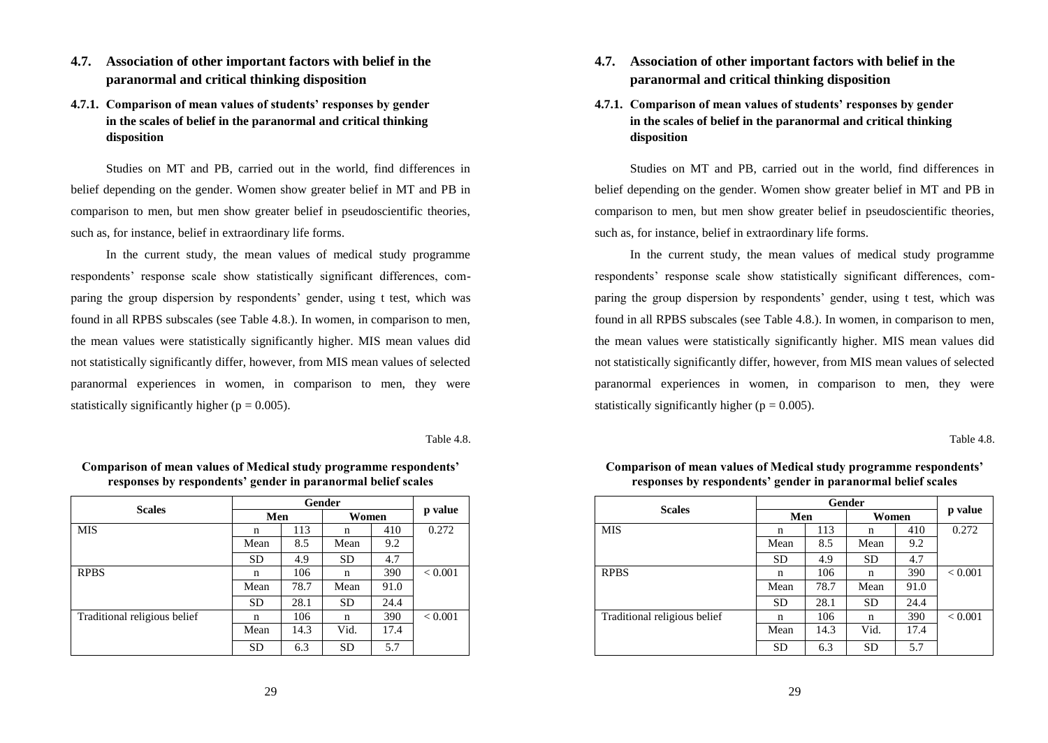## 4.7. Association of other important factors with belief in the paranormal and critical thinking disposition

### 4.7.1. Comparison of mean values of students' responses by gender in the scales of belief in the paranormal and critical thinking disposition

Studies on MT and PB, carried out in the world, find differences in belief depending on the gender. Women show greater belief in MT and PB in comparison to men, but men show greater belief in pseudoscientific theories, such as, for instance, belief in extraordinary life forms.

In the current study, the mean values of medical study programme respondents' response scale show statistically significant differences, comparing the group dispersion by respondents' gender, using t test, which was found in all RPBS subscales (see Table 4.8.). In women, in comparison to men, the mean values were statistically significantly higher. MIS mean values did not statistically significantly differ, however, from MIS mean values of selected paranormal experiences in women, in comparison to men, they were statistically significantly higher ($p = 0.005$).

Table 4.8.

**Comparison of mean values of Medical study programme respondents' responses by respondents' gender in paranormal belief scales**

| Scales | Gender | | | | p value |
|---|---|---|---|---|---|
| | Men | | Women | | |
| MIS | n | 113 | n | 410 | 0.272 |
| | Mean | 8.5 | Mean | 9.2 | |
| | SD | 4.9 | SD | 4.7 | |
| RPBS | n | 106 | n | 390 | < 0.001 |
| | Mean | 78.7 | Mean | 91.0 | |
| | SD | 28.1 | SD | 24.4 | |
| Traditional religious belief | n | 106 | n | 390 | < 0.001 |
| | Mean | 14.3 | Vid. | 17.4 | |
| | SD | 6.3 | SD | 5.7 | |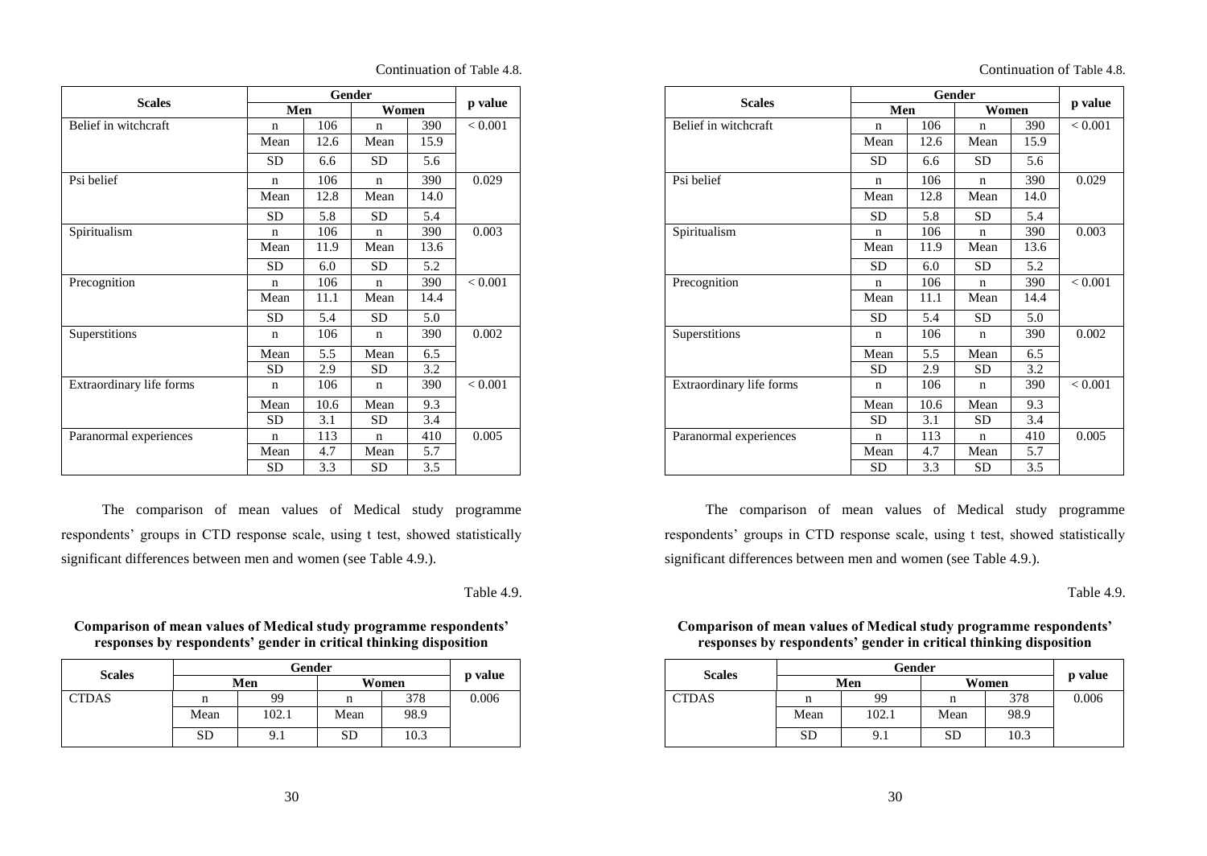Continuation of Table 4.8.

| Scales | Gender | | | | p value |
|---|---|---|---|---|---|
| | Men | | Women | | |
| Belief in witchcraft | n | 106 | n | 390 | < 0.001 |
| | Mean | 12.6 | Mean | 15.9 | |
| | SD | 6.6 | SD | 5.6 | |
| Psi belief | n | 106 | n | 390 | 0.029 |
| | Mean | 12.8 | Mean | 14.0 | |
| | SD | 5.8 | SD | 5.4 | |
| Spiritualism | n | 106 | n | 390 | 0.003 |
| | Mean | 11.9 | Mean | 13.6 | |
| | SD | 6.0 | SD | 5.2 | |
| Precognition | n | 106 | n | 390 | < 0.001 |
| | Mean | 11.1 | Mean | 14.4 | |
| | SD | 5.4 | SD | 5.0 | |
| Superstitions | n | 106 | n | 390 | 0.002 |
| | Mean | 5.5 | Mean | 6.5 | |
| | SD | 2.9 | SD | 3.2 | |
| Extraordinary life forms | n | 106 | n | 390 | < 0.001 |
| | Mean | 10.6 | Mean | 9.3 | |
| | SD | 3.1 | SD | 3.4 | |
| Paranormal experiences | n | 113 | n | 410 | 0.005 |
| | Mean | 4.7 | Mean | 5.7 | |
| | SD | 3.3 | SD | 3.5 | |

The comparison of mean values of Medical study programme respondents' groups in CTD response scale, using t test, showed statistically significant differences between men and women (see Table 4.9.).

Table 4.9.

**Comparison of mean values of Medical study programme respondents' responses by respondents' gender in critical thinking disposition**

| Scales | Gender | | | | p value |
|---|---|---|---|---|---|
| | Men | | Women | | |
| CTDAS | n | 99 | n | 378 | 0.006 |
| | Mean | 102.1 | Mean | 98.9 | |
| | SD | 9.1 | SD | 10.3 | |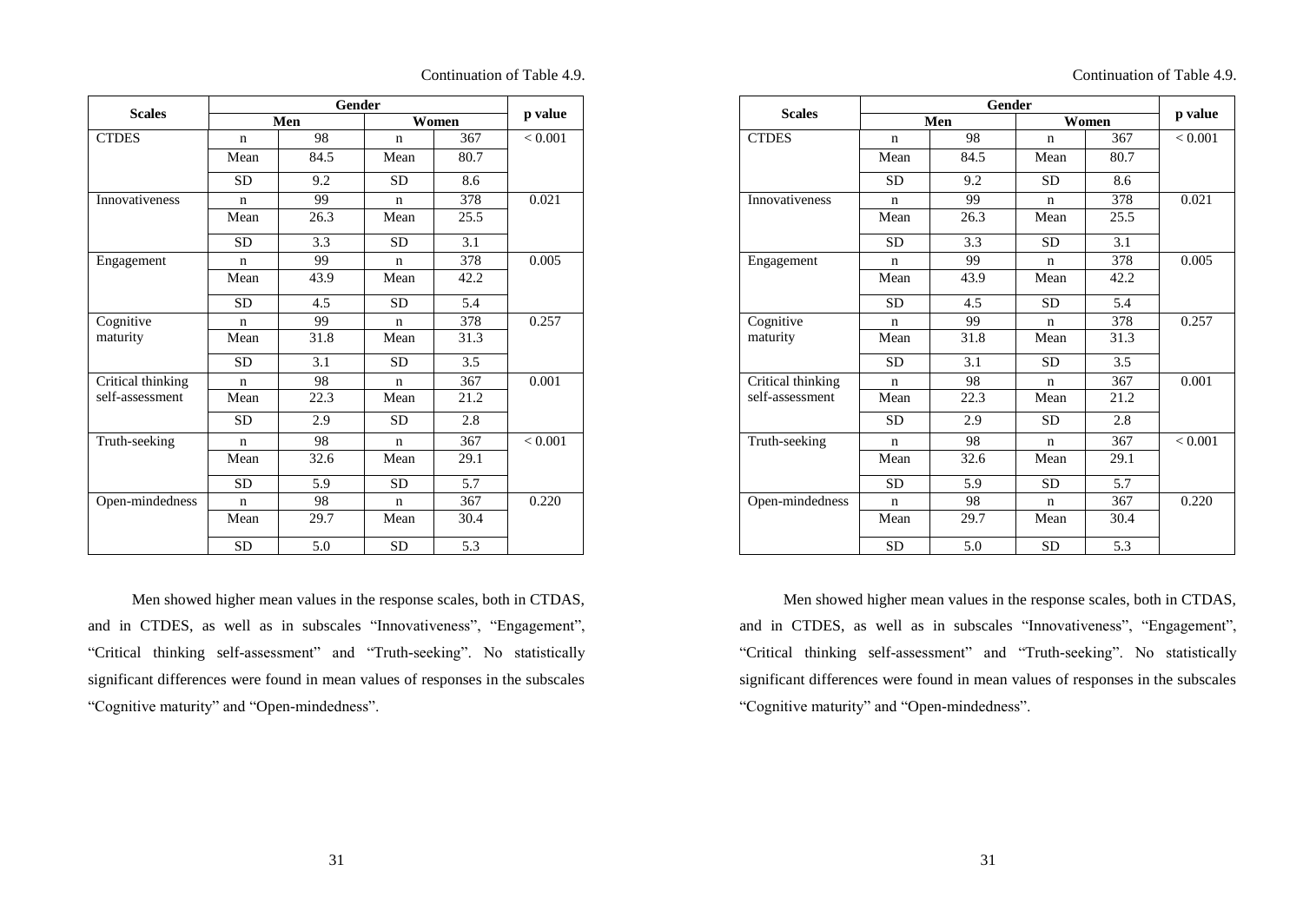Continuation of Table 4.9.

| Scales | Gender | | | | p value |
|---|---|---|---|---|---|
| | Men | | Women | | |
| CTDES | n | 98 | n | 367 | < 0.001 |
| | Mean | 84.5 | Mean | 80.7 | |
| | SD | 9.2 | SD | 8.6 | |
| Innovativeness | n | 99 | n | 378 | 0.021 |
| | Mean | 26.3 | Mean | 25.5 | |
| | SD | 3.3 | SD | 3.1 | |
| Engagement | n | 99 | n | 378 | 0.005 |
| | Mean | 43.9 | Mean | 42.2 | |
| | SD | 4.5 | SD | 5.4 | |
| Cognitive maturity | n | 99 | n | 378 | 0.257 |
| | Mean | 31.8 | Mean | 31.3 | |
| | SD | 3.1 | SD | 3.5 | |
| Critical thinking self-assessment | n | 98 | n | 367 | 0.001 |
| | Mean | 22.3 | Mean | 21.2 | |
| | SD | 2.9 | SD | 2.8 | |
| Truth-seeking | n | 98 | n | 367 | < 0.001 |
| | Mean | 32.6 | Mean | 29.1 | |
| | SD | 5.9 | SD | 5.7 | |
| Open-mindedness | n | 98 | n | 367 | 0.220 |
| | Mean | 29.7 | Mean | 30.4 | |
| | SD | 5.0 | SD | 5.3 | |

Men showed higher mean values in the response scales, both in CTDAS, and in CTDES, as well as in subscales "Innovativeness", "Engagement", "Critical thinking self-assessment" and "Truth-seeking". No statistically significant differences were found in mean values of responses in the subscales "Cognitive maturity" and "Open-mindedness".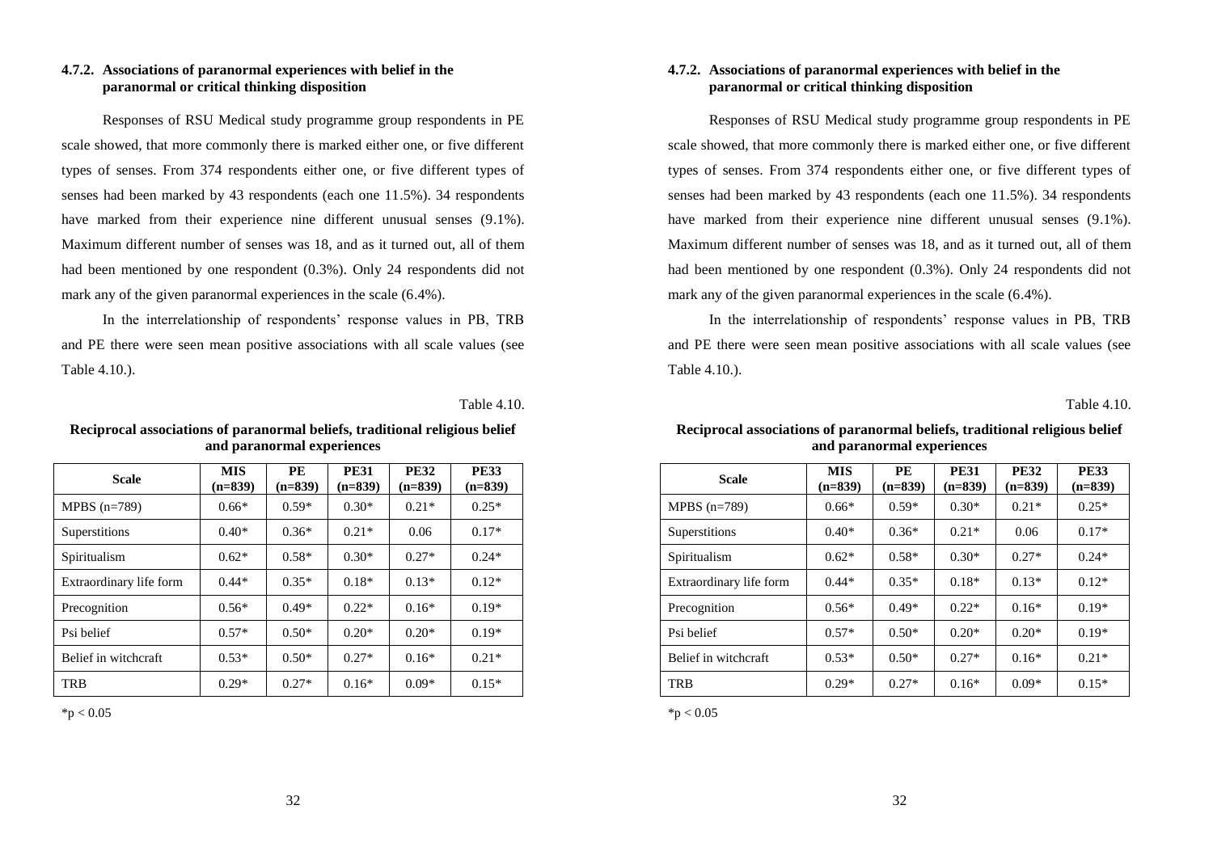### 4.7.2. Associations of paranormal experiences with belief in the paranormal or critical thinking disposition

Responses of RSU Medical study programme group respondents in PE scale showed, that more commonly there is marked either one, or five different types of senses. From 374 respondents either one, or five different types of senses had been marked by 43 respondents (each one 11.5%). 34 respondents have marked from their experience nine different unusual senses (9.1%). Maximum different number of senses was 18, and as it turned out, all of them had been mentioned by one respondent (0.3%). Only 24 respondents did not mark any of the given paranormal experiences in the scale (6.4%).

In the interrelationship of respondents' response values in PB, TRB and PE there were seen mean positive associations with all scale values (see Table 4.10.).

Table 4.10.

**Reciprocal associations of paranormal beliefs, traditional religious belief and paranormal experiences**

| Scale | MIS (n=839) | PE (n=839) | PE31 (n=839) | PE32 (n=839) | PE33 (n=839) |
|---|---|---|---|---|---|
| MPBS (n=789) | 0.66* | 0.59* | 0.30* | 0.21* | 0.25* |
| Superstitions | 0.40* | 0.36* | 0.21* | 0.06 | 0.17* |
| Spiritualism | 0.62* | 0.58* | 0.30* | 0.27* | 0.24* |
| Extraordinary life form | 0.44* | 0.35* | 0.18* | 0.13* | 0.12* |
| Precognition | 0.56* | 0.49* | 0.22* | 0.16* | 0.19* |
| Psi belief | 0.57* | 0.50* | 0.20* | 0.20* | 0.19* |
| Belief in witchcraft | 0.53* | 0.50* | 0.27* | 0.16* | 0.21* |
| TRB | 0.29* | 0.27* | 0.16* | 0.09* | 0.15* |

*$p < 0.05$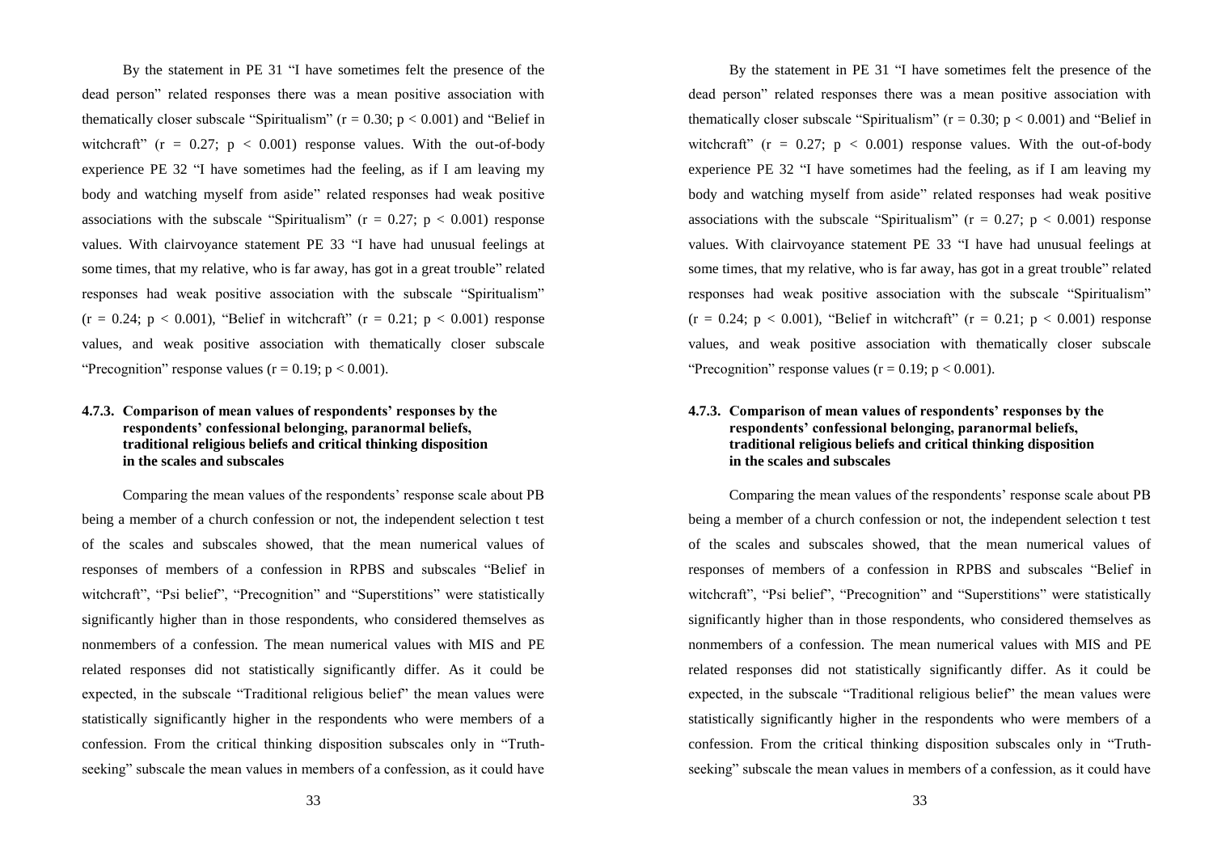By the statement in PE 31 "I have sometimes felt the presence of the dead person" related responses there was a mean positive association with thematically closer subscale "Spiritualism" ($r = 0.30$; $p < 0.001$) and "Belief in witchcraft" ($r = 0.27$; $p < 0.001$) response values. With the out-of-body experience PE 32 "I have sometimes had the feeling, as if I am leaving my body and watching myself from aside" related responses had weak positive associations with the subscale "Spiritualism" ($r = 0.27$; $p < 0.001$) response values. With clairvoyance statement PE 33 "I have had unusual feelings at some times, that my relative, who is far away, has got in a great trouble" related responses had weak positive association with the subscale "Spiritualism" ($r = 0.24$; $p < 0.001$), "Belief in witchcraft" ($r = 0.21$; $p < 0.001$) response values, and weak positive association with thematically closer subscale "Precognition" response values ($r = 0.19$; $p < 0.001$).

### 4.7.3. Comparison of mean values of respondents' responses by the respondents' confessional belonging, paranormal beliefs, traditional religious beliefs and critical thinking disposition in the scales and subscales

Comparing the mean values of the respondents' response scale about PB being a member of a church confession or not, the independent selection t test of the scales and subscales showed, that the mean numerical values of responses of members of a confession in RPBS and subscales "Belief in witchcraft", "Psi belief", "Precognition" and "Superstitions" were statistically significantly higher than in those respondents, who considered themselves as nonmembers of a confession. The mean numerical values with MIS and PE related responses did not statistically significantly differ. As it could be expected, in the subscale "Traditional religious belief" the mean values were statistically significantly higher in the respondents who were members of a confession. From the critical thinking disposition subscales only in "Truth-seeking" subscale the mean values in members of a confession, as it could have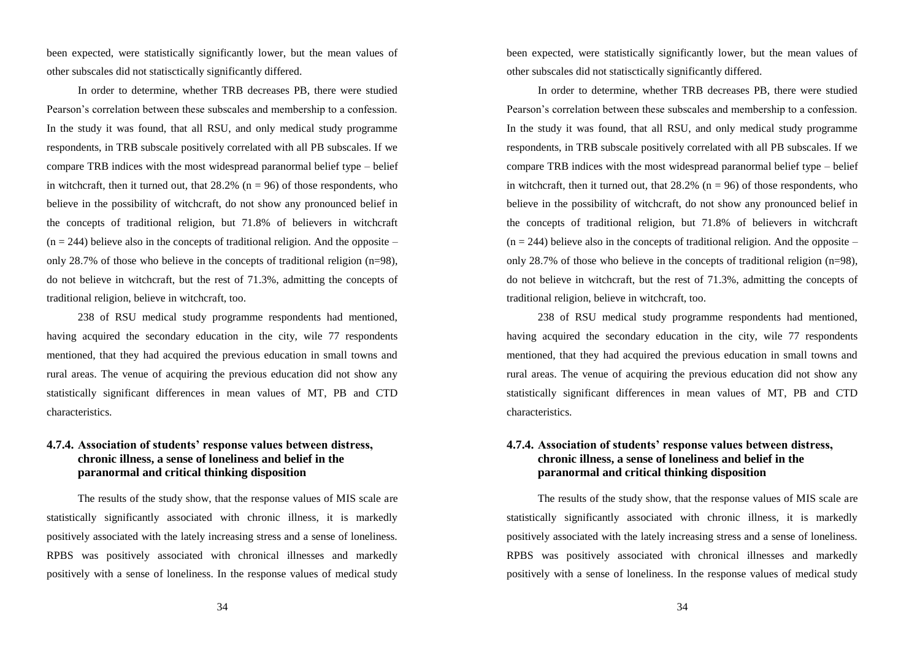been expected, were statistically significantly lower, but the mean values of other subscales did not statisctically significantly differed.

In order to determine, whether TRB decreases PB, there were studied Pearson's correlation between these subscales and membership to a confession. In the study it was found, that all RSU, and only medical study programme respondents, in TRB subscale positively correlated with all PB subscales. If we compare TRB indices with the most widespread paranormal belief type – belief in witchcraft, then it turned out, that 28.2% (n = 96) of those respondents, who believe in the possibility of witchcraft, do not show any pronounced belief in the concepts of traditional religion, but 71.8% of believers in witchcraft (n = 244) believe also in the concepts of traditional religion. And the opposite – only 28.7% of those who believe in the concepts of traditional religion (n=98), do not believe in witchcraft, but the rest of 71.3%, admitting the concepts of traditional religion, believe in witchcraft, too.

238 of RSU medical study programme respondents had mentioned, having acquired the secondary education in the city, wile 77 respondents mentioned, that they had acquired the previous education in small towns and rural areas. The venue of acquiring the previous education did not show any statistically significant differences in mean values of MT, PB and CTD characteristics.

### 4.7.4. Association of students' response values between distress, chronic illness, a sense of loneliness and belief in the paranormal and critical thinking disposition

The results of the study show, that the response values of MIS scale are statistically significantly associated with chronic illness, it is markedly positively associated with the lately increasing stress and a sense of loneliness. RPBS was positively associated with chronical illnesses and markedly positively with a sense of loneliness. In the response values of medical study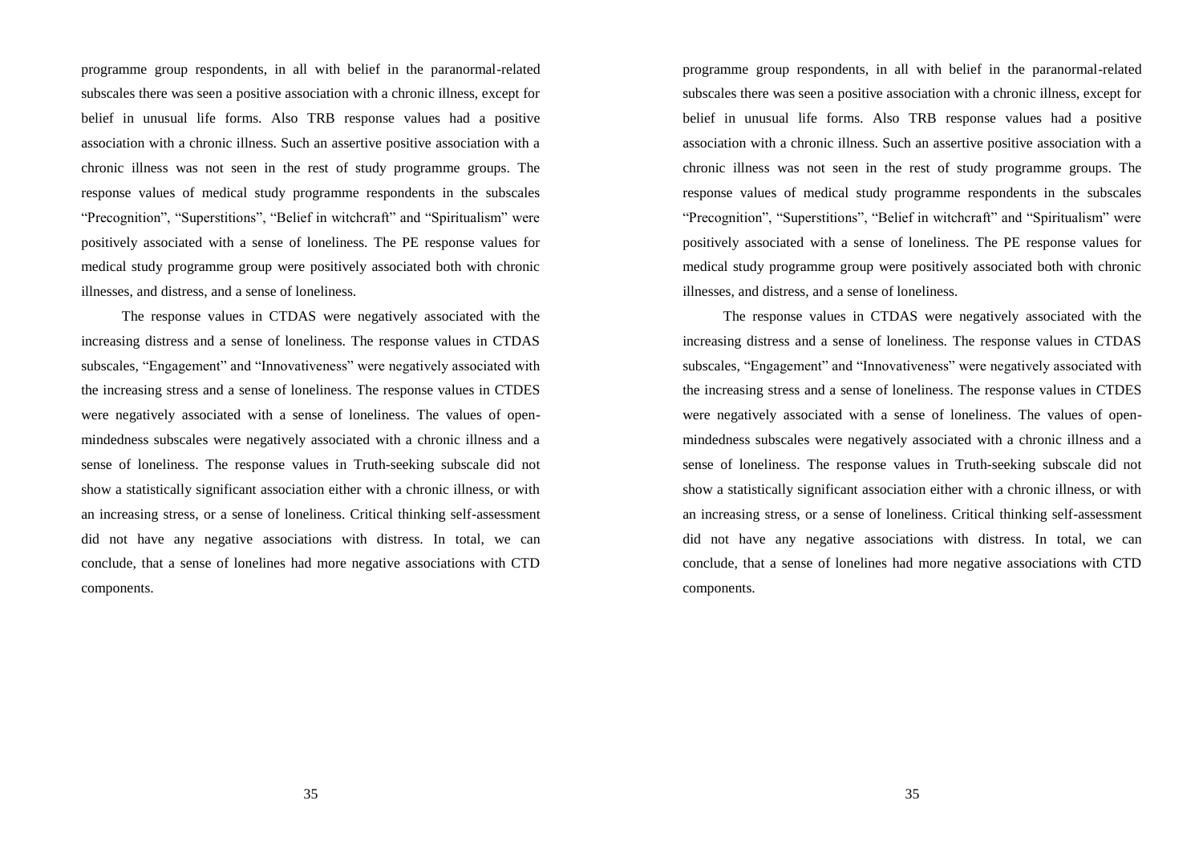programme group respondents, in all with belief in the paranormal-related subscales there was seen a positive association with a chronic illness, except for belief in unusual life forms. Also TRB response values had a positive association with a chronic illness. Such an assertive positive association with a chronic illness was not seen in the rest of study programme groups. The response values of medical study programme respondents in the subscales "Precognition", "Superstitions", "Belief in witchcraft" and "Spiritualism" were positively associated with a sense of loneliness. The PE response values for medical study programme group were positively associated both with chronic illnesses, and distress, and a sense of loneliness.

The response values in CTDAS were negatively associated with the increasing distress and a sense of loneliness. The response values in CTDAS subscales, "Engagement" and "Innovativeness" were negatively associated with the increasing stress and a sense of loneliness. The response values in CTDES were negatively associated with a sense of loneliness. The values of open-mindedness subscales were negatively associated with a chronic illness and a sense of loneliness. The response values in Truth-seeking subscale did not show a statistically significant association either with a chronic illness, or with an increasing stress, or a sense of loneliness. Critical thinking self-assessment did not have any negative associations with distress. In total, we can conclude, that a sense of lonelines had more negative associations with CTD components.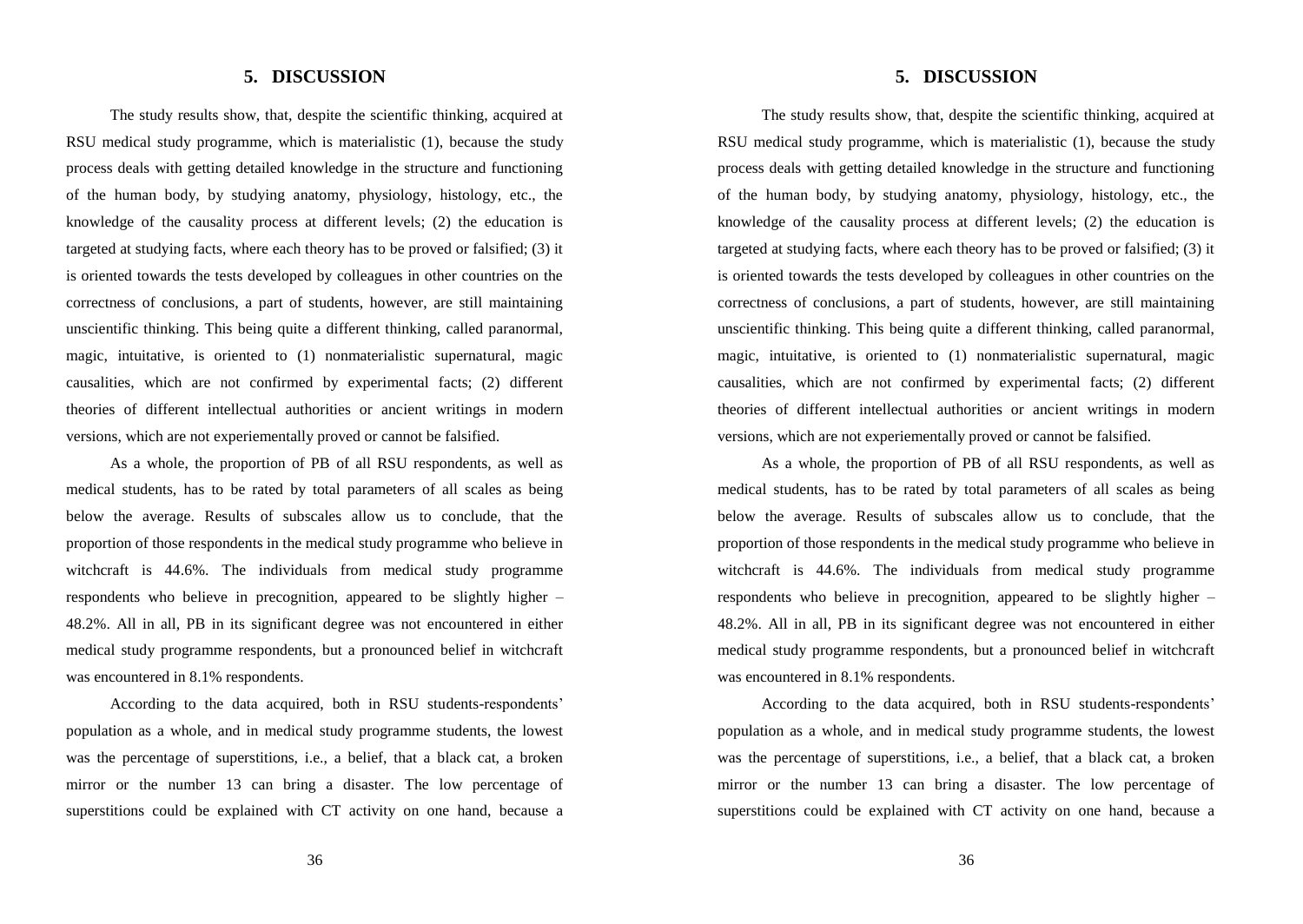## 5. DISCUSSION

The study results show, that, despite the scientific thinking, acquired at RSU medical study programme, which is materialistic (1), because the study process deals with getting detailed knowledge in the structure and functioning of the human body, by studying anatomy, physiology, histology, etc., the knowledge of the causality process at different levels; (2) the education is targeted at studying facts, where each theory has to be proved or falsified; (3) it is oriented towards the tests developed by colleagues in other countries on the correctness of conclusions, a part of students, however, are still maintaining unscientific thinking. This being quite a different thinking, called paranormal, magic, intuitative, is oriented to (1) nonmaterialistic supernatural, magic causalities, which are not confirmed by experimental facts; (2) different theories of different intellectual authorities or ancient writings in modern versions, which are not experiementally proved or cannot be falsified.

As a whole, the proportion of PB of all RSU respondents, as well as medical students, has to be rated by total parameters of all scales as being below the average. Results of subscales allow us to conclude, that the proportion of those respondents in the medical study programme who believe in witchcraft is 44.6%. The individuals from medical study programme respondents who believe in precognition, appeared to be slightly higher – 48.2%. All in all, PB in its significant degree was not encountered in either medical study programme respondents, but a pronounced belief in witchcraft was encountered in 8.1% respondents.

According to the data acquired, both in RSU students-respondents' population as a whole, and in medical study programme students, the lowest was the percentage of superstitions, i.e., a belief, that a black cat, a broken mirror or the number 13 can bring a disaster. The low percentage of superstitions could be explained with CT activity on one hand, because a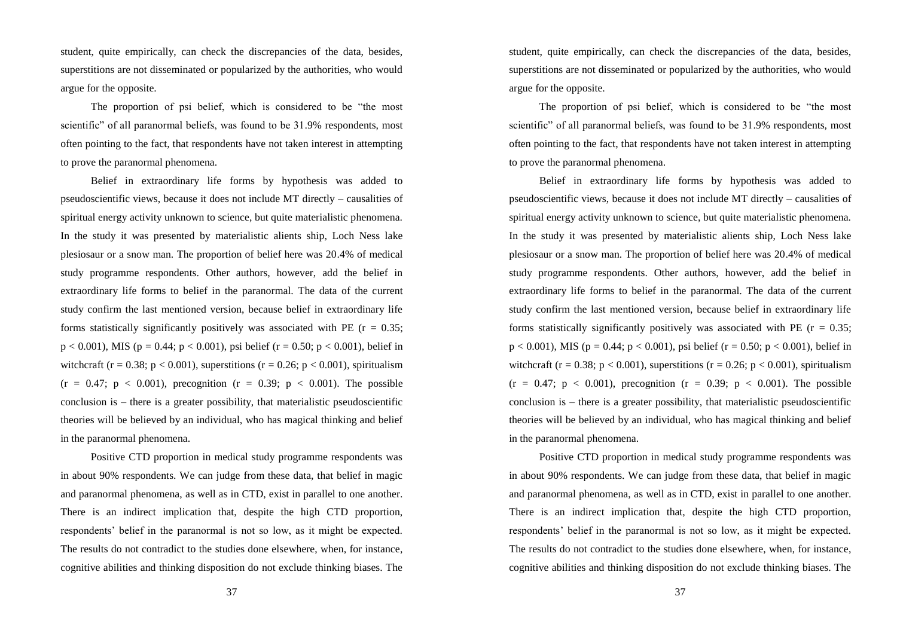student, quite empirically, can check the discrepancies of the data, besides, superstitions are not disseminated or popularized by the authorities, who would argue for the opposite.

The proportion of psi belief, which is considered to be "the most scientific" of all paranormal beliefs, was found to be 31.9% respondents, most often pointing to the fact, that respondents have not taken interest in attempting to prove the paranormal phenomena.

Belief in extraordinary life forms by hypothesis was added to pseudoscientific views, because it does not include MT directly – causalities of spiritual energy activity unknown to science, but quite materialistic phenomena. In the study it was presented by materialistic alients ship, Loch Ness lake plesiosaur or a snow man. The proportion of belief here was 20.4% of medical study programme respondents. Other authors, however, add the belief in extraordinary life forms to belief in the paranormal. The data of the current study confirm the last mentioned version, because belief in extraordinary life forms statistically significantly positively was associated with PE ($r = 0.35$; $p < 0.001$), MIS ($p = 0.44$; $p < 0.001$), psi belief ($r = 0.50$; $p < 0.001$), belief in witchcraft ($r = 0.38$; $p < 0.001$), superstitions ($r = 0.26$; $p < 0.001$), spiritualism ($r = 0.47$; $p < 0.001$), precognition ($r = 0.39$; $p < 0.001$). The possible conclusion is – there is a greater possibility, that materialistic pseudoscientific theories will be believed by an individual, who has magical thinking and belief in the paranormal phenomena.

Positive CTD proportion in medical study programme respondents was in about 90% respondents. We can judge from these data, that belief in magic and paranormal phenomena, as well as in CTD, exist in parallel to one another. There is an indirect implication that, despite the high CTD proportion, respondents' belief in the paranormal is not so low, as it might be expected. The results do not contradict to the studies done elsewhere, when, for instance, cognitive abilities and thinking disposition do not exclude thinking biases. The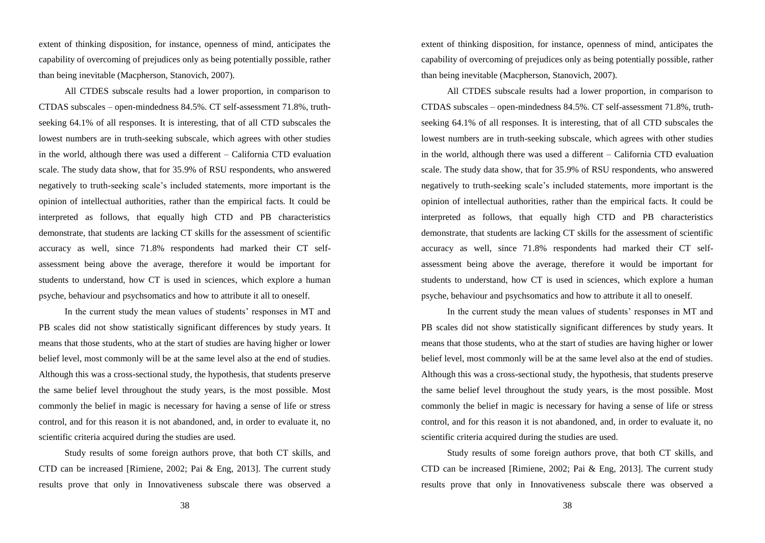extent of thinking disposition, for instance, openness of mind, anticipates the capability of overcoming of prejudices only as being potentially possible, rather than being inevitable (Macpherson, Stanovich, 2007).

All CTDES subscale results had a lower proportion, in comparison to CTDAS subscales – open-mindedness 84.5%. CT self-assessment 71.8%, truth-seeking 64.1% of all responses. It is interesting, that of all CTD subscales the lowest numbers are in truth-seeking subscale, which agrees with other studies in the world, although there was used a different – California CTD evaluation scale. The study data show, that for 35.9% of RSU respondents, who answered negatively to truth-seeking scale's included statements, more important is the opinion of intellectual authorities, rather than the empirical facts. It could be interpreted as follows, that equally high CTD and PB characteristics demonstrate, that students are lacking CT skills for the assessment of scientific accuracy as well, since 71.8% respondents had marked their CT self-assessment being above the average, therefore it would be important for students to understand, how CT is used in sciences, which explore a human psyche, behaviour and psychsomatics and how to attribute it all to oneself.

In the current study the mean values of students' responses in MT and PB scales did not show statistically significant differences by study years. It means that those students, who at the start of studies are having higher or lower belief level, most commonly will be at the same level also at the end of studies. Although this was a cross-sectional study, the hypothesis, that students preserve the same belief level throughout the study years, is the most possible. Most commonly the belief in magic is necessary for having a sense of life or stress control, and for this reason it is not abandoned, and, in order to evaluate it, no scientific criteria acquired during the studies are used.

Study results of some foreign authors prove, that both CT skills, and CTD can be increased [Rimiene, 2002; Pai & Eng, 2013]. The current study results prove that only in Innovativeness subscale there was observed a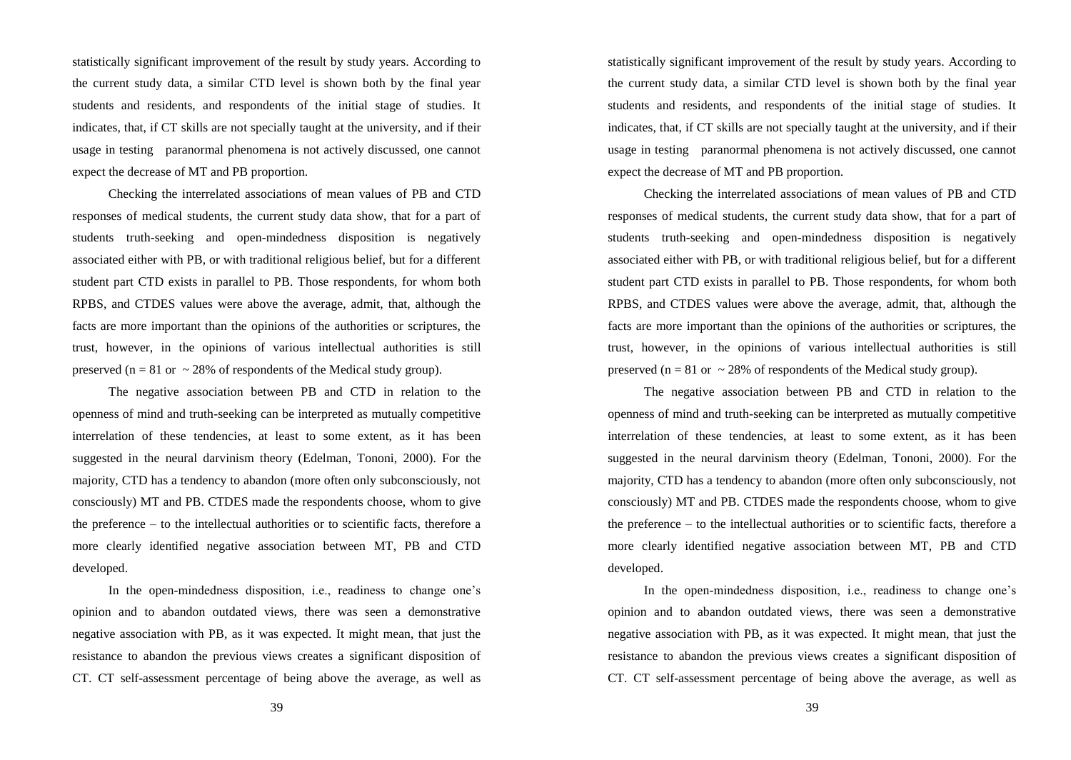statistically significant improvement of the result by study years. According to the current study data, a similar CTD level is shown both by the final year students and residents, and respondents of the initial stage of studies. It indicates, that, if CT skills are not specially taught at the university, and if their usage in testing paranormal phenomena is not actively discussed, one cannot expect the decrease of MT and PB proportion.

Checking the interrelated associations of mean values of PB and CTD responses of medical students, the current study data show, that for a part of students truth-seeking and open-mindedness disposition is negatively associated either with PB, or with traditional religious belief, but for a different student part CTD exists in parallel to PB. Those respondents, for whom both RPBS, and CTDES values were above the average, admit, that, although the facts are more important than the opinions of the authorities or scriptures, the trust, however, in the opinions of various intellectual authorities is still preserved (n = 81 or ~ 28% of respondents of the Medical study group).

The negative association between PB and CTD in relation to the openness of mind and truth-seeking can be interpreted as mutually competitive interrelation of these tendencies, at least to some extent, as it has been suggested in the neural darvinism theory (Edelman, Tononi, 2000). For the majority, CTD has a tendency to abandon (more often only subconsciously, not consciously) MT and PB. CTDES made the respondents choose, whom to give the preference – to the intellectual authorities or to scientific facts, therefore a more clearly identified negative association between MT, PB and CTD developed.

In the open-mindedness disposition, i.e., readiness to change one's opinion and to abandon outdated views, there was seen a demonstrative negative association with PB, as it was expected. It might mean, that just the resistance to abandon the previous views creates a significant disposition of CT. CT self-assessment percentage of being above the average, as well as

statistically significant improvement of the result by study years. According to the current study data, a similar CTD level is shown both by the final year students and residents, and respondents of the initial stage of studies. It indicates, that, if CT skills are not specially taught at the university, and if their usage in testing paranormal phenomena is not actively discussed, one cannot expect the decrease of MT and PB proportion.

Checking the interrelated associations of mean values of PB and CTD responses of medical students, the current study data show, that for a part of students truth-seeking and open-mindedness disposition is negatively associated either with PB, or with traditional religious belief, but for a different student part CTD exists in parallel to PB. Those respondents, for whom both RPBS, and CTDES values were above the average, admit, that, although the facts are more important than the opinions of the authorities or scriptures, the trust, however, in the opinions of various intellectual authorities is still preserved (n = 81 or ~ 28% of respondents of the Medical study group).

The negative association between PB and CTD in relation to the openness of mind and truth-seeking can be interpreted as mutually competitive interrelation of these tendencies, at least to some extent, as it has been suggested in the neural darvinism theory (Edelman, Tononi, 2000). For the majority, CTD has a tendency to abandon (more often only subconsciously, not consciously) MT and PB. CTDES made the respondents choose, whom to give the preference – to the intellectual authorities or to scientific facts, therefore a more clearly identified negative association between MT, PB and CTD developed.

In the open-mindedness disposition, i.e., readiness to change one's opinion and to abandon outdated views, there was seen a demonstrative negative association with PB, as it was expected. It might mean, that just the resistance to abandon the previous views creates a significant disposition of CT. CT self-assessment percentage of being above the average, as well as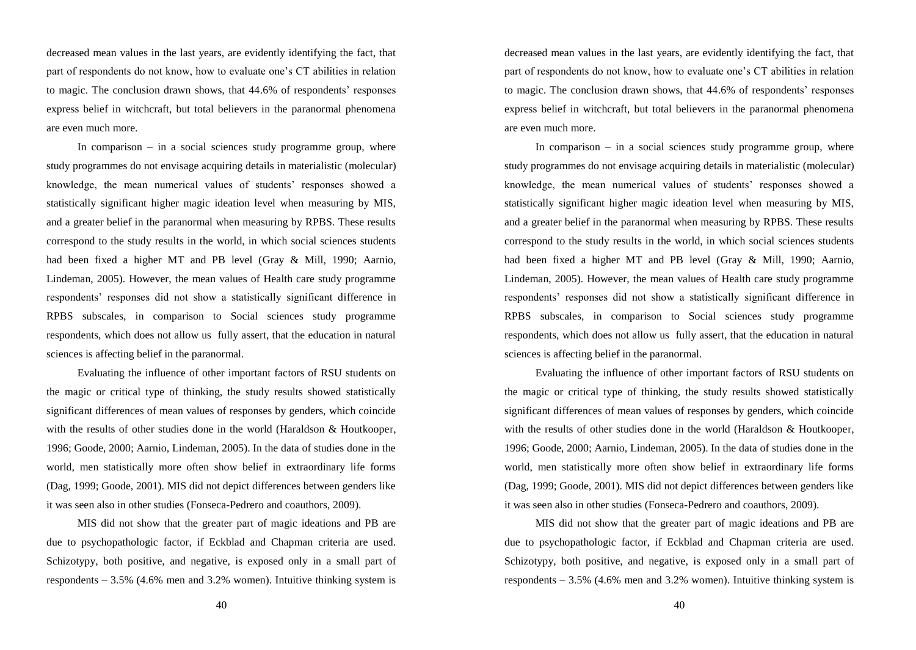decreased mean values in the last years, are evidently identifying the fact, that part of respondents do not know, how to evaluate one's CT abilities in relation to magic. The conclusion drawn shows, that 44.6% of respondents' responses express belief in witchcraft, but total believers in the paranormal phenomena are even much more.

In comparison – in a social sciences study programme group, where study programmes do not envisage acquiring details in materialistic (molecular) knowledge, the mean numerical values of students' responses showed a statistically significant higher magic ideation level when measuring by MIS, and a greater belief in the paranormal when measuring by RPBS. These results correspond to the study results in the world, in which social sciences students had been fixed a higher MT and PB level (Gray & Mill, 1990; Aarnio, Lindeman, 2005). However, the mean values of Health care study programme respondents' responses did not show a statistically significant difference in RPBS subscales, in comparison to Social sciences study programme respondents, which does not allow us fully assert, that the education in natural sciences is affecting belief in the paranormal.

Evaluating the influence of other important factors of RSU students on the magic or critical type of thinking, the study results showed statistically significant differences of mean values of responses by genders, which coincide with the results of other studies done in the world (Haraldson & Houtkooper, 1996; Goode, 2000; Aarnio, Lindeman, 2005). In the data of studies done in the world, men statistically more often show belief in extraordinary life forms (Dag, 1999; Goode, 2001). MIS did not depict differences between genders like it was seen also in other studies (Fonseca-Pedrero and coauthors, 2009).

MIS did not show that the greater part of magic ideations and PB are due to psychopathologic factor, if Eckblad and Chapman criteria are used. Schizotypy, both positive, and negative, is exposed only in a small part of respondents – 3.5% (4.6% men and 3.2% women). Intuitive thinking system is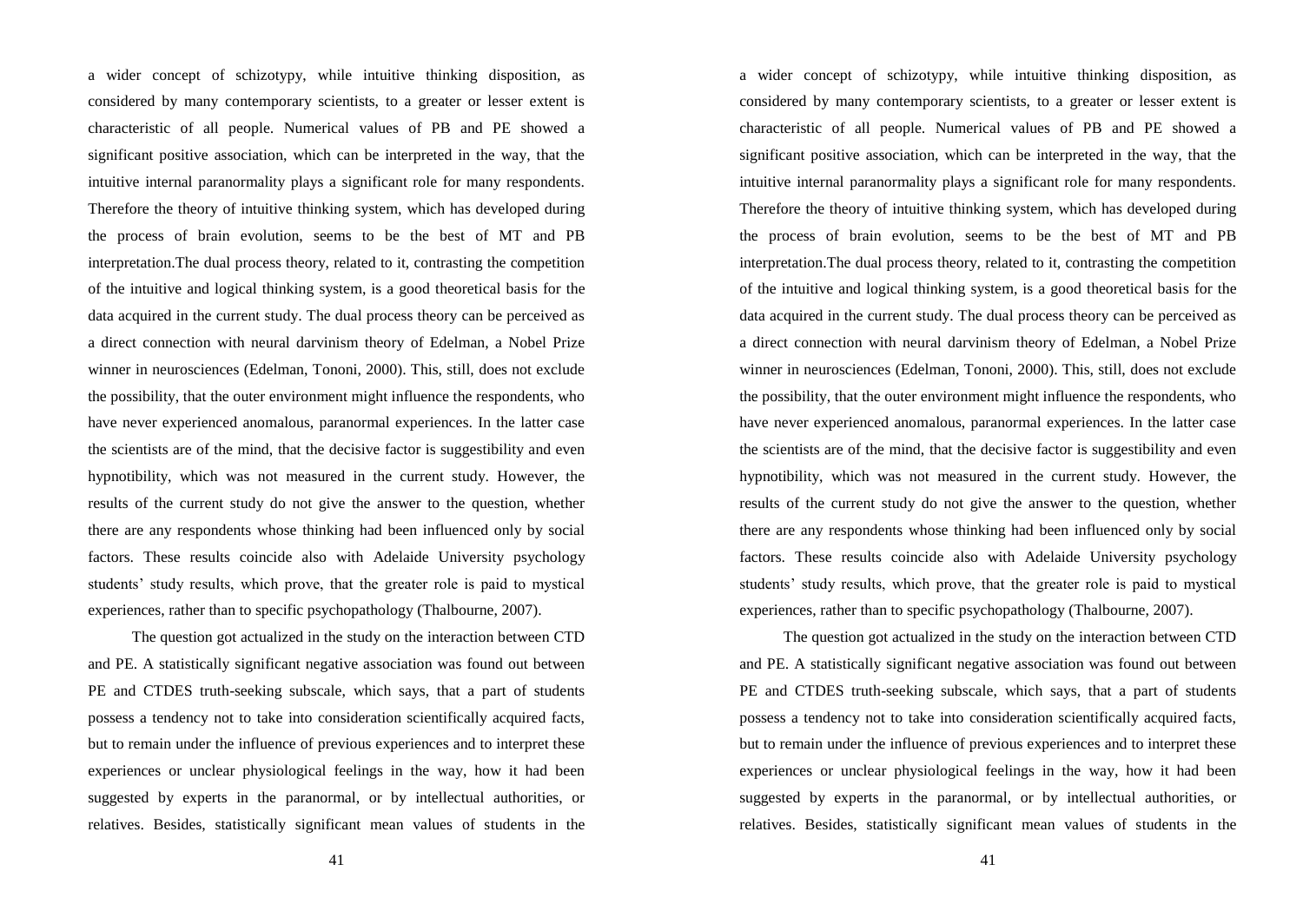a wider concept of schizotypy, while intuitive thinking disposition, as considered by many contemporary scientists, to a greater or lesser extent is characteristic of all people. Numerical values of PB and PE showed a significant positive association, which can be interpreted in the way, that the intuitive internal paranormality plays a significant role for many respondents. Therefore the theory of intuitive thinking system, which has developed during the process of brain evolution, seems to be the best of MT and PB interpretation.The dual process theory, related to it, contrasting the competition of the intuitive and logical thinking system, is a good theoretical basis for the data acquired in the current study. The dual process theory can be perceived as a direct connection with neural darvinism theory of Edelman, a Nobel Prize winner in neurosciences (Edelman, Tononi, 2000). This, still, does not exclude the possibility, that the outer environment might influence the respondents, who have never experienced anomalous, paranormal experiences. In the latter case the scientists are of the mind, that the decisive factor is suggestibility and even hypnotibility, which was not measured in the current study. However, the results of the current study do not give the answer to the question, whether there are any respondents whose thinking had been influenced only by social factors. These results coincide also with Adelaide University psychology students' study results, which prove, that the greater role is paid to mystical experiences, rather than to specific psychopathology (Thalbourne, 2007).

The question got actualized in the study on the interaction between CTD and PE. A statistically significant negative association was found out between PE and CTDES truth-seeking subscale, which says, that a part of students possess a tendency not to take into consideration scientifically acquired facts, but to remain under the influence of previous experiences and to interpret these experiences or unclear physiological feelings in the way, how it had been suggested by experts in the paranormal, or by intellectual authorities, or relatives. Besides, statistically significant mean values of students in the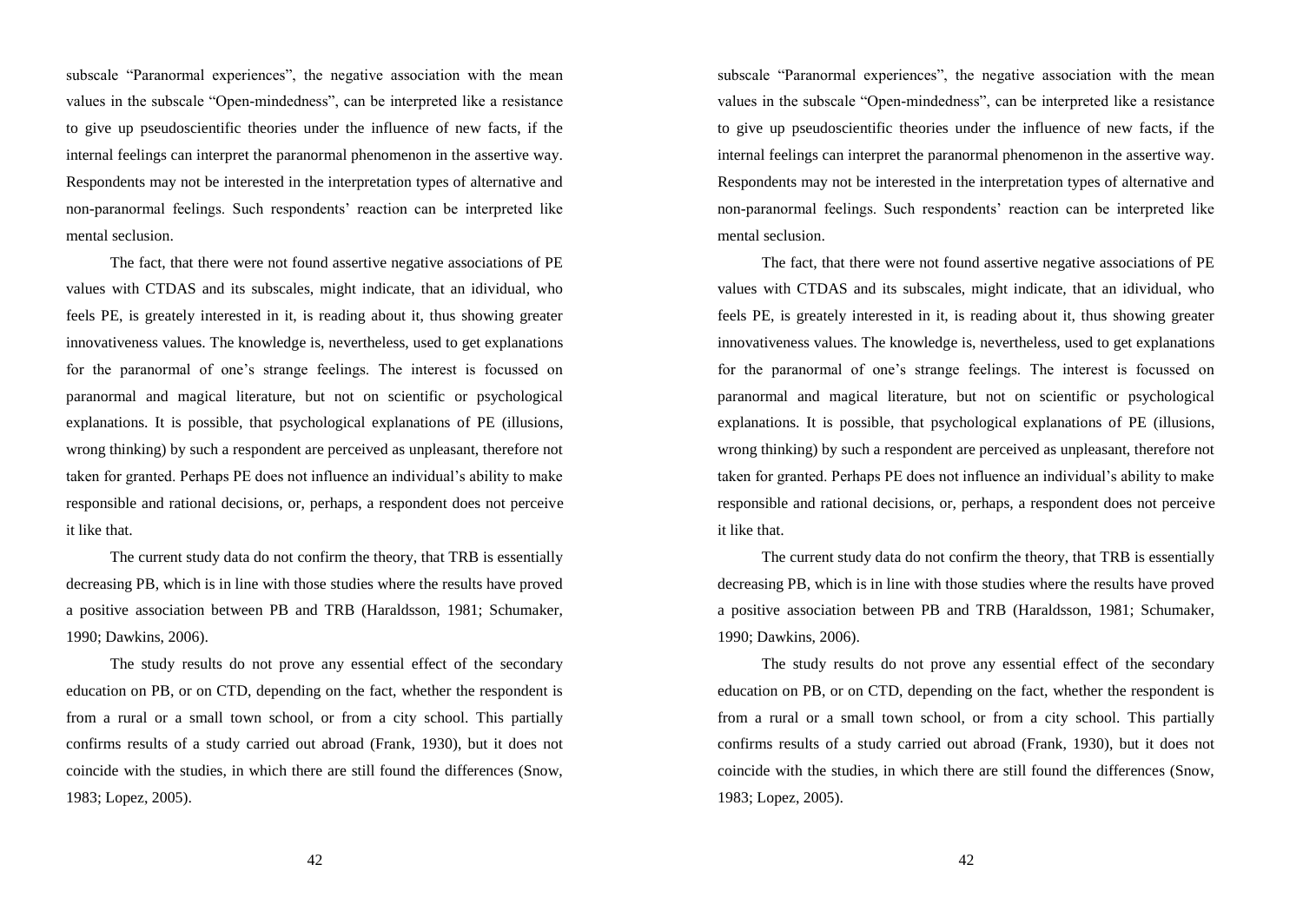subscale "Paranormal experiences", the negative association with the mean values in the subscale "Open-mindedness", can be interpreted like a resistance to give up pseudoscientific theories under the influence of new facts, if the internal feelings can interpret the paranormal phenomenon in the assertive way. Respondents may not be interested in the interpretation types of alternative and non-paranormal feelings. Such respondents' reaction can be interpreted like mental seclusion.

The fact, that there were not found assertive negative associations of PE values with CTDAS and its subscales, might indicate, that an idividual, who feels PE, is greately interested in it, is reading about it, thus showing greater innovativeness values. The knowledge is, nevertheless, used to get explanations for the paranormal of one's strange feelings. The interest is focussed on paranormal and magical literature, but not on scientific or psychological explanations. It is possible, that psychological explanations of PE (illusions, wrong thinking) by such a respondent are perceived as unpleasant, therefore not taken for granted. Perhaps PE does not influence an individual's ability to make responsible and rational decisions, or, perhaps, a respondent does not perceive it like that.

The current study data do not confirm the theory, that TRB is essentially decreasing PB, which is in line with those studies where the results have proved a positive association between PB and TRB (Haraldsson, 1981; Schumaker, 1990; Dawkins, 2006).

The study results do not prove any essential effect of the secondary education on PB, or on CTD, depending on the fact, whether the respondent is from a rural or a small town school, or from a city school. This partially confirms results of a study carried out abroad (Frank, 1930), but it does not coincide with the studies, in which there are still found the differences (Snow, 1983; Lopez, 2005).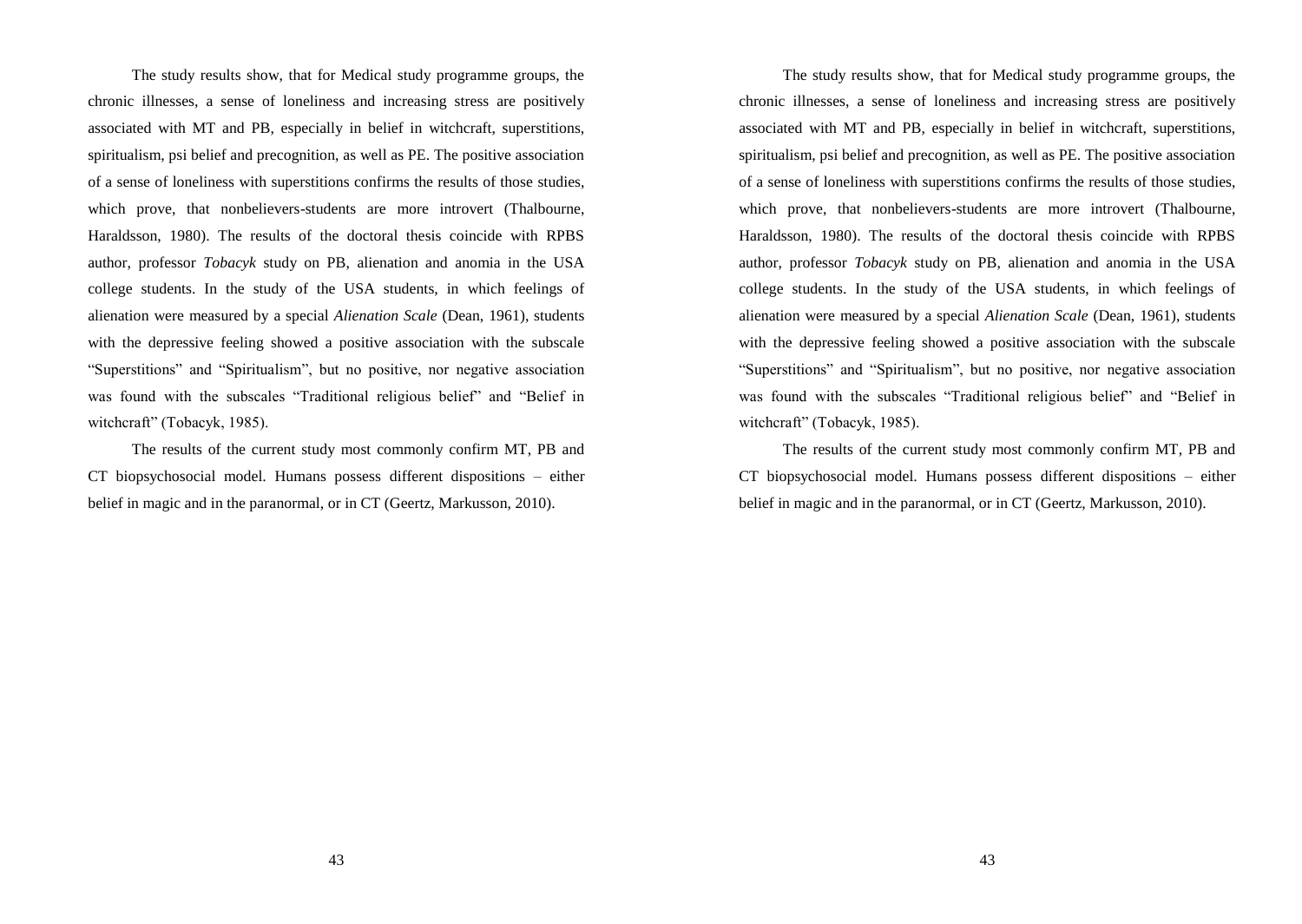The study results show, that for Medical study programme groups, the chronic illnesses, a sense of loneliness and increasing stress are positively associated with MT and PB, especially in belief in witchcraft, superstitions, spiritualism, psi belief and precognition, as well as PE. The positive association of a sense of loneliness with superstitions confirms the results of those studies, which prove, that nonbelievers-students are more introvert (Thalbourne, Haraldsson, 1980). The results of the doctoral thesis coincide with RPBS author, professor *Tobacyk* study on PB, alienation and anomia in the USA college students. In the study of the USA students, in which feelings of alienation were measured by a special *Alienation Scale* (Dean, 1961), students with the depressive feeling showed a positive association with the subscale "Superstitions" and "Spiritualism", but no positive, nor negative association was found with the subscales "Traditional religious belief" and "Belief in witchcraft" (Tobacyk, 1985).

The results of the current study most commonly confirm MT, PB and CT biopsychosocial model. Humans possess different dispositions – either belief in magic and in the paranormal, or in CT (Geertz, Markusson, 2010).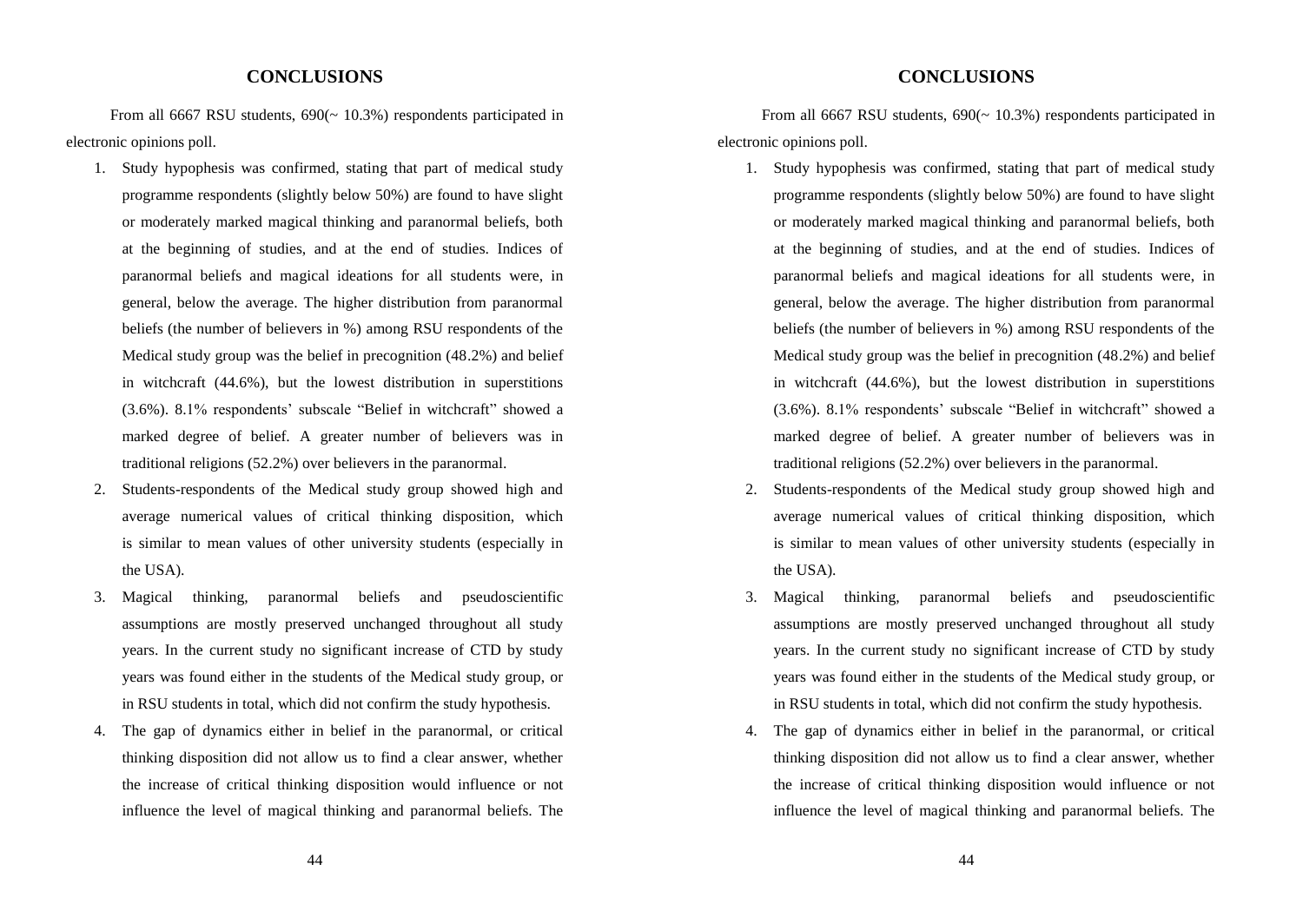## CONCLUSIONS

From all 6667 RSU students, 690(~ 10.3%) respondents participated in electronic opinions poll.

1. Study hypophesis was confirmed, stating that part of medical study programme respondents (slightly below 50%) are found to have slight or moderately marked magical thinking and paranormal beliefs, both at the beginning of studies, and at the end of studies. Indices of paranormal beliefs and magical ideations for all students were, in general, below the average. The higher distribution from paranormal beliefs (the number of believers in %) among RSU respondents of the Medical study group was the belief in precognition (48.2%) and belief in witchcraft (44.6%), but the lowest distribution in superstitions (3.6%). 8.1% respondents' subscale "Belief in witchcraft" showed a marked degree of belief. A greater number of believers was in traditional religions (52.2%) over believers in the paranormal.
2. Students-respondents of the Medical study group showed high and average numerical values of critical thinking disposition, which is similar to mean values of other university students (especially in the USA).
3. Magical thinking, paranormal beliefs and pseudoscientific assumptions are mostly preserved unchanged throughout all study years. In the current study no significant increase of CTD by study years was found either in the students of the Medical study group, or in RSU students in total, which did not confirm the study hypothesis.
4. The gap of dynamics either in belief in the paranormal, or critical thinking disposition did not allow us to find a clear answer, whether the increase of critical thinking disposition would influence or not influence the level of magical thinking and paranormal beliefs. The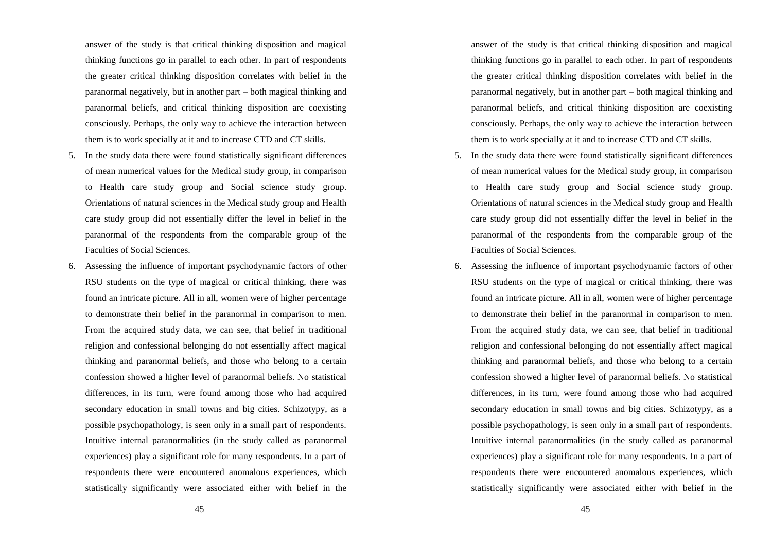answer of the study is that critical thinking disposition and magical thinking functions go in parallel to each other. In part of respondents the greater critical thinking disposition correlates with belief in the paranormal negatively, but in another part – both magical thinking and paranormal beliefs, and critical thinking disposition are coexisting consciously. Perhaps, the only way to achieve the interaction between them is to work specially at it and to increase CTD and CT skills.

5. In the study data there were found statistically significant differences of mean numerical values for the Medical study group, in comparison to Health care study group and Social science study group. Orientations of natural sciences in the Medical study group and Health care study group did not essentially differ the level in belief in the paranormal of the respondents from the comparable group of the Faculties of Social Sciences.
6. Assessing the influence of important psychodynamic factors of other RSU students on the type of magical or critical thinking, there was found an intricate picture. All in all, women were of higher percentage to demonstrate their belief in the paranormal in comparison to men. From the acquired study data, we can see, that belief in traditional religion and confessional belonging do not essentially affect magical thinking and paranormal beliefs, and those who belong to a certain confession showed a higher level of paranormal beliefs. No statistical differences, in its turn, were found among those who had acquired secondary education in small towns and big cities. Schizotypy, as a possible psychopathology, is seen only in a small part of respondents. Intuitive internal paranormalities (in the study called as paranormal experiences) play a significant role for many respondents. In a part of respondents there were encountered anomalous experiences, which statistically significantly were associated either with belief in the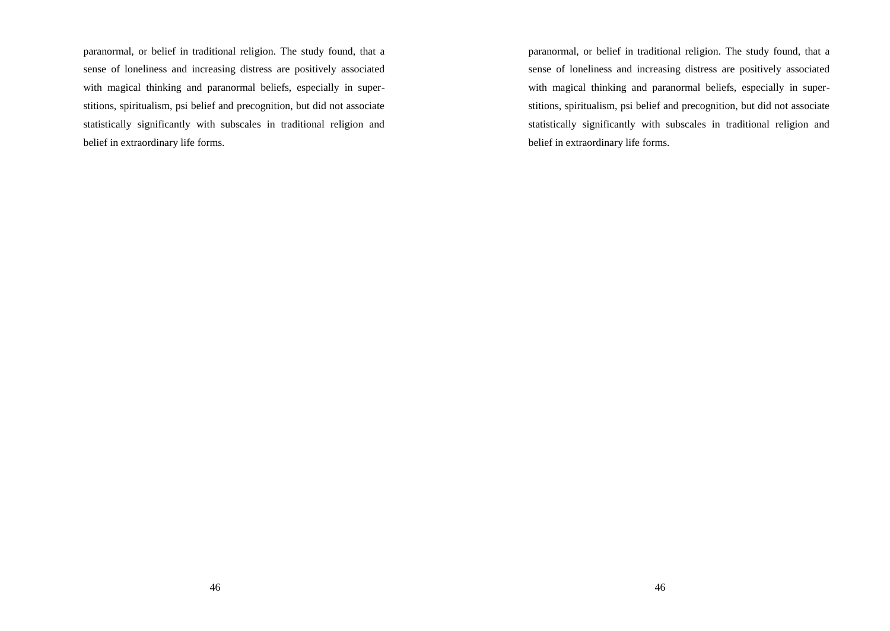paranormal, or belief in traditional religion. The study found, that a sense of loneliness and increasing distress are positively associated with magical thinking and paranormal beliefs, especially in superstitions, spiritualism, psi belief and precognition, but did not associate statistically significantly with subscales in traditional religion and belief in extraordinary life forms.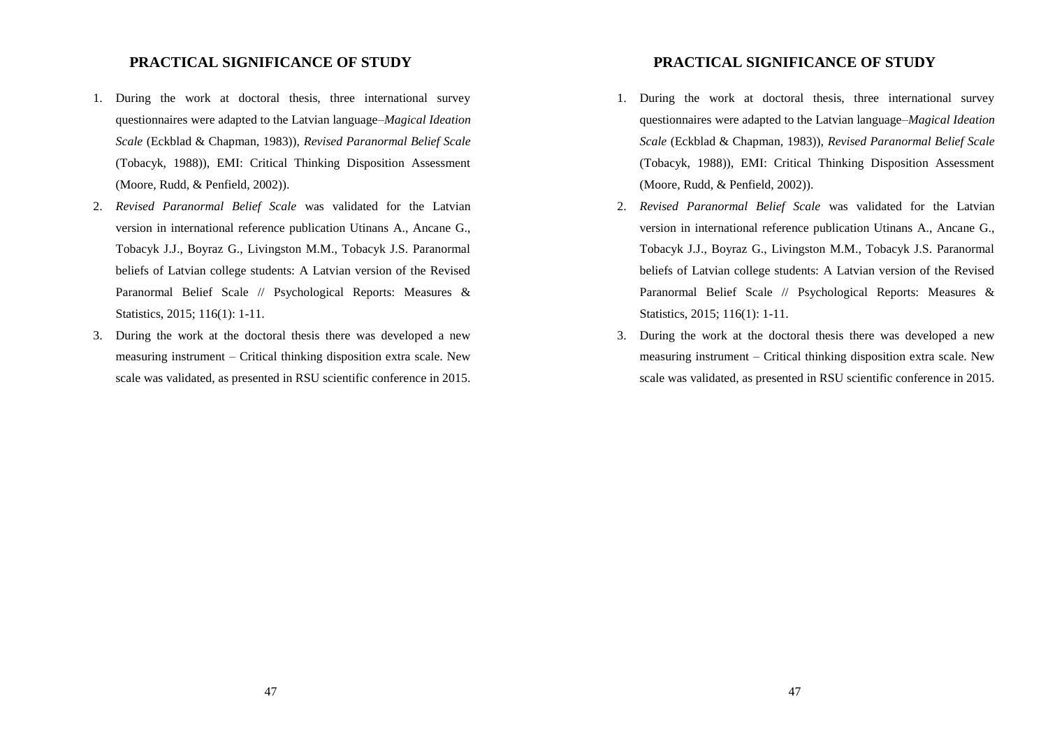## PRACTICAL SIGNIFICANCE OF STUDY

1. During the work at doctoral thesis, three international survey questionnaires were adapted to the Latvian language–*Magical Ideation Scale* (Eckblad & Chapman, 1983)), *Revised Paranormal Belief Scale* (Tobacyk, 1988)), EMI: Critical Thinking Disposition Assessment (Moore, Rudd, & Penfield, 2002)).
2. *Revised Paranormal Belief Scale* was validated for the Latvian version in international reference publication Utinans A., Ancane G., Tobacyk J.J., Boyraz G., Livingston M.M., Tobacyk J.S. Paranormal beliefs of Latvian college students: A Latvian version of the Revised Paranormal Belief Scale // Psychological Reports: Measures & Statistics, 2015; 116(1): 1-11.
3. During the work at the doctoral thesis there was developed a new measuring instrument – Critical thinking disposition extra scale. New scale was validated, as presented in RSU scientific conference in 2015.

## PRACTICAL SIGNIFICANCE OF STUDY

1. During the work at doctoral thesis, three international survey questionnaires were adapted to the Latvian language–*Magical Ideation Scale* (Eckblad & Chapman, 1983)), *Revised Paranormal Belief Scale* (Tobacyk, 1988)), EMI: Critical Thinking Disposition Assessment (Moore, Rudd, & Penfield, 2002)).
2. *Revised Paranormal Belief Scale* was validated for the Latvian version in international reference publication Utinans A., Ancane G., Tobacyk J.J., Boyraz G., Livingston M.M., Tobacyk J.S. Paranormal beliefs of Latvian college students: A Latvian version of the Revised Paranormal Belief Scale // Psychological Reports: Measures & Statistics, 2015; 116(1): 1-11.
3. During the work at the doctoral thesis there was developed a new measuring instrument – Critical thinking disposition extra scale. New scale was validated, as presented in RSU scientific conference in 2015.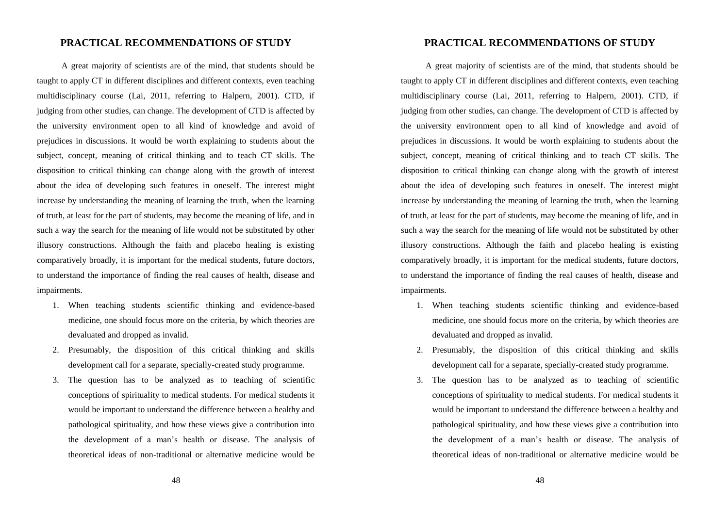## PRACTICAL RECOMMENDATIONS OF STUDY

A great majority of scientists are of the mind, that students should be taught to apply CT in different disciplines and different contexts, even teaching multidisciplinary course (Lai, 2011, referring to Halpern, 2001). CTD, if judging from other studies, can change. The development of CTD is affected by the university environment open to all kind of knowledge and avoid of prejudices in discussions. It would be worth explaining to students about the subject, concept, meaning of critical thinking and to teach CT skills. The disposition to critical thinking can change along with the growth of interest about the idea of developing such features in oneself. The interest might increase by understanding the meaning of learning the truth, when the learning of truth, at least for the part of students, may become the meaning of life, and in such a way the search for the meaning of life would not be substituted by other illusory constructions. Although the faith and placebo healing is existing comparatively broadly, it is important for the medical students, future doctors, to understand the importance of finding the real causes of health, disease and impairments.

1. When teaching students scientific thinking and evidence-based medicine, one should focus more on the criteria, by which theories are devaluated and dropped as invalid.
2. Presumably, the disposition of this critical thinking and skills development call for a separate, specially-created study programme.
3. The question has to be analyzed as to teaching of scientific conceptions of spirituality to medical students. For medical students it would be important to understand the difference between a healthy and pathological spirituality, and how these views give a contribution into the development of a man's health or disease. The analysis of theoretical ideas of non-traditional or alternative medicine would be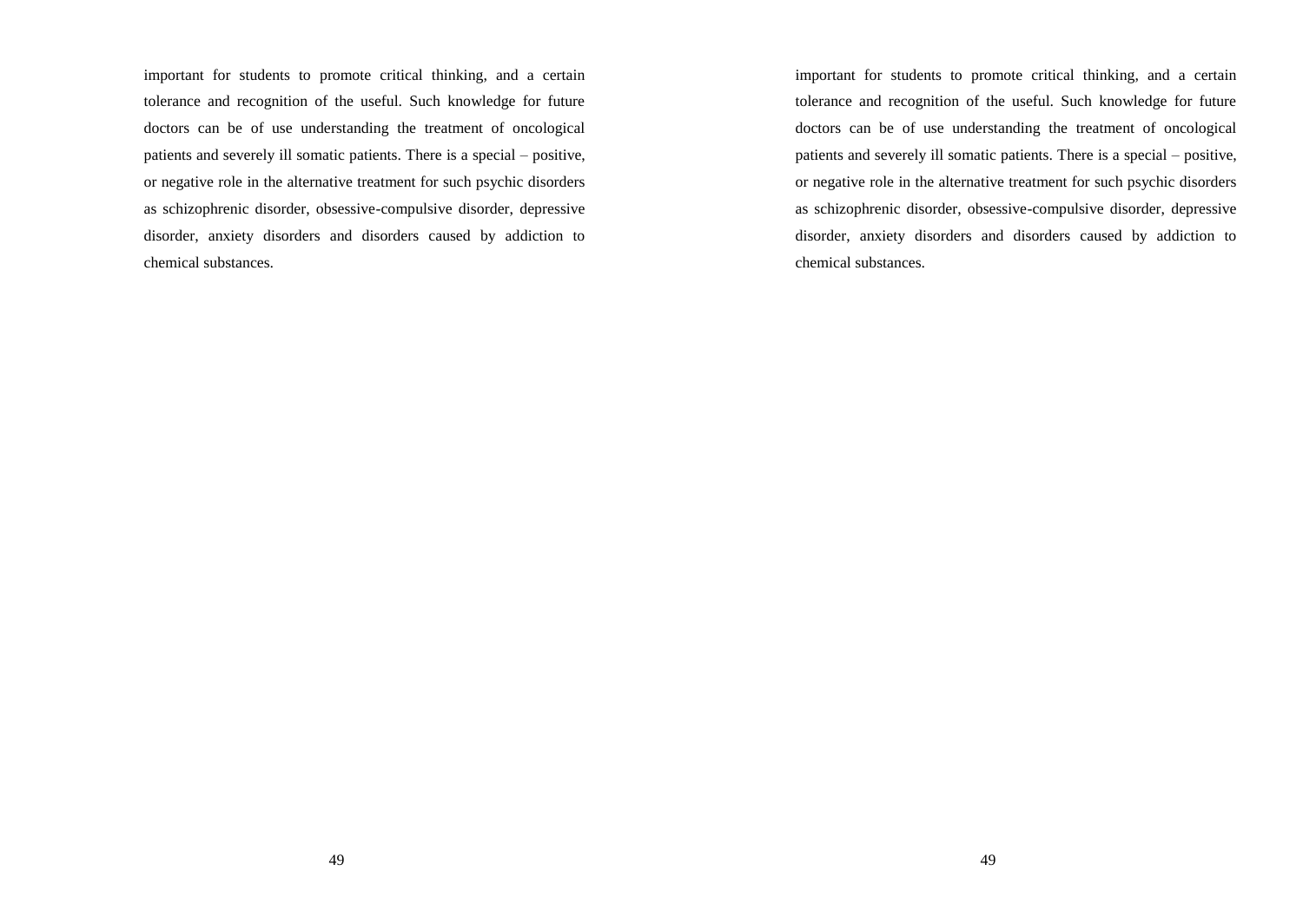important for students to promote critical thinking, and a certain tolerance and recognition of the useful. Such knowledge for future doctors can be of use understanding the treatment of oncological patients and severely ill somatic patients. There is a special – positive, or negative role in the alternative treatment for such psychic disorders as schizophrenic disorder, obsessive-compulsive disorder, depressive disorder, anxiety disorders and disorders caused by addiction to chemical substances.

important for students to promote critical thinking, and a certain tolerance and recognition of the useful. Such knowledge for future doctors can be of use understanding the treatment of oncological patients and severely ill somatic patients. There is a special – positive, or negative role in the alternative treatment for such psychic disorders as schizophrenic disorder, obsessive-compulsive disorder, depressive disorder, anxiety disorders and disorders caused by addiction to chemical substances.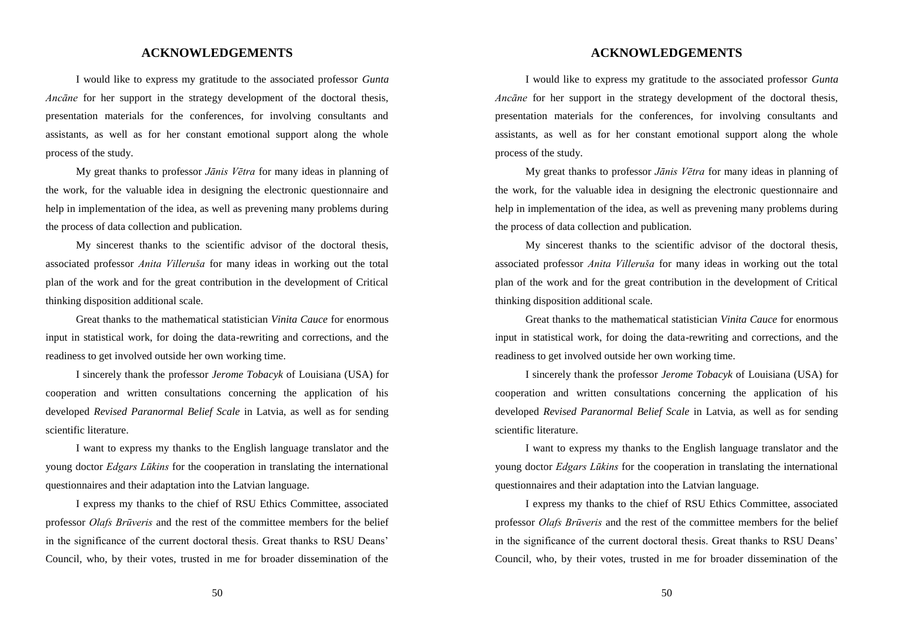## ACKNOWLEDGEMENTS

I would like to express my gratitude to the associated professor *Gunta Ancāne* for her support in the strategy development of the doctoral thesis, presentation materials for the conferences, for involving consultants and assistants, as well as for her constant emotional support along the whole process of the study.

My great thanks to professor *Jānis Vētra* for many ideas in planning of the work, for the valuable idea in designing the electronic questionnaire and help in implementation of the idea, as well as prevening many problems during the process of data collection and publication.

My sincerest thanks to the scientific advisor of the doctoral thesis, associated professor *Anita Villeruša* for many ideas in working out the total plan of the work and for the great contribution in the development of Critical thinking disposition additional scale.

Great thanks to the mathematical statistician *Vinita Cauce* for enormous input in statistical work, for doing the data-rewriting and corrections, and the readiness to get involved outside her own working time.

I sincerely thank the professor *Jerome Tobacyk* of Louisiana (USA) for cooperation and written consultations concerning the application of his developed *Revised Paranormal Belief Scale* in Latvia, as well as for sending scientific literature.

I want to express my thanks to the English language translator and the young doctor *Edgars Lūkins* for the cooperation in translating the international questionnaires and their adaptation into the Latvian language.

I express my thanks to the chief of RSU Ethics Committee, associated professor *Olafs Brūveris* and the rest of the committee members for the belief in the significance of the current doctoral thesis. Great thanks to RSU Deans' Council, who, by their votes, trusted in me for broader dissemination of the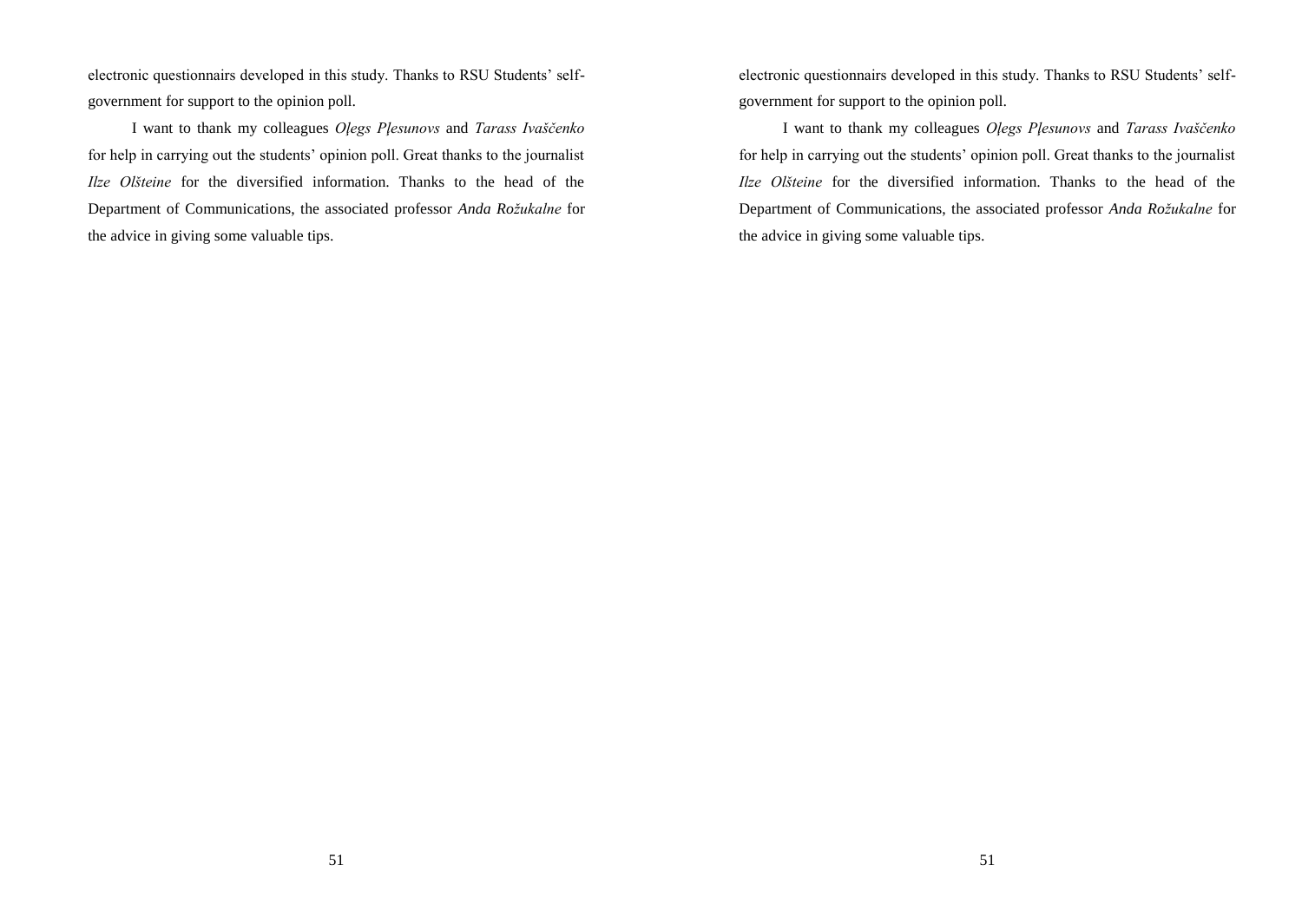electronic questionnairs developed in this study. Thanks to RSU Students' self-government for support to the opinion poll.

I want to thank my colleagues *Oļegs Pļesunovs* and *Tarass Ivaščenko* for help in carrying out the students' opinion poll. Great thanks to the journalist *Ilze Olšteine* for the diversified information. Thanks to the head of the Department of Communications, the associated professor *Anda Rožukalne* for the advice in giving some valuable tips.

electronic questionnairs developed in this study. Thanks to RSU Students' self-government for support to the opinion poll.

I want to thank my colleagues *Oļegs Pļesunovs* and *Tarass Ivaščenko* for help in carrying out the students' opinion poll. Great thanks to the journalist *Ilze Olšteine* for the diversified information. Thanks to the head of the Department of Communications, the associated professor *Anda Rožukalne* for the advice in giving some valuable tips.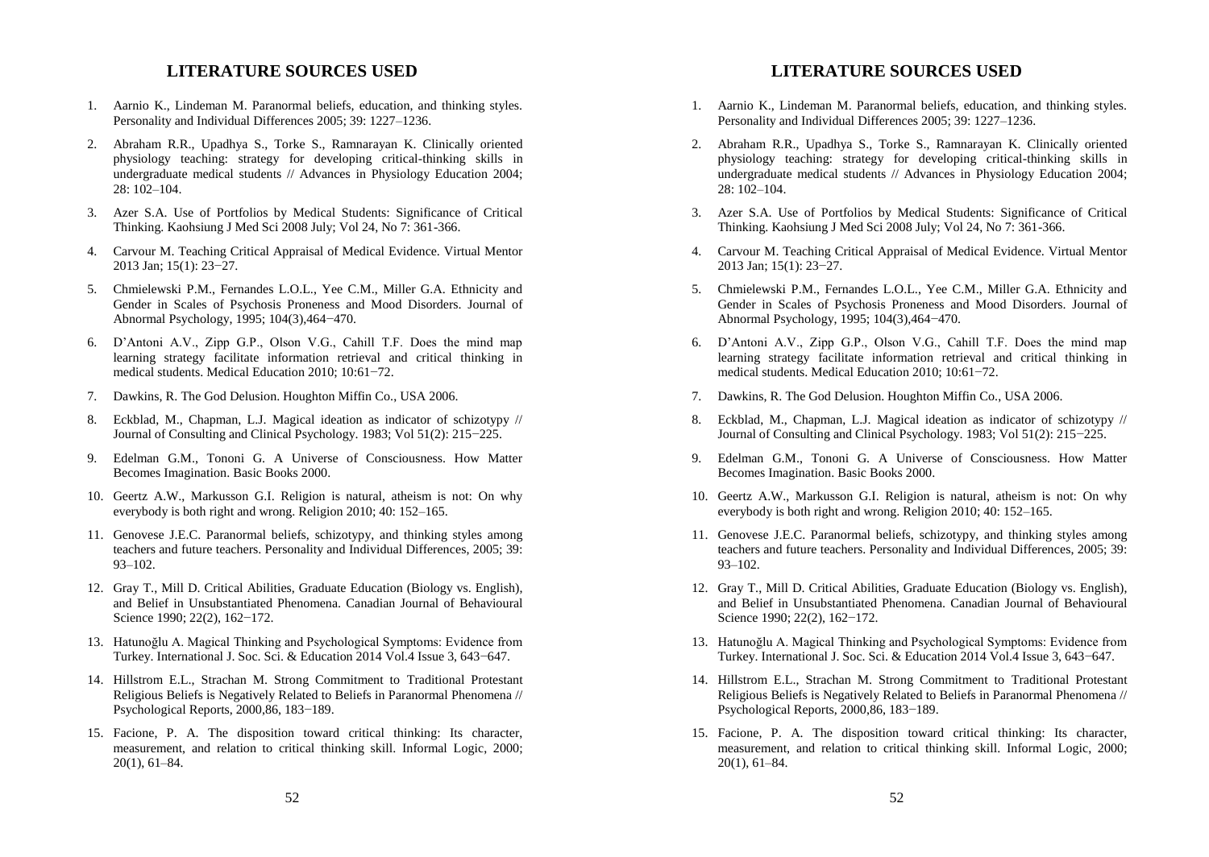## LITERATURE SOURCES USED

1. Aarnio K., Lindeman M. Paranormal beliefs, education, and thinking styles. Personality and Individual Differences 2005; 39: 1227–1236.
2. Abraham R.R., Upadhya S., Torke S., Ramnarayan K. Clinically oriented physiology teaching: strategy for developing critical-thinking skills in undergraduate medical students // Advances in Physiology Education 2004; 28: 102–104.
3. Azer S.A. Use of Portfolios by Medical Students: Significance of Critical Thinking. Kaohsiung J Med Sci 2008 July; Vol 24, No 7: 361-366.
4. Carvour M. Teaching Critical Appraisal of Medical Evidence. Virtual Mentor 2013 Jan; 15(1): 23−27.
5. Chmielewski P.M., Fernandes L.O.L., Yee C.M., Miller G.A. Ethnicity and Gender in Scales of Psychosis Proneness and Mood Disorders. Journal of Abnormal Psychology, 1995; 104(3),464−470.
6. D'Antoni A.V., Zipp G.P., Olson V.G., Cahill T.F. Does the mind map learning strategy facilitate information retrieval and critical thinking in medical students. Medical Education 2010; 10:61−72.
7. Dawkins, R. The God Delusion. Houghton Miffin Co., USA 2006.
8. Eckblad, M., Chapman, L.J. Magical ideation as indicator of schizotypy // Journal of Consulting and Clinical Psychology. 1983; Vol 51(2): 215−225.
9. Edelman G.M., Tononi G. A Universe of Consciousness. How Matter Becomes Imagination. Basic Books 2000.
10. Geertz A.W., Markusson G.I. Religion is natural, atheism is not: On why everybody is both right and wrong. Religion 2010; 40: 152–165.
11. Genovese J.E.C. Paranormal beliefs, schizotypy, and thinking styles among teachers and future teachers. Personality and Individual Differences, 2005; 39: 93–102.
12. Gray T., Mill D. Critical Abilities, Graduate Education (Biology vs. English), and Belief in Unsubstantiated Phenomena. Canadian Journal of Behavioural Science 1990; 22(2), 162−172.
13. Hatunoğlu A. Magical Thinking and Psychological Symptoms: Evidence from Turkey. International J. Soc. Sci. & Education 2014 Vol.4 Issue 3, 643−647.
14. Hillstrom E.L., Strachan M. Strong Commitment to Traditional Protestant Religious Beliefs is Negatively Related to Beliefs in Paranormal Phenomena // Psychological Reports, 2000,86, 183−189.
15. Facione, P. A. The disposition toward critical thinking: Its character, measurement, and relation to critical thinking skill. Informal Logic, 2000; 20(1), 61–84.

## LITERATURE SOURCES USED

1. Aarnio K., Lindeman M. Paranormal beliefs, education, and thinking styles. Personality and Individual Differences 2005; 39: 1227–1236.
2. Abraham R.R., Upadhya S., Torke S., Ramnarayan K. Clinically oriented physiology teaching: strategy for developing critical-thinking skills in undergraduate medical students // Advances in Physiology Education 2004; 28: 102–104.
3. Azer S.A. Use of Portfolios by Medical Students: Significance of Critical Thinking. Kaohsiung J Med Sci 2008 July; Vol 24, No 7: 361-366.
4. Carvour M. Teaching Critical Appraisal of Medical Evidence. Virtual Mentor 2013 Jan; 15(1): 23−27.
5. Chmielewski P.M., Fernandes L.O.L., Yee C.M., Miller G.A. Ethnicity and Gender in Scales of Psychosis Proneness and Mood Disorders. Journal of Abnormal Psychology, 1995; 104(3),464−470.
6. D'Antoni A.V., Zipp G.P., Olson V.G., Cahill T.F. Does the mind map learning strategy facilitate information retrieval and critical thinking in medical students. Medical Education 2010; 10:61−72.
7. Dawkins, R. The God Delusion. Houghton Miffin Co., USA 2006.
8. Eckblad, M., Chapman, L.J. Magical ideation as indicator of schizotypy // Journal of Consulting and Clinical Psychology. 1983; Vol 51(2): 215−225.
9. Edelman G.M., Tononi G. A Universe of Consciousness. How Matter Becomes Imagination. Basic Books 2000.
10. Geertz A.W., Markusson G.I. Religion is natural, atheism is not: On why everybody is both right and wrong. Religion 2010; 40: 152–165.
11. Genovese J.E.C. Paranormal beliefs, schizotypy, and thinking styles among teachers and future teachers. Personality and Individual Differences, 2005; 39: 93–102.
12. Gray T., Mill D. Critical Abilities, Graduate Education (Biology vs. English), and Belief in Unsubstantiated Phenomena. Canadian Journal of Behavioural Science 1990; 22(2), 162−172.
13. Hatunoğlu A. Magical Thinking and Psychological Symptoms: Evidence from Turkey. International J. Soc. Sci. & Education 2014 Vol.4 Issue 3, 643−647.
14. Hillstrom E.L., Strachan M. Strong Commitment to Traditional Protestant Religious Beliefs is Negatively Related to Beliefs in Paranormal Phenomena // Psychological Reports, 2000,86, 183−189.
15. Facione, P. A. The disposition toward critical thinking: Its character, measurement, and relation to critical thinking skill. Informal Logic, 2000; 20(1), 61–84.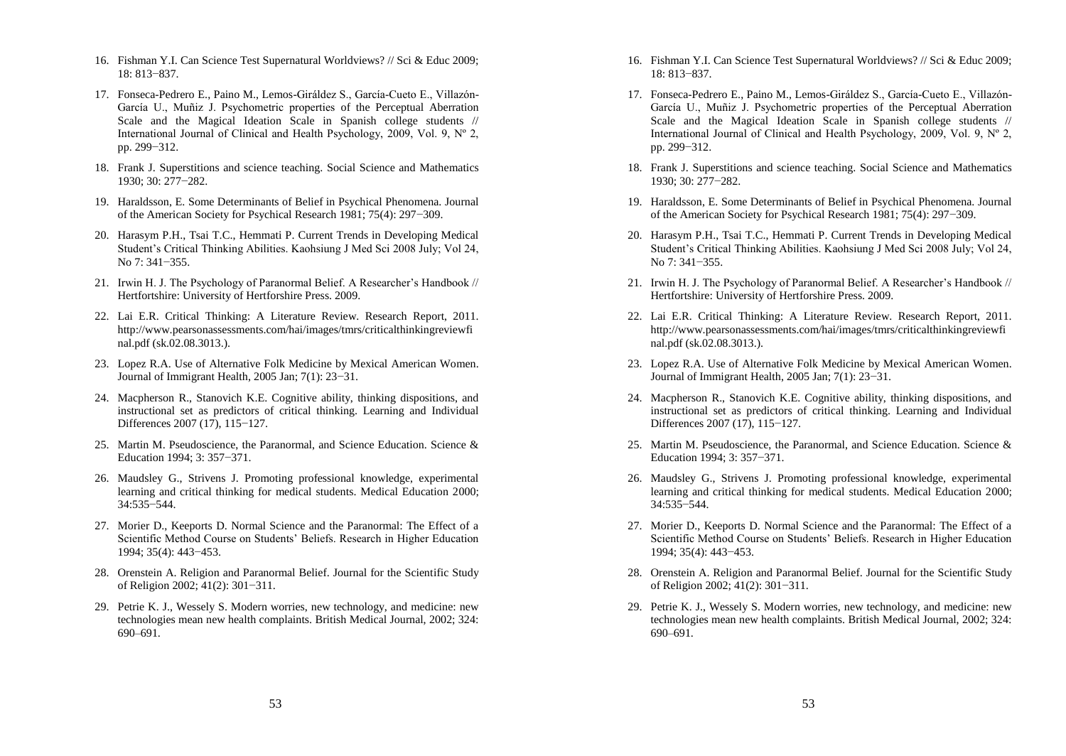16. Fishman Y.I. Can Science Test Supernatural Worldviews? // Sci & Educ 2009; 18: 813−837.

17. Fonseca-Pedrero E., Paino M., Lemos-Giráldez S., García-Cueto E., Villazón-García U., Muñiz J. Psychometric properties of the Perceptual Aberration Scale and the Magical Ideation Scale in Spanish college students // International Journal of Clinical and Health Psychology, 2009, Vol. 9, Nº 2, pp. 299−312.

18. Frank J. Superstitions and science teaching. Social Science and Mathematics 1930; 30: 277−282.

19. Haraldsson, E. Some Determinants of Belief in Psychical Phenomena. Journal of the American Society for Psychical Research 1981; 75(4): 297−309.

20. Harasym P.H., Tsai T.C., Hemmati P. Current Trends in Developing Medical Student's Critical Thinking Abilities. Kaohsiung J Med Sci 2008 July; Vol 24, No 7: 341−355.

21. Irwin H. J. The Psychology of Paranormal Belief. A Researcher's Handbook // Hertfortshire: University of Hertforshire Press. 2009.

22. Lai E.R. Critical Thinking: A Literature Review. Research Report, 2011. http://www.pearsonassessments.com/hai/images/tmrs/criticalthinkingreviewfinal.pdf (sk.02.08.3013.).

23. Lopez R.A. Use of Alternative Folk Medicine by Mexical American Women. Journal of Immigrant Health, 2005 Jan; 7(1): 23−31.

24. Macpherson R., Stanovich K.E. Cognitive ability, thinking dispositions, and instructional set as predictors of critical thinking. Learning and Individual Differences 2007 (17), 115−127.

25. Martin M. Pseudoscience, the Paranormal, and Science Education. Science & Education 1994; 3: 357−371.

26. Maudsley G., Strivens J. Promoting professional knowledge, experimental learning and critical thinking for medical students. Medical Education 2000; 34:535−544.

27. Morier D., Keeports D. Normal Science and the Paranormal: The Effect of a Scientific Method Course on Students' Beliefs. Research in Higher Education 1994; 35(4): 443−453.

28. Orenstein A. Religion and Paranormal Belief. Journal for the Scientific Study of Religion 2002; 41(2): 301−311.

29. Petrie K. J., Wessely S. Modern worries, new technology, and medicine: new technologies mean new health complaints. British Medical Journal, 2002; 324: 690–691.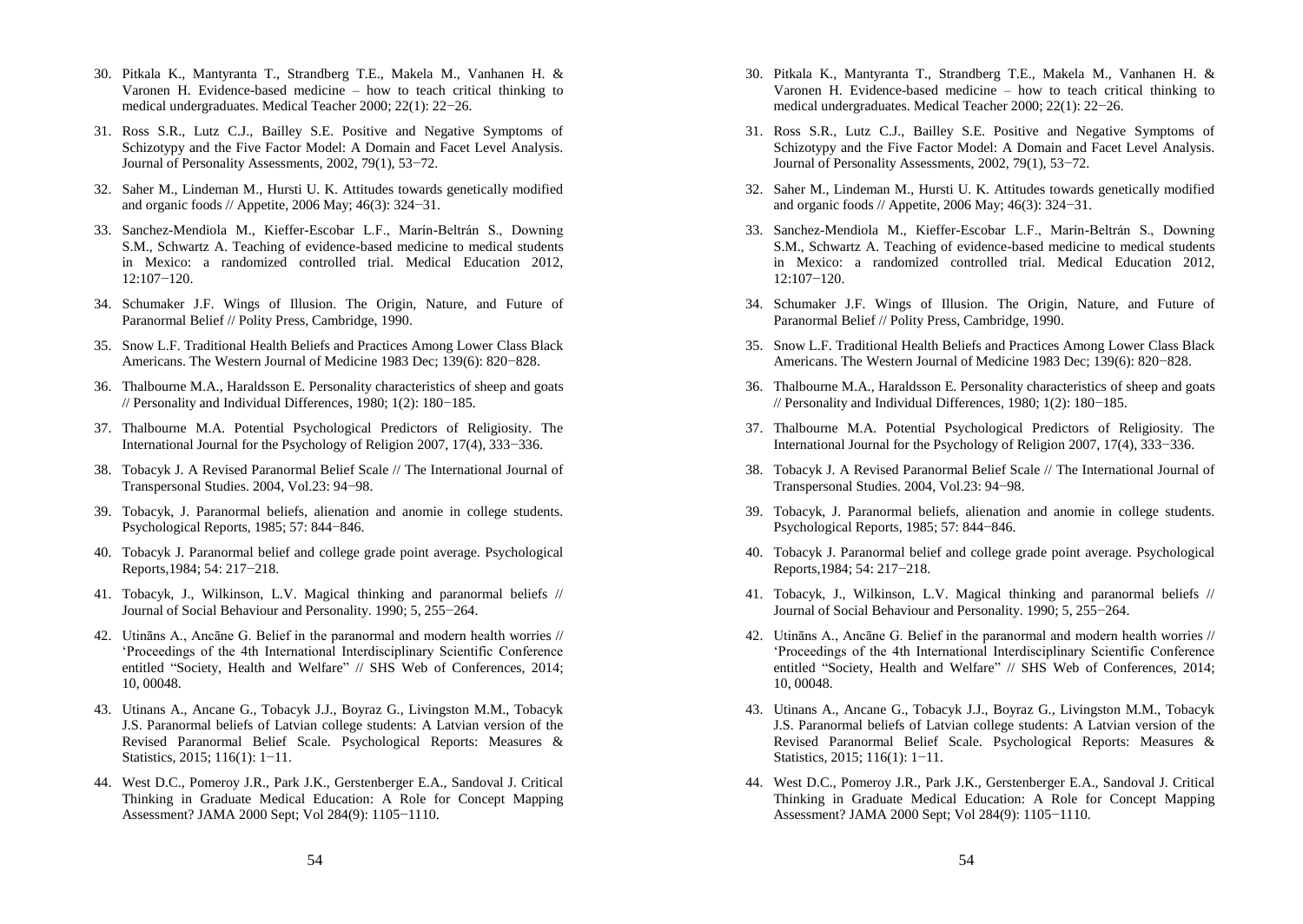30. Pitkala K., Mantyranta T., Strandberg T.E., Makela M., Vanhanen H. & Varonen H. Evidence-based medicine – how to teach critical thinking to medical undergraduates. Medical Teacher 2000; 22(1): 22−26.

31. Ross S.R., Lutz C.J., Bailley S.E. Positive and Negative Symptoms of Schizotypy and the Five Factor Model: A Domain and Facet Level Analysis. Journal of Personality Assessments, 2002, 79(1), 53−72.

32. Saher M., Lindeman M., Hursti U. K. Attitudes towards genetically modified and organic foods // Appetite, 2006 May; 46(3): 324−31.

33. Sanchez-Mendiola M., Kieffer-Escobar L.F., Marín-Beltrán S., Downing S.M., Schwartz A. Teaching of evidence-based medicine to medical students in Mexico: a randomized controlled trial. Medical Education 2012, 12:107−120.

34. Schumaker J.F. Wings of Illusion. The Origin, Nature, and Future of Paranormal Belief // Polity Press, Cambridge, 1990.

35. Snow L.F. Traditional Health Beliefs and Practices Among Lower Class Black Americans. The Western Journal of Medicine 1983 Dec; 139(6): 820−828.

36. Thalbourne M.A., Haraldsson E. Personality characteristics of sheep and goats // Personality and Individual Differences, 1980; 1(2): 180−185.

37. Thalbourne M.A. Potential Psychological Predictors of Religiosity. The International Journal for the Psychology of Religion 2007, 17(4), 333−336.

38. Tobacyk J. A Revised Paranormal Belief Scale // The International Journal of Transpersonal Studies. 2004, Vol.23: 94−98.

39. Tobacyk, J. Paranormal beliefs, alienation and anomie in college students. Psychological Reports, 1985; 57: 844−846.

40. Tobacyk J. Paranormal belief and college grade point average. Psychological Reports,1984; 54: 217−218.

41. Tobacyk, J., Wilkinson, L.V. Magical thinking and paranormal beliefs // Journal of Social Behaviour and Personality. 1990; 5, 255−264.

42. Utināns A., Ancāne G. Belief in the paranormal and modern health worries // 'Proceedings of the 4th International Interdisciplinary Scientific Conference entitled "Society, Health and Welfare" // SHS Web of Conferences, 2014; 10, 00048.

43. Utinans A., Ancane G., Tobacyk J.J., Boyraz G., Livingston M.M., Tobacyk J.S. Paranormal beliefs of Latvian college students: A Latvian version of the Revised Paranormal Belief Scale. Psychological Reports: Measures & Statistics, 2015; 116(1): 1−11.

44. West D.C., Pomeroy J.R., Park J.K., Gerstenberger E.A., Sandoval J. Critical Thinking in Graduate Medical Education: A Role for Concept Mapping Assessment? JAMA 2000 Sept; Vol 284(9): 1105−1110.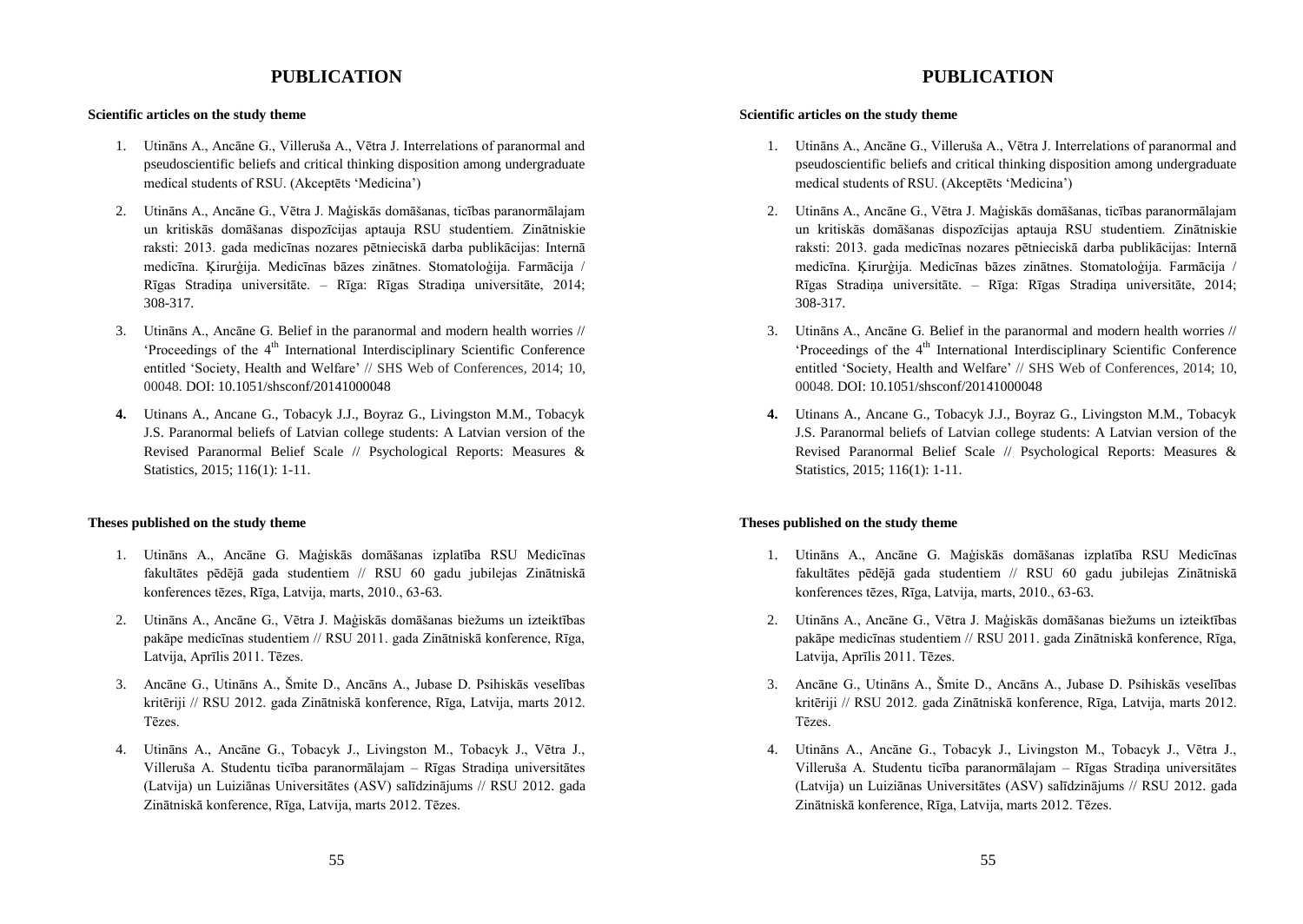# PUBLICATION

**Scientific articles on the study theme**

1. Utināns A., Ancāne G., Villeruša A., Vētra J. Interrelations of paranormal and pseudoscientific beliefs and critical thinking disposition among undergraduate medical students of RSU. (Akceptēts 'Medicina')
2. Utināns A., Ancāne G., Vētra J. Maģiskās domāšanas, ticības paranormālajam un kritiskās domāšanas dispozīcijas aptauja RSU studentiem. Zinātniskie raksti: 2013. gada medicīnas nozares pētnieciskā darba publikācijas: Internā medicīna. Ķirurģija. Medicīnas bāzes zinātnes. Stomatoloģija. Farmācija / Rīgas Stradiņa universitāte. – Rīga: Rīgas Stradiņa universitāte, 2014; 308-317.
3. Utināns A., Ancāne G. Belief in the paranormal and modern health worries // 'Proceedings of the 4th International Interdisciplinary Scientific Conference entitled 'Society, Health and Welfare' // SHS Web of Conferences, 2014; 10, 00048. DOI: 10.1051/shsconf/20141000048
4. Utinans A., Ancane G., Tobacyk J.J., Boyraz G., Livingston M.M., Tobacyk J.S. Paranormal beliefs of Latvian college students: A Latvian version of the Revised Paranormal Belief Scale // Psychological Reports: Measures & Statistics, 2015; 116(1): 1-11.

**Theses published on the study theme**

1. Utināns A., Ancāne G. Maģiskās domāšanas izplatība RSU Medicīnas fakultātes pēdējā gada studentiem // RSU 60 gadu jubilejas Zinātniskā konferences tēzes, Rīga, Latvija, marts, 2010., 63-63.
2. Utināns A., Ancāne G., Vētra J. Maģiskās domāšanas biežums un izteiktības pakāpe medicīnas studentiem // RSU 2011. gada Zinātniskā konference, Rīga, Latvija, Aprīlis 2011. Tēzes.
3. Ancāne G., Utināns A., Šmite D., Ancāns A., Jubase D. Psihiskās veselības kritēriji // RSU 2012. gada Zinātniskā konference, Rīga, Latvija, marts 2012. Tēzes.
4. Utināns A., Ancāne G., Tobacyk J., Livingston M., Tobacyk J., Vētra J., Villeruša A. Studentu ticība paranormālajam – Rīgas Stradiņa universitātes (Latvija) un Luiziānas Universitātes (ASV) salīdzinājums // RSU 2012. gada Zinātniskā konference, Rīga, Latvija, marts 2012. Tēzes.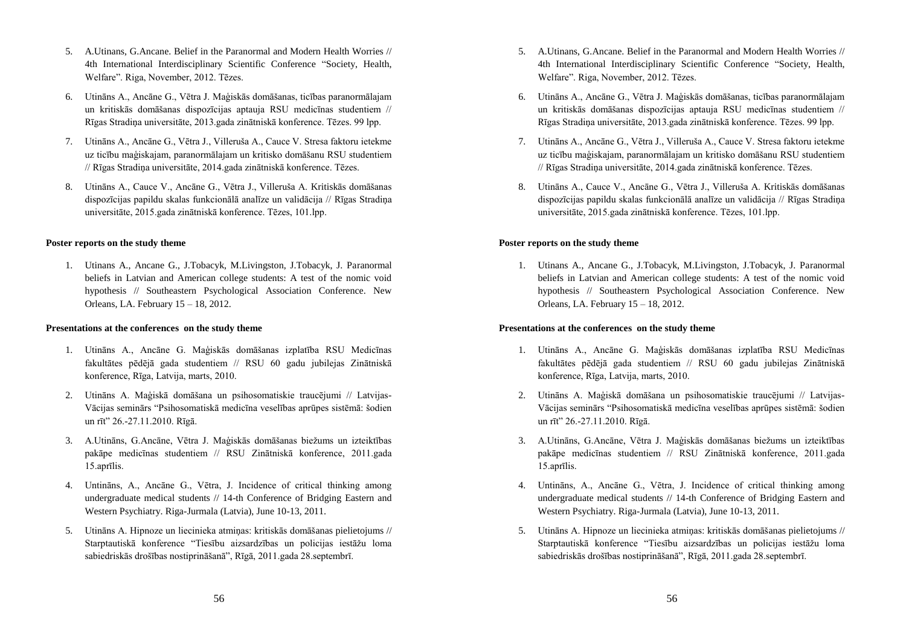5. A.Utinans, G.Ancane. Belief in the Paranormal and Modern Health Worries // 4th International Interdisciplinary Scientific Conference "Society, Health, Welfare". Riga, November, 2012. Tēzes.

6. Utināns A., Ancāne G., Vētra J. Maģiskās domāšanas, ticības paranormālajam un kritiskās domāšanas dispozīcijas aptauja RSU medicīnas studentiem // Rīgas Stradiņa universitāte, 2013.gada zinātniskā konference. Tēzes. 99 lpp.

7. Utināns A., Ancāne G., Vētra J., Villeruša A., Cauce V. Stresa faktoru ietekme uz ticību maģiskajam, paranormālajam un kritisko domāšanu RSU studentiem // Rīgas Stradiņa universitāte, 2014.gada zinātniskā konference. Tēzes.

8. Utināns A., Cauce V., Ancāne G., Vētra J., Villeruša A. Kritiskās domāšanas dispozīcijas papildu skalas funkcionālā analīze un validācija // Rīgas Stradiņa universitāte, 2015.gada zinātniskā konference. Tēzes, 101.lpp.

**Poster reports on the study theme**

1. Utinans A., Ancane G., J.Tobacyk, M.Livingston, J.Tobacyk, J. Paranormal beliefs in Latvian and American college students: A test of the nomic void hypothesis // Southeastern Psychological Association Conference. New Orleans, LA. February 15 – 18, 2012.

**Presentations at the conferences on the study theme**

1. Utināns A., Ancāne G. Maģiskās domāšanas izplatība RSU Medicīnas fakultātes pēdējā gada studentiem // RSU 60 gadu jubilejas Zinātniskā konference, Rīga, Latvija, marts, 2010.

2. Utināns A. Maģiskā domāšana un psihosomatiskie traucējumi // Latvijas-Vācijas seminārs "Psihosomatiskā medicīna veselības aprūpes sistēmā: šodien un rīt" 26.-27.11.2010. Rīgā.

3. A.Utināns, G.Ancāne, Vētra J. Maģiskās domāšanas biežums un izteiktības pakāpe medicīnas studentiem // RSU Zinātniskā konference, 2011.gada 15.aprīlis.

4. Untināns, A., Ancāne G., Vētra, J. Incidence of critical thinking among undergraduate medical students // 14-th Conference of Bridging Eastern and Western Psychiatry. Riga-Jurmala (Latvia), June 10-13, 2011.

5. Utināns A. Hipnoze un liecinieka atmiņas: kritiskās domāšanas pielietojums // Starptautiskā konference "Tiesību aizsardzības un policijas iestāžu loma sabiedriskās drošības nostiprināšanā", Rīgā, 2011.gada 28.septembrī.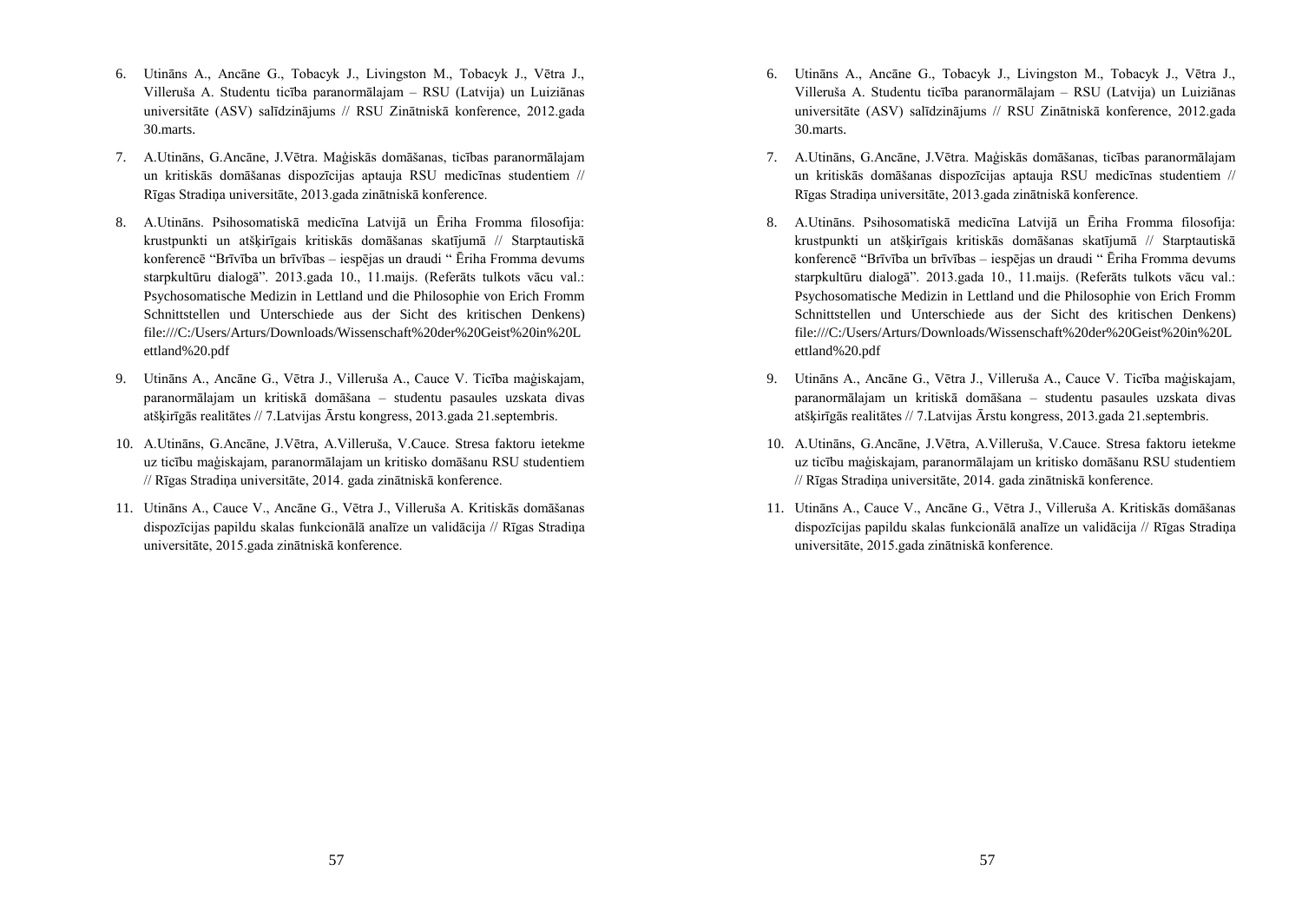6. Utināns A., Ancāne G., Tobacyk J., Livingston M., Tobacyk J., Vētra J., Villeruša A. Studentu ticība paranormālajam – RSU (Latvija) un Luiziānas universitāte (ASV) salīdzinājums // RSU Zinātniskā konference, 2012.gada 30.marts.

7. A.Utināns, G.Ancāne, J.Vētra. Maģiskās domāšanas, ticības paranormālajam un kritiskās domāšanas dispozīcijas aptauja RSU medicīnas studentiem // Rīgas Stradiņa universitāte, 2013.gada zinātniskā konference.

8. A.Utināns. Psihosomatiskā medicīna Latvijā un Ēriha Fromma filosofija: krustpunkti un atšķirīgais kritiskās domāšanas skatījumā // Starptautiskā konferencē "Brīvība un brīvības – iespējas un draudi " Ēriha Fromma devums starpkultūru dialogā". 2013.gada 10., 11.maijs. (Referāts tulkots vācu val.: Psychosomatische Medizin in Lettland und die Philosophie von Erich Fromm Schnittstellen und Unterschiede aus der Sicht des kritischen Denkens) file:///C:/Users/Arturs/Downloads/Wissenschaft%20der%20Geist%20in%20Lettland%20.pdf

9. Utināns A., Ancāne G., Vētra J., Villeruša A., Cauce V. Ticība maģiskajam, paranormālajam un kritiskā domāšana – studentu pasaules uzskata divas atšķirīgās realitātes // 7.Latvijas Ārstu kongress, 2013.gada 21.septembris.

10. A.Utināns, G.Ancāne, J.Vētra, A.Villeruša, V.Cauce. Stresa faktoru ietekme uz ticību maģiskajam, paranormālajam un kritisko domāšanu RSU studentiem // Rīgas Stradiņa universitāte, 2014. gada zinātniskā konference.

11. Utināns A., Cauce V., Ancāne G., Vētra J., Villeruša A. Kritiskās domāšanas dispozīcijas papildu skalas funkcionālā analīze un validācija // Rīgas Stradiņa universitāte, 2015.gada zinātniskā konference.